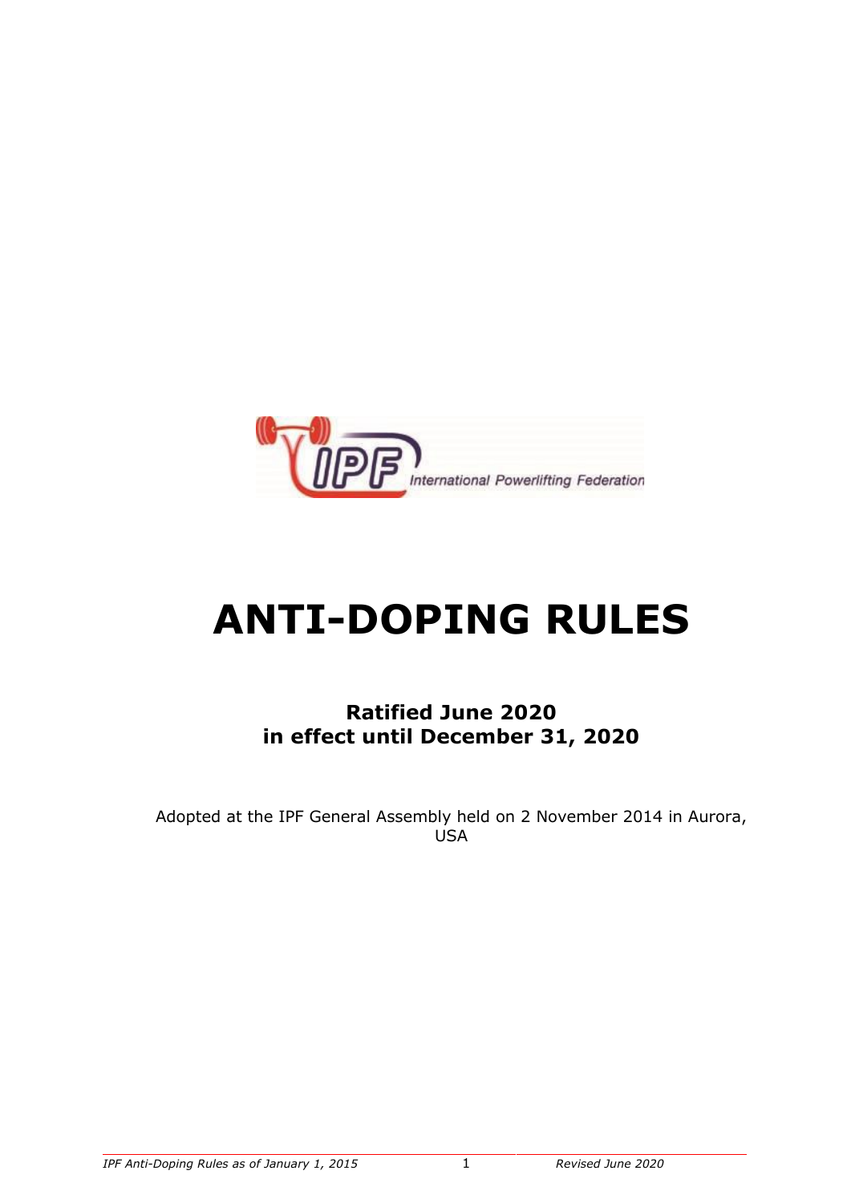International Powerlifting Federation

# ANTI-DOPING RULES

**Ratified June 2020**
**in effect until December 31, 2020**

Adopted at the IPF General Assembly held on 2 November 2014 in Aurora, USA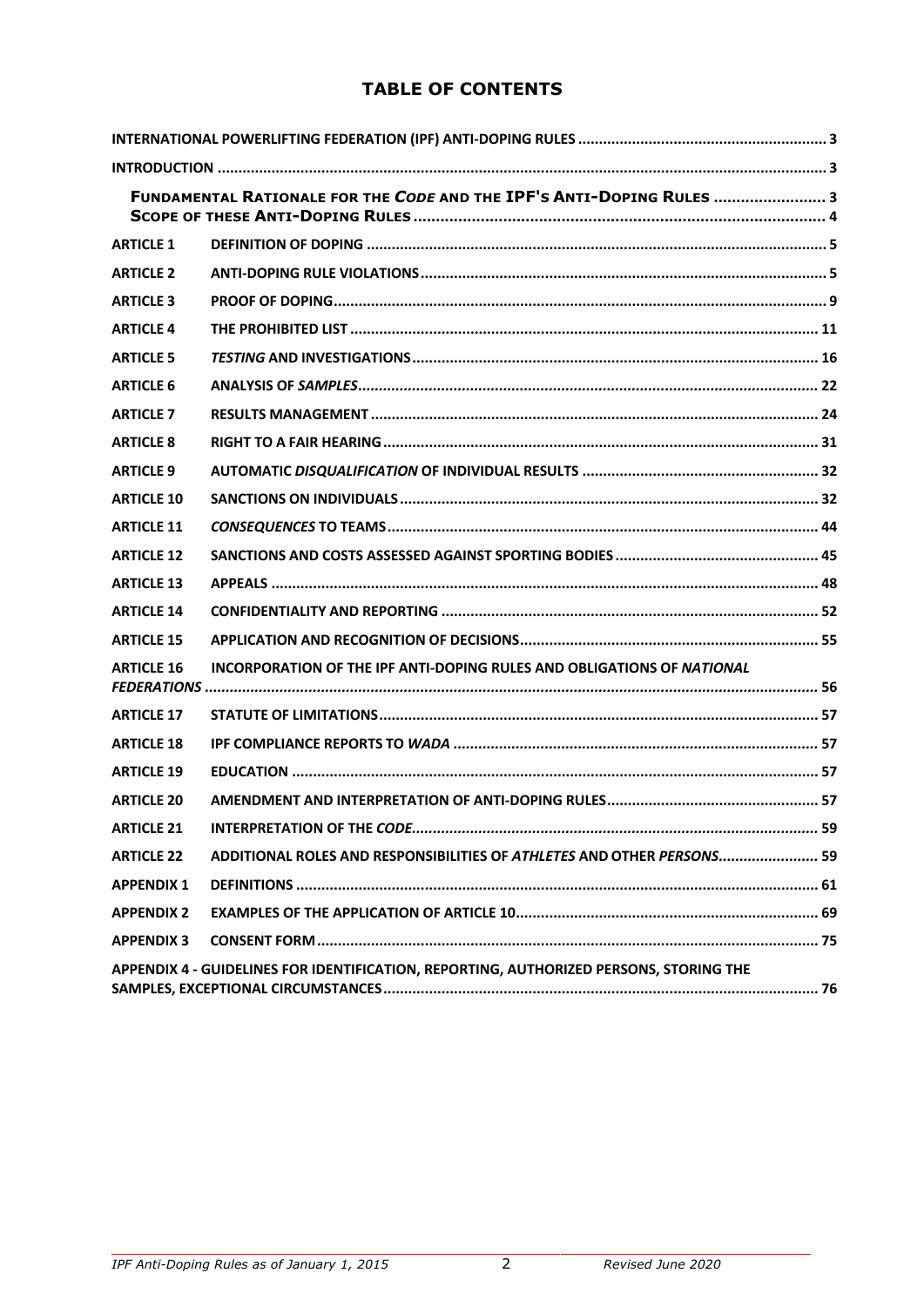# TABLE OF CONTENTS

| | | |
|---|---|---|
| **INTERNATIONAL POWERLIFTING FEDERATION (IPF) ANTI-DOPING RULES** | | 3 |
| **INTRODUCTION** | | 3 |
| | **FUNDAMENTAL RATIONALE FOR THE *CODE* AND THE IPF'S ANTI-DOPING RULES** | 3 |
| | **SCOPE OF THESE ANTI-DOPING RULES** | 4 |
| **ARTICLE 1** | **DEFINITION OF DOPING** | 5 |
| **ARTICLE 2** | **ANTI-DOPING RULE VIOLATIONS** | 5 |
| **ARTICLE 3** | **PROOF OF DOPING** | 9 |
| **ARTICLE 4** | **THE PROHIBITED LIST** | 11 |
| **ARTICLE 5** | ***TESTING* AND INVESTIGATIONS** | 16 |
| **ARTICLE 6** | **ANALYSIS OF *SAMPLES*** | 22 |
| **ARTICLE 7** | **RESULTS MANAGEMENT** | 24 |
| **ARTICLE 8** | **RIGHT TO A FAIR HEARING** | 31 |
| **ARTICLE 9** | **AUTOMATIC *DISQUALIFICATION* OF INDIVIDUAL RESULTS** | 32 |
| **ARTICLE 10** | **SANCTIONS ON INDIVIDUALS** | 32 |
| **ARTICLE 11** | ***CONSEQUENCES* TO TEAMS** | 44 |
| **ARTICLE 12** | **SANCTIONS AND COSTS ASSESSED AGAINST SPORTING BODIES** | 45 |
| **ARTICLE 13** | **APPEALS** | 48 |
| **ARTICLE 14** | **CONFIDENTIALITY AND REPORTING** | 52 |
| **ARTICLE 15** | **APPLICATION AND RECOGNITION OF DECISIONS** | 55 |
| **ARTICLE 16** | **INCORPORATION OF THE IPF ANTI-DOPING RULES AND OBLIGATIONS OF *NATIONAL FEDERATIONS*** | 56 |
| **ARTICLE 17** | **STATUTE OF LIMITATIONS** | 57 |
| **ARTICLE 18** | **IPF COMPLIANCE REPORTS TO *WADA*** | 57 |
| **ARTICLE 19** | **EDUCATION** | 57 |
| **ARTICLE 20** | **AMENDMENT AND INTERPRETATION OF ANTI-DOPING RULES** | 57 |
| **ARTICLE 21** | **INTERPRETATION OF THE *CODE*** | 59 |
| **ARTICLE 22** | **ADDITIONAL ROLES AND RESPONSIBILITIES OF *ATHLETES* AND OTHER *PERSONS*** | 59 |
| **APPENDIX 1** | **DEFINITIONS** | 61 |
| **APPENDIX 2** | **EXAMPLES OF THE APPLICATION OF ARTICLE 10** | 69 |
| **APPENDIX 3** | **CONSENT FORM** | 75 |
| **APPENDIX 4 - GUIDELINES FOR IDENTIFICATION, REPORTING, AUTHORIZED PERSONS, STORING THE SAMPLES, EXCEPTIONAL CIRCUMSTANCES** | | 76 |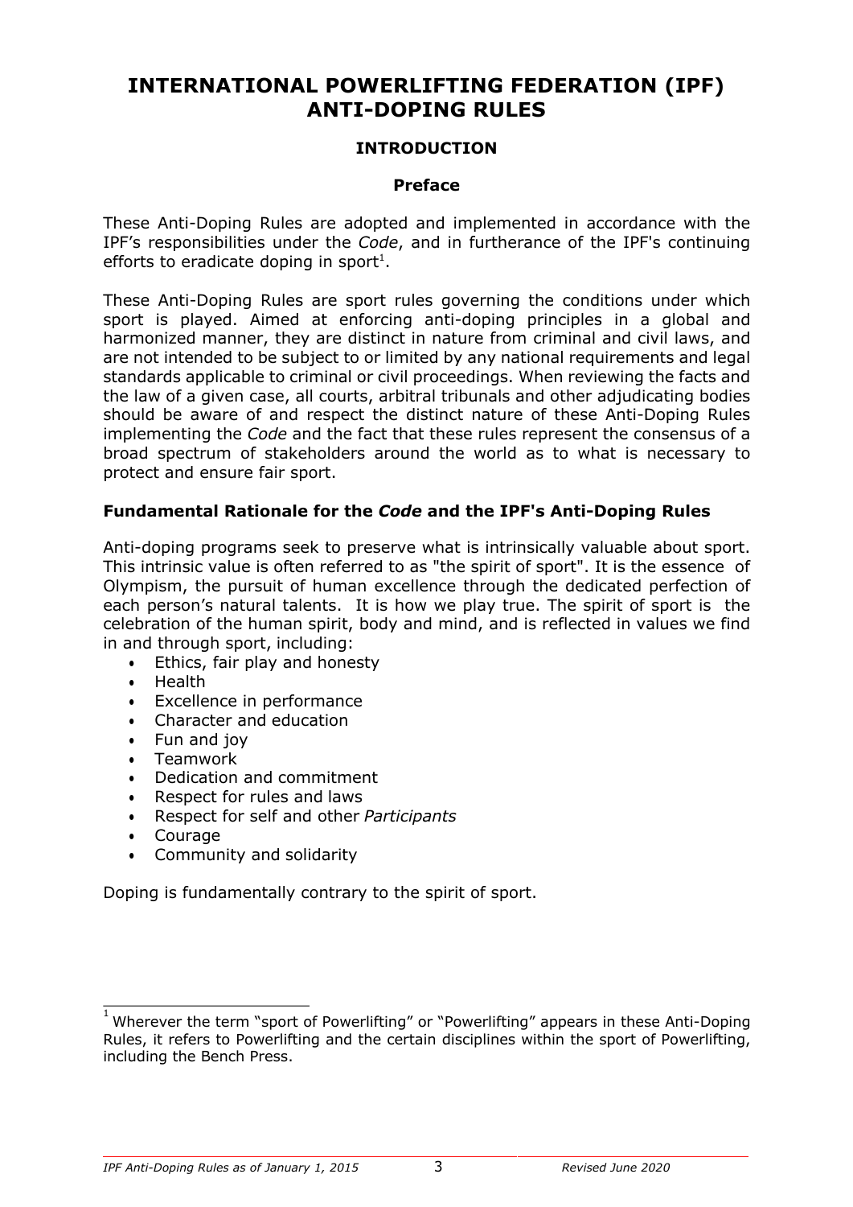# INTERNATIONAL POWERLIFTING FEDERATION (IPF) ANTI-DOPING RULES

## INTRODUCTION

### Preface

These Anti-Doping Rules are adopted and implemented in accordance with the IPF's responsibilities under the *Code*, and in furtherance of the IPF's continuing efforts to eradicate doping in sport[1].

These Anti-Doping Rules are sport rules governing the conditions under which sport is played. Aimed at enforcing anti-doping principles in a global and harmonized manner, they are distinct in nature from criminal and civil laws, and are not intended to be subject to or limited by any national requirements and legal standards applicable to criminal or civil proceedings. When reviewing the facts and the law of a given case, all courts, arbitral tribunals and other adjudicating bodies should be aware of and respect the distinct nature of these Anti-Doping Rules implementing the *Code* and the fact that these rules represent the consensus of a broad spectrum of stakeholders around the world as to what is necessary to protect and ensure fair sport.

### Fundamental Rationale for the *Code* and the IPF's Anti-Doping Rules

Anti-doping programs seek to preserve what is intrinsically valuable about sport. This intrinsic value is often referred to as "the spirit of sport". It is the essence of Olympism, the pursuit of human excellence through the dedicated perfection of each person's natural talents. It is how we play true. The spirit of sport is the celebration of the human spirit, body and mind, and is reflected in values we find in and through sport, including:

- Ethics, fair play and honesty
- Health
- Excellence in performance
- Character and education
- Fun and joy
- Teamwork
- Dedication and commitment
- Respect for rules and laws
- Respect for self and other *Participants*
- Courage
- Community and solidarity

Doping is fundamentally contrary to the spirit of sport.

---

[1] Wherever the term "sport of Powerlifting" or "Powerlifting" appears in these Anti-Doping Rules, it refers to Powerlifting and the certain disciplines within the sport of Powerlifting, including the Bench Press.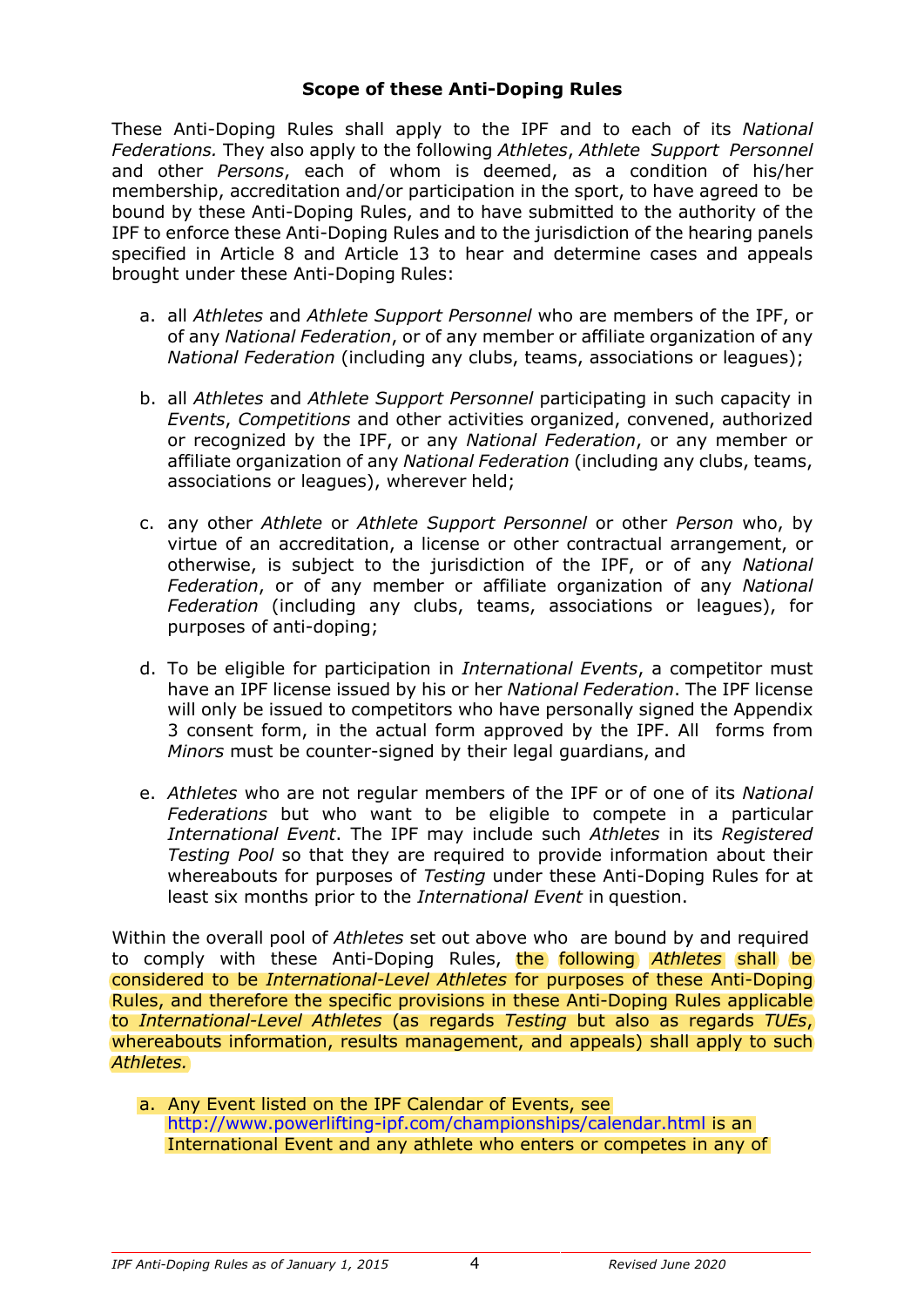### Scope of these Anti-Doping Rules

These Anti-Doping Rules shall apply to the IPF and to each of its *National Federations.* They also apply to the following *Athletes*, *Athlete Support Personnel* and other *Persons*, each of whom is deemed, as a condition of his/her membership, accreditation and/or participation in the sport, to have agreed to be bound by these Anti-Doping Rules, and to have submitted to the authority of the IPF to enforce these Anti-Doping Rules and to the jurisdiction of the hearing panels specified in Article 8 and Article 13 to hear and determine cases and appeals brought under these Anti-Doping Rules:

a. all *Athletes* and *Athlete Support Personnel* who are members of the IPF, or of any *National Federation*, or of any member or affiliate organization of any *National Federation* (including any clubs, teams, associations or leagues);

b. all *Athletes* and *Athlete Support Personnel* participating in such capacity in *Events*, *Competitions* and other activities organized, convened, authorized or recognized by the IPF, or any *National Federation*, or any member or affiliate organization of any *National Federation* (including any clubs, teams, associations or leagues), wherever held;

c. any other *Athlete* or *Athlete Support Personnel* or other *Person* who, by virtue of an accreditation, a license or other contractual arrangement, or otherwise, is subject to the jurisdiction of the IPF, or of any *National Federation*, or of any member or affiliate organization of any *National Federation* (including any clubs, teams, associations or leagues), for purposes of anti-doping;

d. To be eligible for participation in *International Events*, a competitor must have an IPF license issued by his or her *National Federation*. The IPF license will only be issued to competitors who have personally signed the Appendix 3 consent form, in the actual form approved by the IPF. All forms from *Minors* must be counter-signed by their legal guardians, and

e. *Athletes* who are not regular members of the IPF or of one of its *National Federations* but who want to be eligible to compete in a particular *International Event*. The IPF may include such *Athletes* in its *Registered Testing Pool* so that they are required to provide information about their whereabouts for purposes of *Testing* under these Anti-Doping Rules for at least six months prior to the *International Event* in question.

Within the overall pool of *Athletes* set out above who are bound by and required to comply with these Anti-Doping Rules, the following *Athletes* shall be considered to be *International-Level Athletes* for purposes of these Anti-Doping Rules, and therefore the specific provisions in these Anti-Doping Rules applicable to *International-Level Athletes* (as regards *Testing* but also as regards *TUEs*, whereabouts information, results management, and appeals) shall apply to such *Athletes.*

a. Any Event listed on the IPF Calendar of Events, see http://www.powerlifting-ipf.com/championships/calendar.html is an International Event and any athlete who enters or competes in any of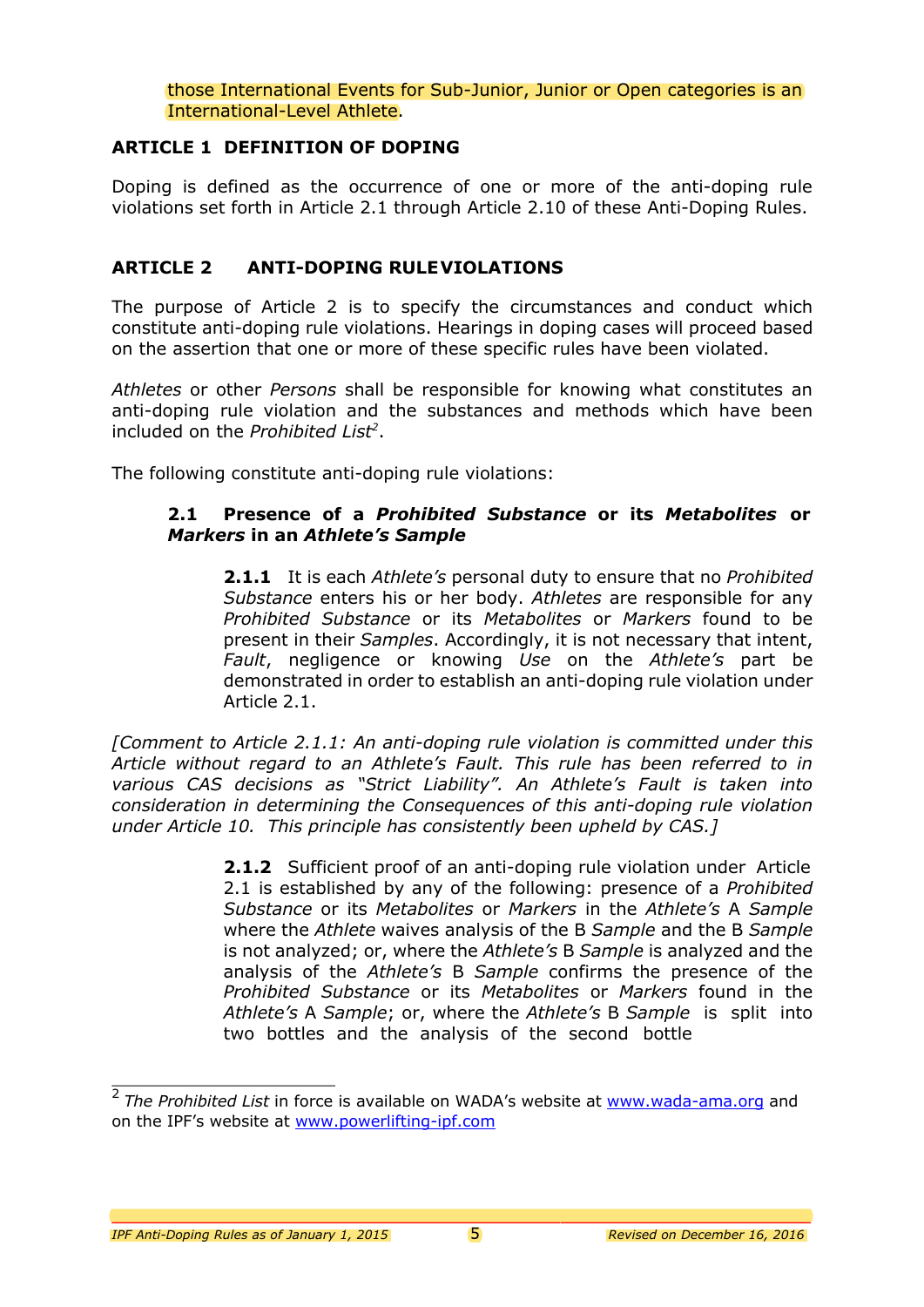those International Events for Sub-Junior, Junior or Open categories is an International-Level Athlete.

## ARTICLE 1 DEFINITION OF DOPING

Doping is defined as the occurrence of one or more of the anti-doping rule violations set forth in Article 2.1 through Article 2.10 of these Anti-Doping Rules.

## ARTICLE 2 ANTI-DOPING RULE VIOLATIONS

The purpose of Article 2 is to specify the circumstances and conduct which constitute anti-doping rule violations. Hearings in doping cases will proceed based on the assertion that one or more of these specific rules have been violated.

*Athletes* or other *Persons* shall be responsible for knowing what constitutes an anti-doping rule violation and the substances and methods which have been included on the *Prohibited List*[2].

The following constitute anti-doping rule violations:

### 2.1 Presence of a *Prohibited Substance* or its *Metabolites* or *Markers* in an *Athlete's Sample*

**2.1.1** It is each *Athlete's* personal duty to ensure that no *Prohibited Substance* enters his or her body. *Athletes* are responsible for any *Prohibited Substance* or its *Metabolites* or *Markers* found to be present in their *Samples*. Accordingly, it is not necessary that intent, *Fault*, negligence or knowing *Use* on the *Athlete's* part be demonstrated in order to establish an anti-doping rule violation under Article 2.1.

*[Comment to Article 2.1.1: An anti-doping rule violation is committed under this Article without regard to an Athlete's Fault. This rule has been referred to in various CAS decisions as "Strict Liability". An Athlete's Fault is taken into consideration in determining the Consequences of this anti-doping rule violation under Article 10. This principle has consistently been upheld by CAS.]*

**2.1.2** Sufficient proof of an anti-doping rule violation under Article 2.1 is established by any of the following: presence of a *Prohibited Substance* or its *Metabolites* or *Markers* in the *Athlete's* A *Sample* where the *Athlete* waives analysis of the B *Sample* and the B *Sample* is not analyzed; or, where the *Athlete's* B *Sample* is analyzed and the analysis of the *Athlete's* B *Sample* confirms the presence of the *Prohibited Substance* or its *Metabolites* or *Markers* found in the *Athlete's* A *Sample*; or, where the *Athlete's* B *Sample* is split into two bottles and the analysis of the second bottle

---

[2] *The Prohibited List* in force is available on WADA's website at www.wada-ama.org and on the IPF's website at www.powerlifting-ipf.com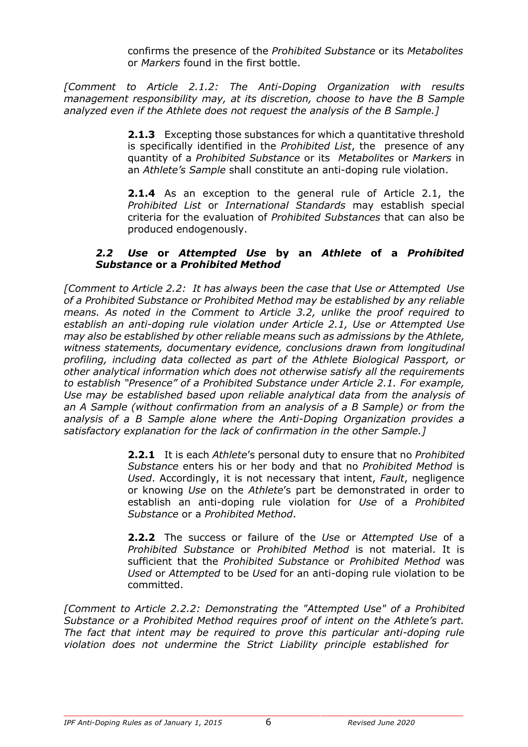confirms the presence of the *Prohibited Substance* or its *Metabolites* or *Markers* found in the first bottle.

*[Comment to Article 2.1.2: The Anti-Doping Organization with results management responsibility may, at its discretion, choose to have the B Sample analyzed even if the Athlete does not request the analysis of the B Sample.]*

**2.1.3** Excepting those substances for which a quantitative threshold is specifically identified in the *Prohibited List*, the presence of any quantity of a *Prohibited Substance* or its *Metabolites* or *Markers* in an *Athlete's Sample* shall constitute an anti-doping rule violation.

**2.1.4** As an exception to the general rule of Article 2.1, the *Prohibited List* or *International Standards* may establish special criteria for the evaluation of *Prohibited Substances* that can also be produced endogenously.

### *2.2 Use* or *Attempted Use* by an *Athlete* of a *Prohibited Substance* or a *Prohibited Method*

*[Comment to Article 2.2: It has always been the case that Use or Attempted Use of a Prohibited Substance or Prohibited Method may be established by any reliable means. As noted in the Comment to Article 3.2, unlike the proof required to establish an anti-doping rule violation under Article 2.1, Use or Attempted Use may also be established by other reliable means such as admissions by the Athlete, witness statements, documentary evidence, conclusions drawn from longitudinal profiling, including data collected as part of the Athlete Biological Passport, or other analytical information which does not otherwise satisfy all the requirements to establish "Presence" of a Prohibited Substance under Article 2.1. For example, Use may be established based upon reliable analytical data from the analysis of an A Sample (without confirmation from an analysis of a B Sample) or from the analysis of a B Sample alone where the Anti-Doping Organization provides a satisfactory explanation for the lack of confirmation in the other Sample.]*

**2.2.1** It is each *Athlete*'s personal duty to ensure that no *Prohibited Substance* enters his or her body and that no *Prohibited Method* is *Used*. Accordingly, it is not necessary that intent, *Fault*, negligence or knowing *Use* on the *Athlete*'s part be demonstrated in order to establish an anti-doping rule violation for *Use* of a *Prohibited Substance* or a *Prohibited Method*.

**2.2.2** The success or failure of the *Use* or *Attempted Use* of a *Prohibited Substance* or *Prohibited Method* is not material. It is sufficient that the *Prohibited Substance* or *Prohibited Method* was *Used* or *Attempted* to be *Used* for an anti-doping rule violation to be committed.

*[Comment to Article 2.2.2: Demonstrating the "Attempted Use" of a Prohibited Substance or a Prohibited Method requires proof of intent on the Athlete's part. The fact that intent may be required to prove this particular anti-doping rule violation does not undermine the Strict Liability principle established for*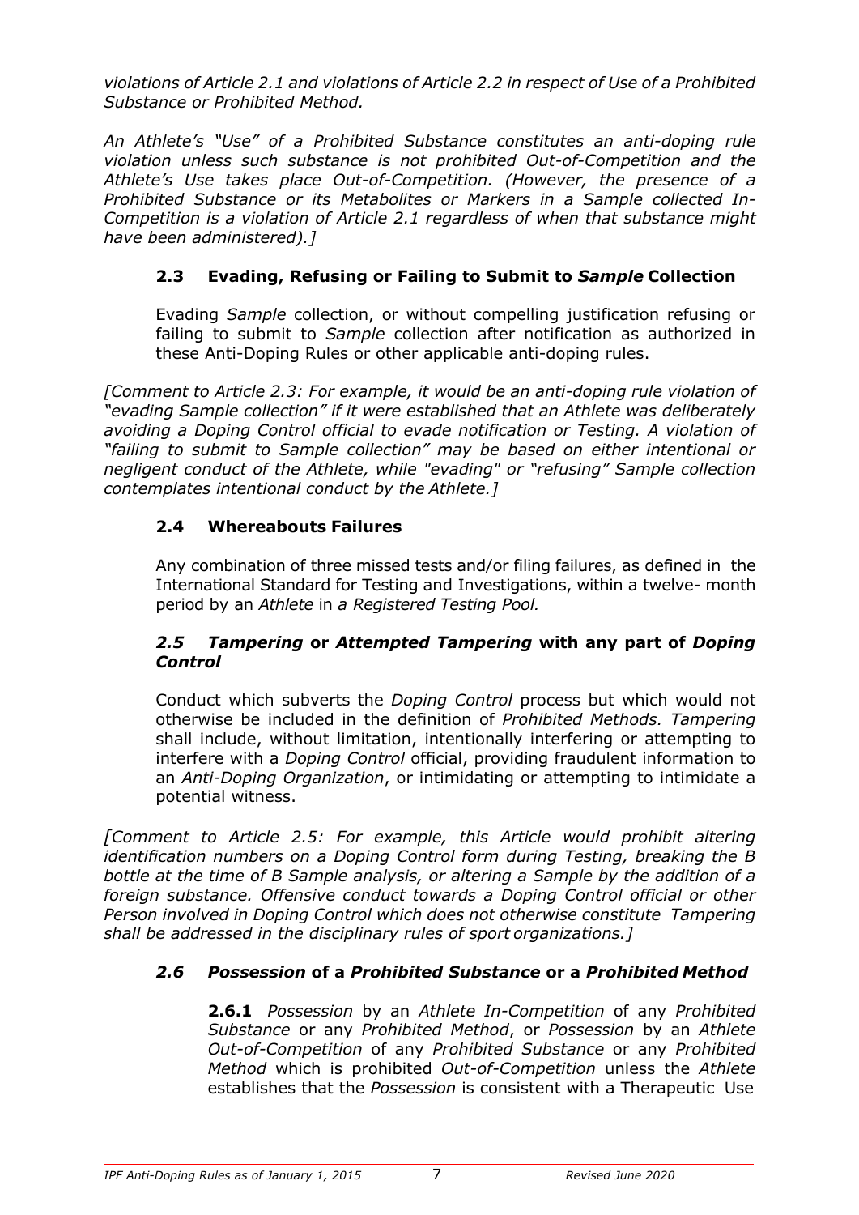*violations of Article 2.1 and violations of Article 2.2 in respect of Use of a Prohibited Substance or Prohibited Method.*

*An Athlete's "Use" of a Prohibited Substance constitutes an anti-doping rule violation unless such substance is not prohibited Out-of-Competition and the Athlete's Use takes place Out-of-Competition. (However, the presence of a Prohibited Substance or its Metabolites or Markers in a Sample collected In-Competition is a violation of Article 2.1 regardless of when that substance might have been administered).]*

### 2.3 Evading, Refusing or Failing to Submit to *Sample* Collection

Evading *Sample* collection, or without compelling justification refusing or failing to submit to *Sample* collection after notification as authorized in these Anti-Doping Rules or other applicable anti-doping rules.

*[Comment to Article 2.3: For example, it would be an anti-doping rule violation of "evading Sample collection" if it were established that an Athlete was deliberately avoiding a Doping Control official to evade notification or Testing. A violation of "failing to submit to Sample collection" may be based on either intentional or negligent conduct of the Athlete, while "evading" or "refusing" Sample collection contemplates intentional conduct by the Athlete.]*

### 2.4 Whereabouts Failures

Any combination of three missed tests and/or filing failures, as defined in the International Standard for Testing and Investigations, within a twelve- month period by an *Athlete* in *a Registered Testing Pool.*

### *2.5 Tampering* or *Attempted Tampering* with any part of *Doping Control*

Conduct which subverts the *Doping Control* process but which would not otherwise be included in the definition of *Prohibited Methods. Tampering* shall include, without limitation, intentionally interfering or attempting to interfere with a *Doping Control* official, providing fraudulent information to an *Anti-Doping Organization*, or intimidating or attempting to intimidate a potential witness.

*[Comment to Article 2.5: For example, this Article would prohibit altering identification numbers on a Doping Control form during Testing, breaking the B bottle at the time of B Sample analysis, or altering a Sample by the addition of a foreign substance. Offensive conduct towards a Doping Control official or other Person involved in Doping Control which does not otherwise constitute Tampering shall be addressed in the disciplinary rules of sport organizations.]*

### *2.6 Possession* of a *Prohibited Substance* or a *Prohibited Method*

**2.6.1** *Possession* by an *Athlete In-Competition* of any *Prohibited Substance* or any *Prohibited Method*, or *Possession* by an *Athlete Out-of-Competition* of any *Prohibited Substance* or any *Prohibited Method* which is prohibited *Out-of-Competition* unless the *Athlete* establishes that the *Possession* is consistent with a Therapeutic Use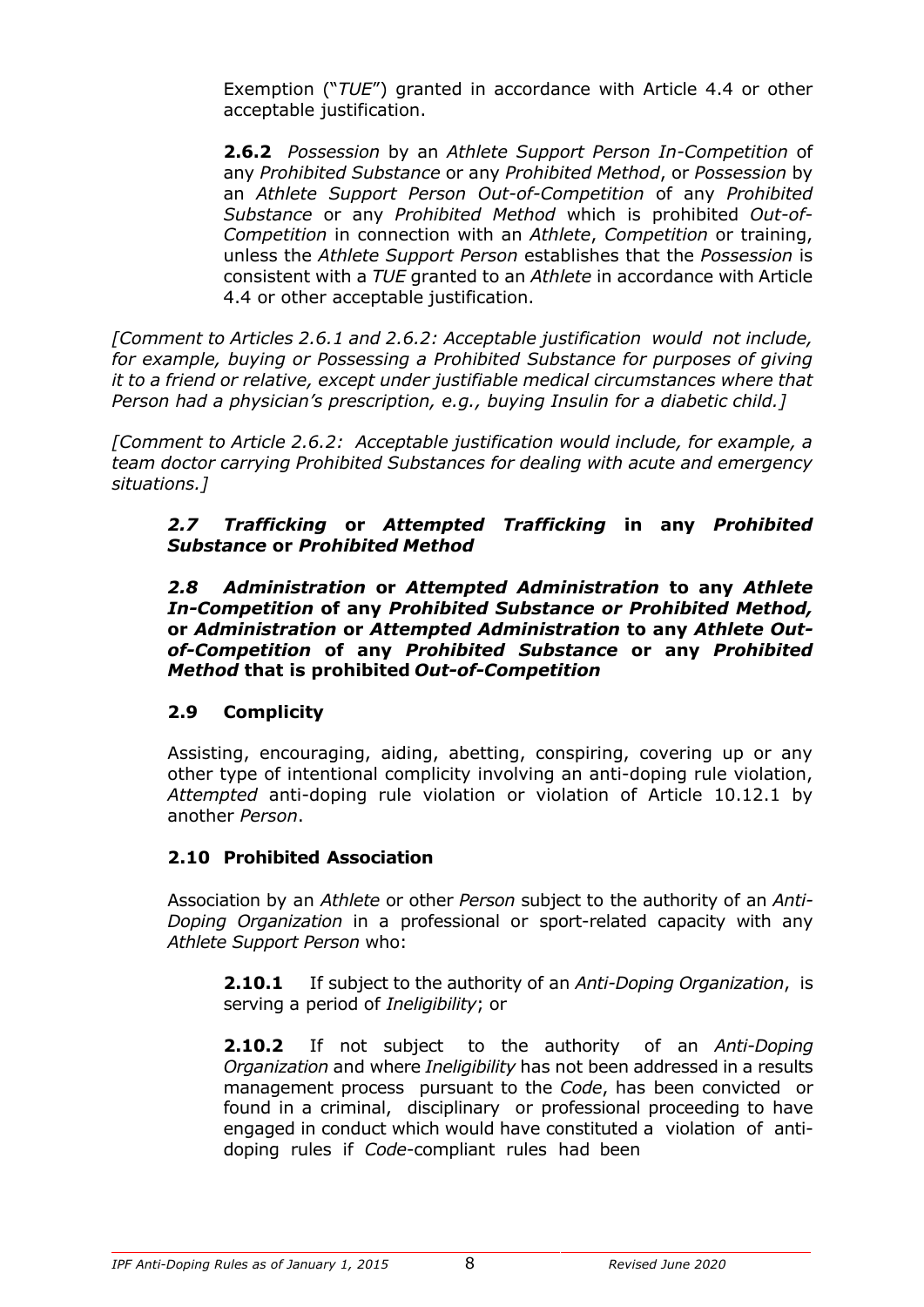Exemption ("*TUE*") granted in accordance with Article 4.4 or other acceptable justification.

**2.6.2** *Possession* by an *Athlete Support Person In-Competition* of any *Prohibited Substance* or any *Prohibited Method*, or *Possession* by an *Athlete Support Person Out-of-Competition* of any *Prohibited Substance* or any *Prohibited Method* which is prohibited *Out-of-Competition* in connection with an *Athlete*, *Competition* or training, unless the *Athlete Support Person* establishes that the *Possession* is consistent with a *TUE* granted to an *Athlete* in accordance with Article 4.4 or other acceptable justification.

*[Comment to Articles 2.6.1 and 2.6.2: Acceptable justification would not include, for example, buying or Possessing a Prohibited Substance for purposes of giving it to a friend or relative, except under justifiable medical circumstances where that Person had a physician's prescription, e.g., buying Insulin for a diabetic child.]*

*[Comment to Article 2.6.2: Acceptable justification would include, for example, a team doctor carrying Prohibited Substances for dealing with acute and emergency situations.]*

### *2.7 Trafficking* or *Attempted Trafficking* in any *Prohibited Substance* or *Prohibited Method*

### *2.8 Administration* or *Attempted Administration* to any *Athlete In-Competition* of any *Prohibited Substance or Prohibited Method,* or *Administration* or *Attempted Administration* to any *Athlete Out-of-Competition* of any *Prohibited Substance* or any *Prohibited Method* that is prohibited *Out-of-Competition*

### 2.9 Complicity

Assisting, encouraging, aiding, abetting, conspiring, covering up or any other type of intentional complicity involving an anti-doping rule violation, *Attempted* anti-doping rule violation or violation of Article 10.12.1 by another *Person*.

### 2.10 Prohibited Association

Association by an *Athlete* or other *Person* subject to the authority of an *Anti-Doping Organization* in a professional or sport-related capacity with any *Athlete Support Person* who:

**2.10.1** If subject to the authority of an *Anti-Doping Organization*, is serving a period of *Ineligibility*; or

**2.10.2** If not subject to the authority of an *Anti-Doping Organization* and where *Ineligibility* has not been addressed in a results management process pursuant to the *Code*, has been convicted or found in a criminal, disciplinary or professional proceeding to have engaged in conduct which would have constituted a violation of anti-doping rules if *Code*-compliant rules had been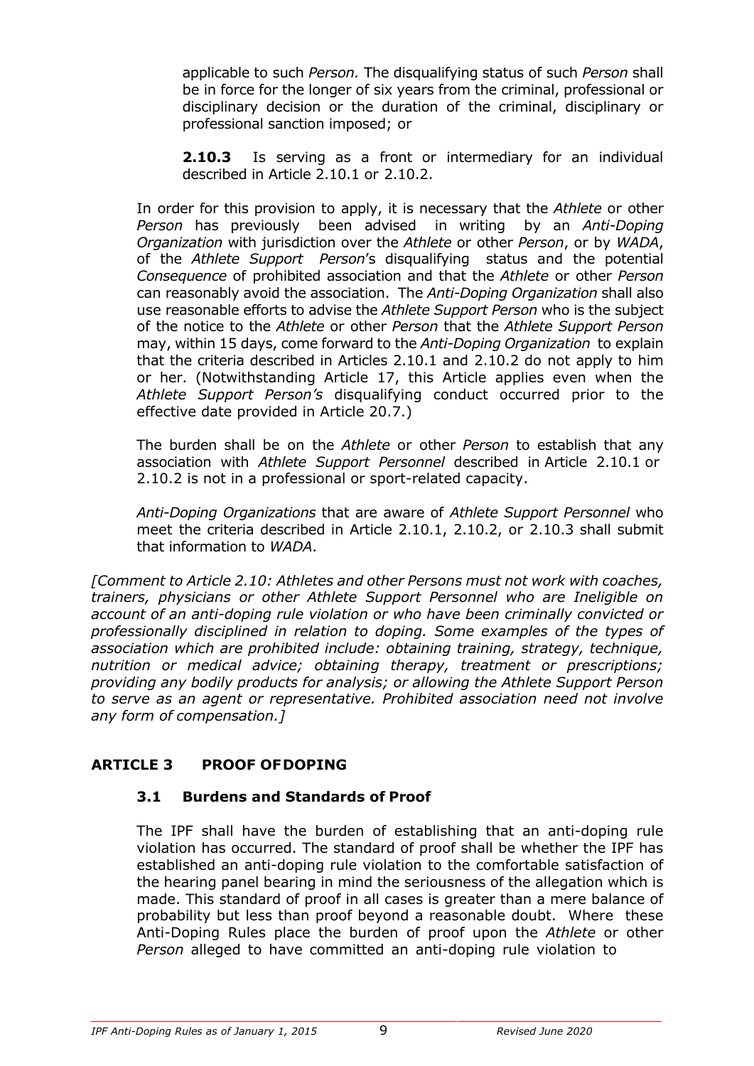applicable to such *Person.* The disqualifying status of such *Person* shall be in force for the longer of six years from the criminal, professional or disciplinary decision or the duration of the criminal, disciplinary or professional sanction imposed; or

**2.10.3** Is serving as a front or intermediary for an individual described in Article 2.10.1 or 2.10.2.

In order for this provision to apply, it is necessary that the *Athlete* or other *Person* has previously been advised in writing by an *Anti-Doping Organization* with jurisdiction over the *Athlete* or other *Person*, or by *WADA*, of the *Athlete Support Person*'s disqualifying status and the potential *Consequence* of prohibited association and that the *Athlete* or other *Person* can reasonably avoid the association. The *Anti-Doping Organization* shall also use reasonable efforts to advise the *Athlete Support Person* who is the subject of the notice to the *Athlete* or other *Person* that the *Athlete Support Person* may, within 15 days, come forward to the *Anti-Doping Organization* to explain that the criteria described in Articles 2.10.1 and 2.10.2 do not apply to him or her. (Notwithstanding Article 17, this Article applies even when the *Athlete Support Person's* disqualifying conduct occurred prior to the effective date provided in Article 20.7.)

The burden shall be on the *Athlete* or other *Person* to establish that any association with *Athlete Support Personnel* described in Article 2.10.1 or 2.10.2 is not in a professional or sport-related capacity.

*Anti-Doping Organizations* that are aware of *Athlete Support Personnel* who meet the criteria described in Article 2.10.1, 2.10.2, or 2.10.3 shall submit that information to *WADA*.

*[Comment to Article 2.10: Athletes and other Persons must not work with coaches, trainers, physicians or other Athlete Support Personnel who are Ineligible on account of an anti-doping rule violation or who have been criminally convicted or professionally disciplined in relation to doping. Some examples of the types of association which are prohibited include: obtaining training, strategy, technique, nutrition or medical advice; obtaining therapy, treatment or prescriptions; providing any bodily products for analysis; or allowing the Athlete Support Person to serve as an agent or representative. Prohibited association need not involve any form of compensation.]*

## ARTICLE 3 PROOF OF DOPING

### 3.1 Burdens and Standards of Proof

The IPF shall have the burden of establishing that an anti-doping rule violation has occurred. The standard of proof shall be whether the IPF has established an anti-doping rule violation to the comfortable satisfaction of the hearing panel bearing in mind the seriousness of the allegation which is made. This standard of proof in all cases is greater than a mere balance of probability but less than proof beyond a reasonable doubt. Where these Anti-Doping Rules place the burden of proof upon the *Athlete* or other *Person* alleged to have committed an anti-doping rule violation to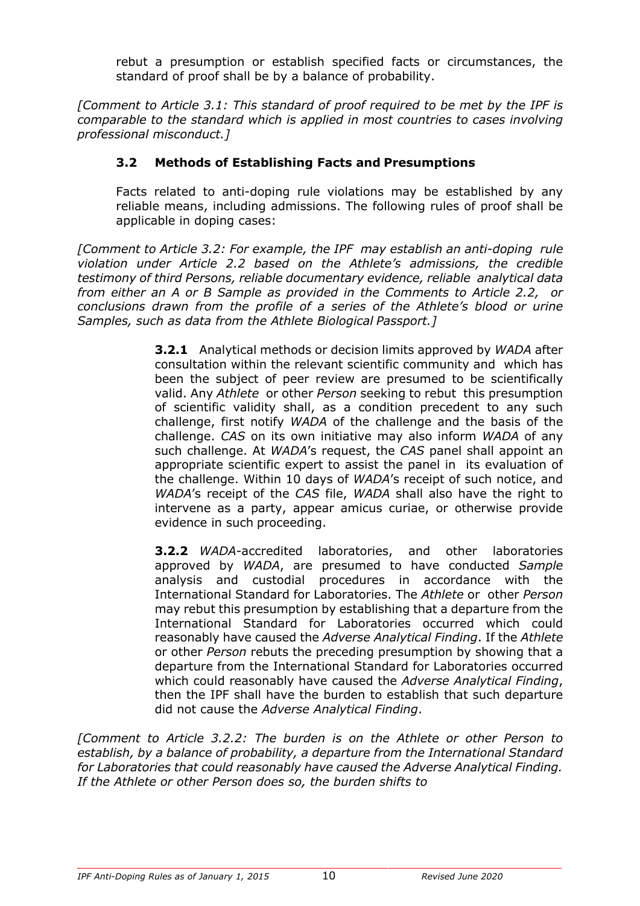rebut a presumption or establish specified facts or circumstances, the standard of proof shall be by a balance of probability.

*[Comment to Article 3.1: This standard of proof required to be met by the IPF is comparable to the standard which is applied in most countries to cases involving professional misconduct.]*

### 3.2 Methods of Establishing Facts and Presumptions

Facts related to anti-doping rule violations may be established by any reliable means, including admissions. The following rules of proof shall be applicable in doping cases:

*[Comment to Article 3.2: For example, the IPF may establish an anti-doping rule violation under Article 2.2 based on the Athlete's admissions, the credible testimony of third Persons, reliable documentary evidence, reliable analytical data from either an A or B Sample as provided in the Comments to Article 2.2, or conclusions drawn from the profile of a series of the Athlete's blood or urine Samples, such as data from the Athlete Biological Passport.]*

**3.2.1** Analytical methods or decision limits approved by *WADA* after consultation within the relevant scientific community and which has been the subject of peer review are presumed to be scientifically valid. Any *Athlete* or other *Person* seeking to rebut this presumption of scientific validity shall, as a condition precedent to any such challenge, first notify *WADA* of the challenge and the basis of the challenge. *CAS* on its own initiative may also inform *WADA* of any such challenge. At *WADA*'s request, the *CAS* panel shall appoint an appropriate scientific expert to assist the panel in its evaluation of the challenge. Within 10 days of *WADA*'s receipt of such notice, and *WADA*'s receipt of the *CAS* file, *WADA* shall also have the right to intervene as a party, appear amicus curiae, or otherwise provide evidence in such proceeding.

**3.2.2** *WADA*-accredited laboratories, and other laboratories approved by *WADA*, are presumed to have conducted *Sample* analysis and custodial procedures in accordance with the International Standard for Laboratories. The *Athlete* or other *Person* may rebut this presumption by establishing that a departure from the International Standard for Laboratories occurred which could reasonably have caused the *Adverse Analytical Finding*. If the *Athlete* or other *Person* rebuts the preceding presumption by showing that a departure from the International Standard for Laboratories occurred which could reasonably have caused the *Adverse Analytical Finding*, then the IPF shall have the burden to establish that such departure did not cause the *Adverse Analytical Finding*.

*[Comment to Article 3.2.2: The burden is on the Athlete or other Person to establish, by a balance of probability, a departure from the International Standard for Laboratories that could reasonably have caused the Adverse Analytical Finding. If the Athlete or other Person does so, the burden shifts to*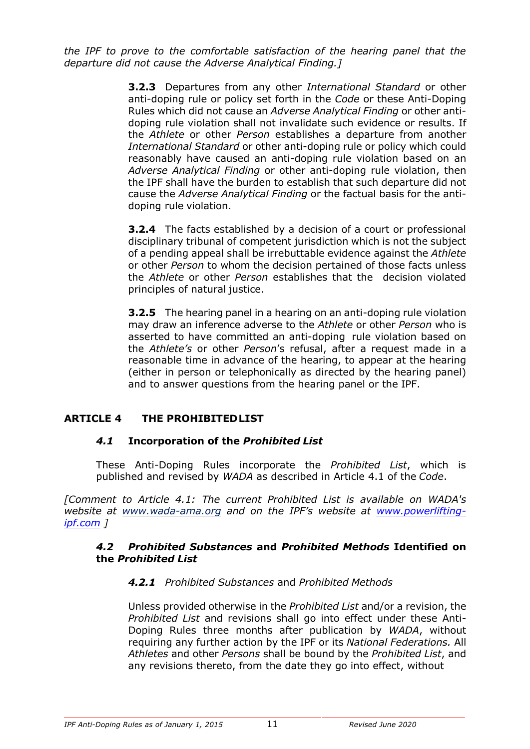*the IPF to prove to the comfortable satisfaction of the hearing panel that the departure did not cause the Adverse Analytical Finding.]*

**3.2.3** Departures from any other *International Standard* or other anti-doping rule or policy set forth in the *Code* or these Anti-Doping Rules which did not cause an *Adverse Analytical Finding* or other anti-doping rule violation shall not invalidate such evidence or results. If the *Athlete* or other *Person* establishes a departure from another *International Standard* or other anti-doping rule or policy which could reasonably have caused an anti-doping rule violation based on an *Adverse Analytical Finding* or other anti-doping rule violation, then the IPF shall have the burden to establish that such departure did not cause the *Adverse Analytical Finding* or the factual basis for the anti-doping rule violation.

**3.2.4** The facts established by a decision of a court or professional disciplinary tribunal of competent jurisdiction which is not the subject of a pending appeal shall be irrebuttable evidence against the *Athlete* or other *Person* to whom the decision pertained of those facts unless the *Athlete* or other *Person* establishes that the decision violated principles of natural justice.

**3.2.5** The hearing panel in a hearing on an anti-doping rule violation may draw an inference adverse to the *Athlete* or other *Person* who is asserted to have committed an anti-doping rule violation based on the *Athlete's* or other *Person*'s refusal, after a request made in a reasonable time in advance of the hearing, to appear at the hearing (either in person or telephonically as directed by the hearing panel) and to answer questions from the hearing panel or the IPF.

## ARTICLE 4 THE PROHIBITED LIST

### *4.1* Incorporation of the *Prohibited List*

These Anti-Doping Rules incorporate the *Prohibited List*, which is published and revised by *WADA* as described in Article 4.1 of the *Code*.

*[Comment to Article 4.1: The current Prohibited List is available on WADA's website at www.wada-ama.org and on the IPF's website at www.powerlifting-ipf.com ]*

### *4.2 Prohibited Substances* and *Prohibited Methods* Identified on the *Prohibited List*

***4.2.1*** *Prohibited Substances* and *Prohibited Methods*

Unless provided otherwise in the *Prohibited List* and/or a revision, the *Prohibited List* and revisions shall go into effect under these Anti-Doping Rules three months after publication by *WADA*, without requiring any further action by the IPF or its *National Federations.* All *Athletes* and other *Persons* shall be bound by the *Prohibited List*, and any revisions thereto, from the date they go into effect, without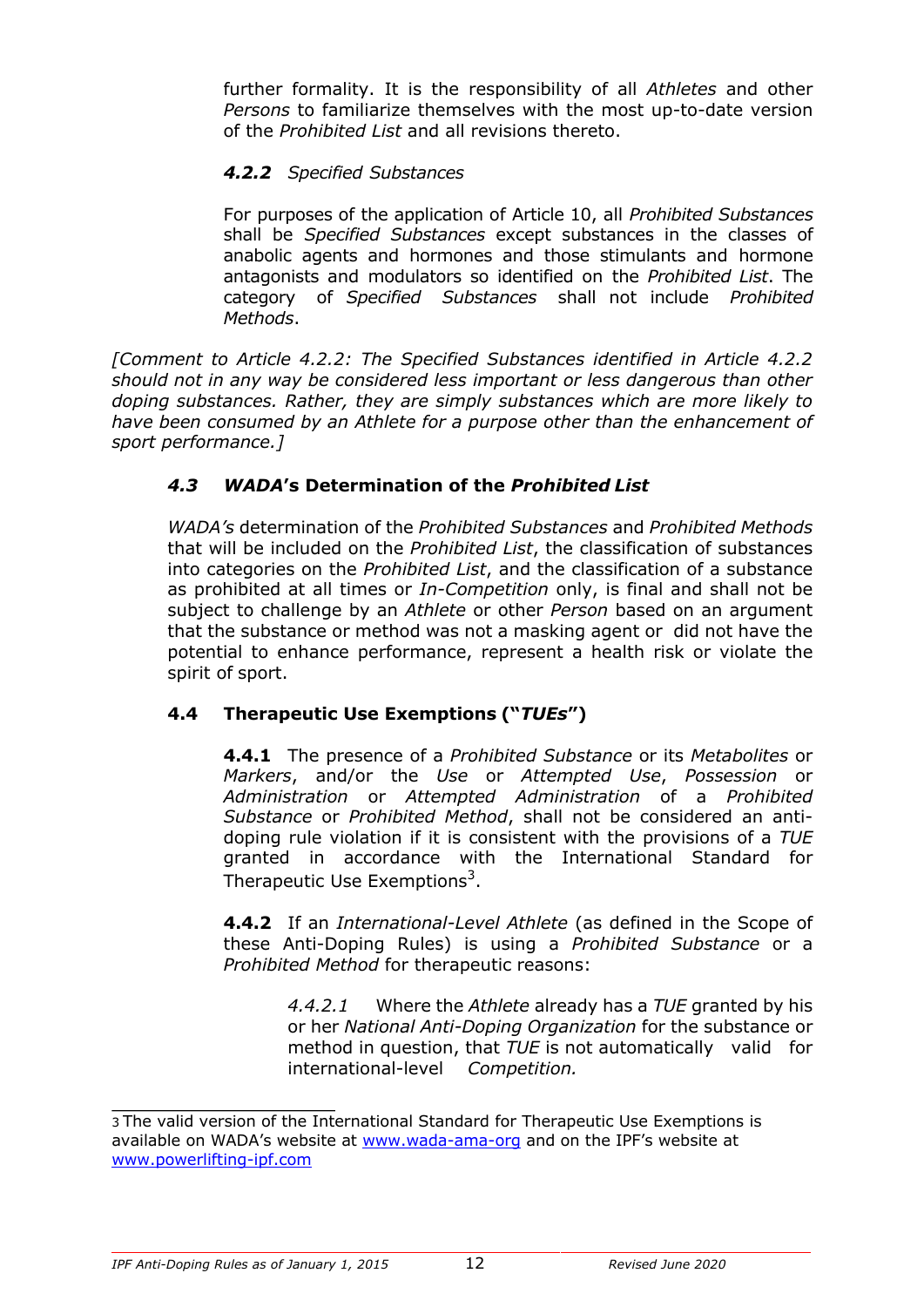further formality. It is the responsibility of all *Athletes* and other *Persons* to familiarize themselves with the most up-to-date version of the *Prohibited List* and all revisions thereto.

#### ***4.2.2*** *Specified Substances*

For purposes of the application of Article 10, all *Prohibited Substances* shall be *Specified Substances* except substances in the classes of anabolic agents and hormones and those stimulants and hormone antagonists and modulators so identified on the *Prohibited List*. The category of *Specified Substances* shall not include *Prohibited Methods*.

*[Comment to Article 4.2.2: The Specified Substances identified in Article 4.2.2 should not in any way be considered less important or less dangerous than other doping substances. Rather, they are simply substances which are more likely to have been consumed by an Athlete for a purpose other than the enhancement of sport performance.]*

### ***4.3 WADA*'s Determination of the *Prohibited List***

*WADA's* determination of the *Prohibited Substances* and *Prohibited Methods* that will be included on the *Prohibited List*, the classification of substances into categories on the *Prohibited List*, and the classification of a substance as prohibited at all times or *In-Competition* only, is final and shall not be subject to challenge by an *Athlete* or other *Person* based on an argument that the substance or method was not a masking agent or did not have the potential to enhance performance, represent a health risk or violate the spirit of sport.

### **4.4 Therapeutic Use Exemptions ("*TUEs*")**

**4.4.1** The presence of a *Prohibited Substance* or its *Metabolites* or *Markers*, and/or the *Use* or *Attempted Use*, *Possession* or *Administration* or *Attempted Administration* of a *Prohibited Substance* or *Prohibited Method*, shall not be considered an anti-doping rule violation if it is consistent with the provisions of a *TUE* granted in accordance with the International Standard for Therapeutic Use Exemptions[3].

**4.4.2** If an *International-Level Athlete* (as defined in the Scope of these Anti-Doping Rules) is using a *Prohibited Substance* or a *Prohibited Method* for therapeutic reasons:

*4.4.2.1* Where the *Athlete* already has a *TUE* granted by his or her *National Anti-Doping Organization* for the substance or method in question, that *TUE* is not automatically valid for international-level *Competition.*

---

3 The valid version of the International Standard for Therapeutic Use Exemptions is available on WADA's website at www.wada-ama-org and on the IPF's website at www.powerlifting-ipf.com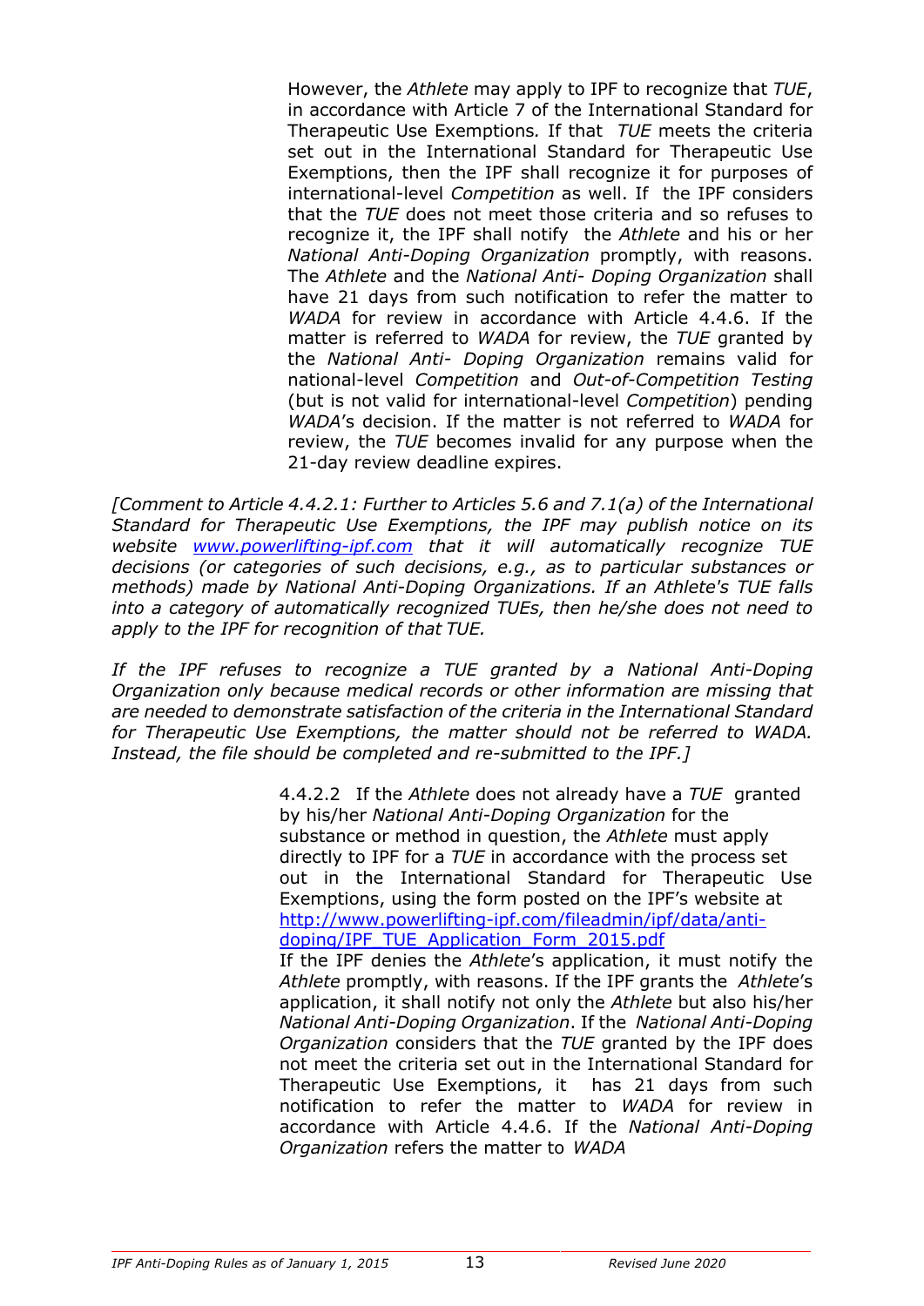However, the *Athlete* may apply to IPF to recognize that *TUE*, in accordance with Article 7 of the International Standard for Therapeutic Use Exemptions. If that *TUE* meets the criteria set out in the International Standard for Therapeutic Use Exemptions, then the IPF shall recognize it for purposes of international-level *Competition* as well. If the IPF considers that the *TUE* does not meet those criteria and so refuses to recognize it, the IPF shall notify the *Athlete* and his or her *National Anti-Doping Organization* promptly, with reasons. The *Athlete* and the *National Anti- Doping Organization* shall have 21 days from such notification to refer the matter to *WADA* for review in accordance with Article 4.4.6. If the matter is referred to *WADA* for review, the *TUE* granted by the *National Anti- Doping Organization* remains valid for national-level *Competition* and *Out-of-Competition Testing* (but is not valid for international-level *Competition*) pending *WADA*'s decision. If the matter is not referred to *WADA* for review, the *TUE* becomes invalid for any purpose when the 21-day review deadline expires.

*[Comment to Article 4.4.2.1: Further to Articles 5.6 and 7.1(a) of the International Standard for Therapeutic Use Exemptions, the IPF may publish notice on its website [www.powerlifting-ipf.com](http://www.powerlifting-ipf.com) that it will automatically recognize TUE decisions (or categories of such decisions, e.g., as to particular substances or methods) made by National Anti-Doping Organizations. If an Athlete's TUE falls into a category of automatically recognized TUEs, then he/she does not need to apply to the IPF for recognition of that TUE.*

*If the IPF refuses to recognize a TUE granted by a National Anti-Doping Organization only because medical records or other information are missing that are needed to demonstrate satisfaction of the criteria in the International Standard for Therapeutic Use Exemptions, the matter should not be referred to WADA. Instead, the file should be completed and re-submitted to the IPF.]*

4.4.2.2 If the *Athlete* does not already have a *TUE* granted by his/her *National Anti-Doping Organization* for the substance or method in question, the *Athlete* must apply directly to IPF for a *TUE* in accordance with the process set out in the International Standard for Therapeutic Use Exemptions, using the form posted on the IPF's website at [http://www.powerlifting-ipf.com/fileadmin/ipf/data/anti-doping/IPF_TUE_Application_Form_2015.pdf](http://www.powerlifting-ipf.com/fileadmin/ipf/data/anti-doping/IPF_TUE_Application_Form_2015.pdf)
If the IPF denies the *Athlete*'s application, it must notify the *Athlete* promptly, with reasons. If the IPF grants the *Athlete*'s application, it shall notify not only the *Athlete* but also his/her *National Anti-Doping Organization*. If the *National Anti-Doping Organization* considers that the *TUE* granted by the IPF does not meet the criteria set out in the International Standard for Therapeutic Use Exemptions, it has 21 days from such notification to refer the matter to *WADA* for review in accordance with Article 4.4.6. If the *National Anti-Doping Organization* refers the matter to *WADA*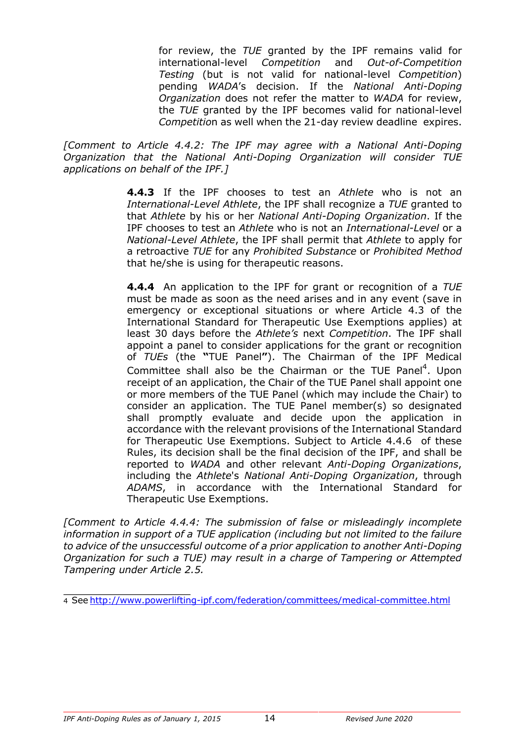for review, the *TUE* granted by the IPF remains valid for international-level *Competition* and *Out-of-Competition Testing* (but is not valid for national-level *Competition*) pending *WADA*'s decision. If the *National Anti-Doping Organization* does not refer the matter to *WADA* for review, the *TUE* granted by the IPF becomes valid for national-level *Competition* as well when the 21-day review deadline expires.

*[Comment to Article 4.4.2: The IPF may agree with a National Anti-Doping Organization that the National Anti-Doping Organization will consider TUE applications on behalf of the IPF.]*

**4.4.3** If the IPF chooses to test an *Athlete* who is not an *International-Level Athlete*, the IPF shall recognize a *TUE* granted to that *Athlete* by his or her *National Anti-Doping Organization*. If the IPF chooses to test an *Athlete* who is not an *International-Level* or a *National-Level Athlete*, the IPF shall permit that *Athlete* to apply for a retroactive *TUE* for any *Prohibited Substance* or *Prohibited Method* that he/she is using for therapeutic reasons.

**4.4.4** An application to the IPF for grant or recognition of a *TUE* must be made as soon as the need arises and in any event (save in emergency or exceptional situations or where Article 4.3 of the International Standard for Therapeutic Use Exemptions applies) at least 30 days before the *Athlete's* next *Competition*. The IPF shall appoint a panel to consider applications for the grant or recognition of *TUEs* (the **"**TUE Panel**"**). The Chairman of the IPF Medical Committee shall also be the Chairman or the TUE Panel[4]. Upon receipt of an application, the Chair of the TUE Panel shall appoint one or more members of the TUE Panel (which may include the Chair) to consider an application. The TUE Panel member(s) so designated shall promptly evaluate and decide upon the application in accordance with the relevant provisions of the International Standard for Therapeutic Use Exemptions. Subject to Article 4.4.6 of these Rules, its decision shall be the final decision of the IPF, and shall be reported to *WADA* and other relevant *Anti-Doping Organizations*, including the *Athlete*'s *National Anti-Doping Organization*, through *ADAMS*, in accordance with the International Standard for Therapeutic Use Exemptions.

*[Comment to Article 4.4.4: The submission of false or misleadingly incomplete information in support of a TUE application (including but not limited to the failure to advice of the unsuccessful outcome of a prior application to another Anti-Doping Organization for such a TUE) may result in a charge of Tampering or Attempted Tampering under Article 2.5.*

---

4 See http://www.powerlifting-ipf.com/federation/committees/medical-committee.html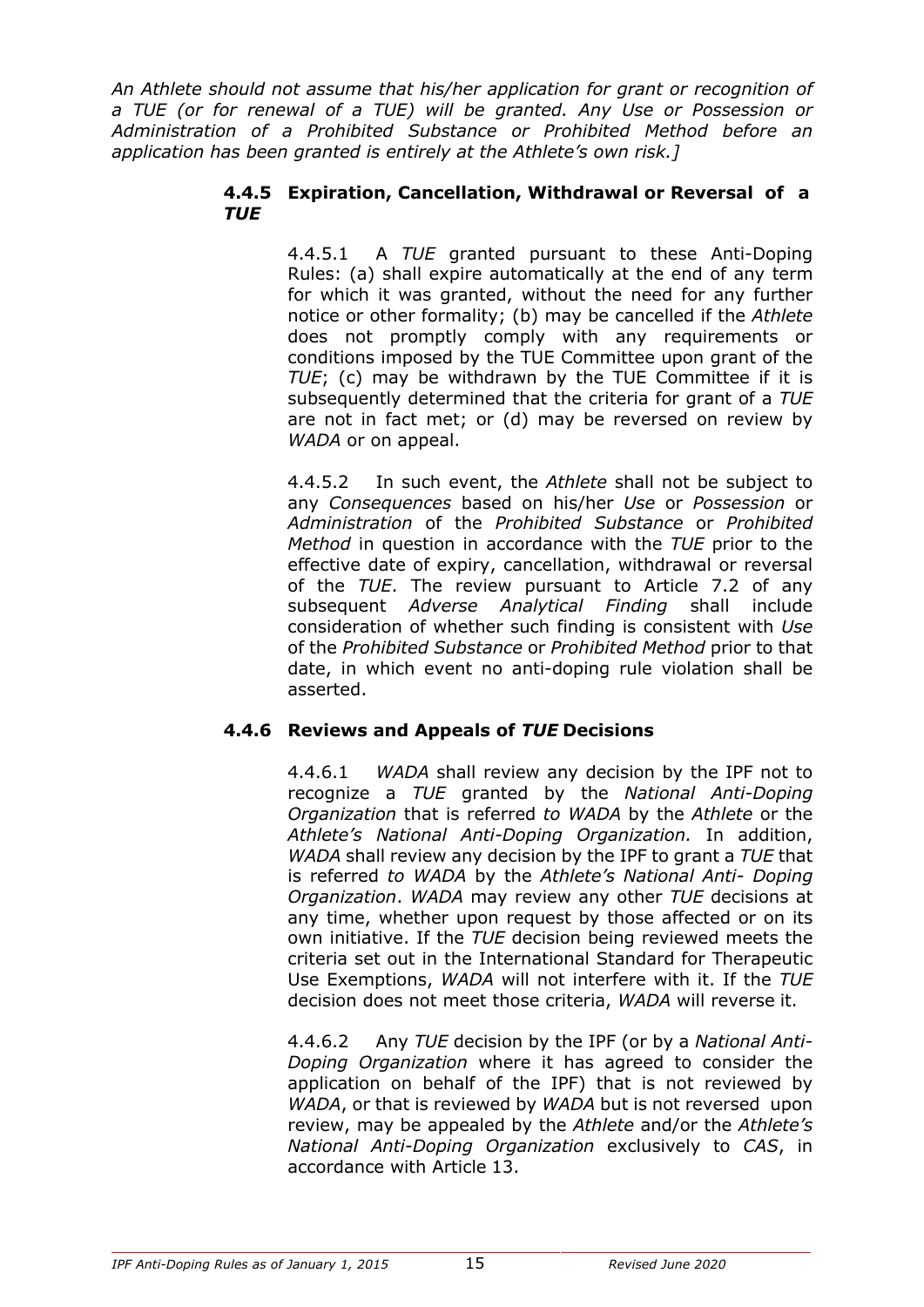*An Athlete should not assume that his/her application for grant or recognition of a TUE (or for renewal of a TUE) will be granted. Any Use or Possession or Administration of a Prohibited Substance or Prohibited Method before an application has been granted is entirely at the Athlete's own risk.]*

#### 4.4.5 Expiration, Cancellation, Withdrawal or Reversal of a *TUE*

4.4.5.1 A *TUE* granted pursuant to these Anti-Doping Rules: (a) shall expire automatically at the end of any term for which it was granted, without the need for any further notice or other formality; (b) may be cancelled if the *Athlete* does not promptly comply with any requirements or conditions imposed by the TUE Committee upon grant of the *TUE*; (c) may be withdrawn by the TUE Committee if it is subsequently determined that the criteria for grant of a *TUE* are not in fact met; or (d) may be reversed on review by *WADA* or on appeal.

4.4.5.2 In such event, the *Athlete* shall not be subject to any *Consequences* based on his/her *Use* or *Possession* or *Administration* of the *Prohibited Substance* or *Prohibited Method* in question in accordance with the *TUE* prior to the effective date of expiry, cancellation, withdrawal or reversal of the *TUE*. The review pursuant to Article 7.2 of any subsequent *Adverse Analytical Finding* shall include consideration of whether such finding is consistent with *Use* of the *Prohibited Substance* or *Prohibited Method* prior to that date, in which event no anti-doping rule violation shall be asserted.

#### 4.4.6 Reviews and Appeals of *TUE* Decisions

4.4.6.1 *WADA* shall review any decision by the IPF not to recognize a *TUE* granted by the *National Anti-Doping Organization* that is referred *to WADA* by the *Athlete* or the *Athlete's National Anti-Doping Organization.* In addition, *WADA* shall review any decision by the IPF to grant a *TUE* that is referred *to WADA* by the *Athlete's National Anti- Doping Organization*. *WADA* may review any other *TUE* decisions at any time, whether upon request by those affected or on its own initiative. If the *TUE* decision being reviewed meets the criteria set out in the International Standard for Therapeutic Use Exemptions, *WADA* will not interfere with it. If the *TUE* decision does not meet those criteria, *WADA* will reverse it.

4.4.6.2 Any *TUE* decision by the IPF (or by a *National Anti-Doping Organization* where it has agreed to consider the application on behalf of the IPF) that is not reviewed by *WADA*, or that is reviewed by *WADA* but is not reversed upon review, may be appealed by the *Athlete* and/or the *Athlete's National Anti-Doping Organization* exclusively to *CAS*, in accordance with Article 13.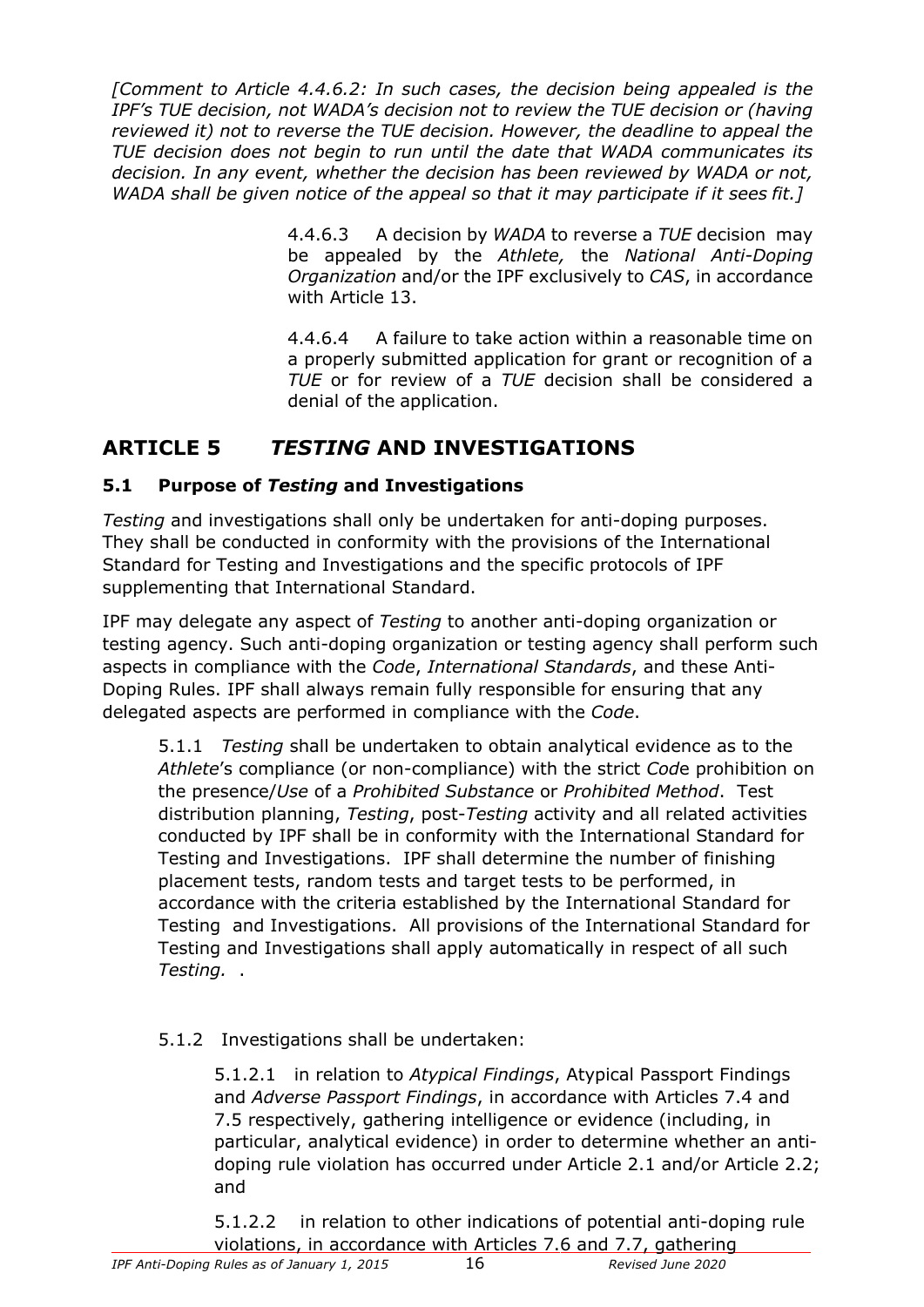*[Comment to Article 4.4.6.2: In such cases, the decision being appealed is the IPF's TUE decision, not WADA's decision not to review the TUE decision or (having reviewed it) not to reverse the TUE decision. However, the deadline to appeal the TUE decision does not begin to run until the date that WADA communicates its decision. In any event, whether the decision has been reviewed by WADA or not, WADA shall be given notice of the appeal so that it may participate if it sees fit.]*

4.4.6.3 A decision by *WADA* to reverse a *TUE* decision may be appealed by the *Athlete,* the *National Anti-Doping Organization* and/or the IPF exclusively to *CAS*, in accordance with Article 13.

4.4.6.4 A failure to take action within a reasonable time on a properly submitted application for grant or recognition of a *TUE* or for review of a *TUE* decision shall be considered a denial of the application.

## ARTICLE 5 *TESTING* AND INVESTIGATIONS

### 5.1 Purpose of *Testing* and Investigations

*Testing* and investigations shall only be undertaken for anti-doping purposes. They shall be conducted in conformity with the provisions of the International Standard for Testing and Investigations and the specific protocols of IPF supplementing that International Standard.

IPF may delegate any aspect of *Testing* to another anti-doping organization or testing agency. Such anti-doping organization or testing agency shall perform such aspects in compliance with the *Code*, *International Standards*, and these Anti-Doping Rules. IPF shall always remain fully responsible for ensuring that any delegated aspects are performed in compliance with the *Code*.

5.1.1 *Testing* shall be undertaken to obtain analytical evidence as to the *Athlete*'s compliance (or non-compliance) with the strict *Code* prohibition on the presence/*Use* of a *Prohibited Substance* or *Prohibited Method*. Test distribution planning, *Testing*, post-*Testing* activity and all related activities conducted by IPF shall be in conformity with the International Standard for Testing and Investigations. IPF shall determine the number of finishing placement tests, random tests and target tests to be performed, in accordance with the criteria established by the International Standard for Testing and Investigations. All provisions of the International Standard for Testing and Investigations shall apply automatically in respect of all such *Testing.* .

5.1.2 Investigations shall be undertaken:

5.1.2.1 in relation to *Atypical Findings*, Atypical Passport Findings and *Adverse Passport Findings*, in accordance with Articles 7.4 and 7.5 respectively, gathering intelligence or evidence (including, in particular, analytical evidence) in order to determine whether an anti-doping rule violation has occurred under Article 2.1 and/or Article 2.2; and

5.1.2.2 in relation to other indications of potential anti-doping rule violations, in accordance with Articles 7.6 and 7.7, gathering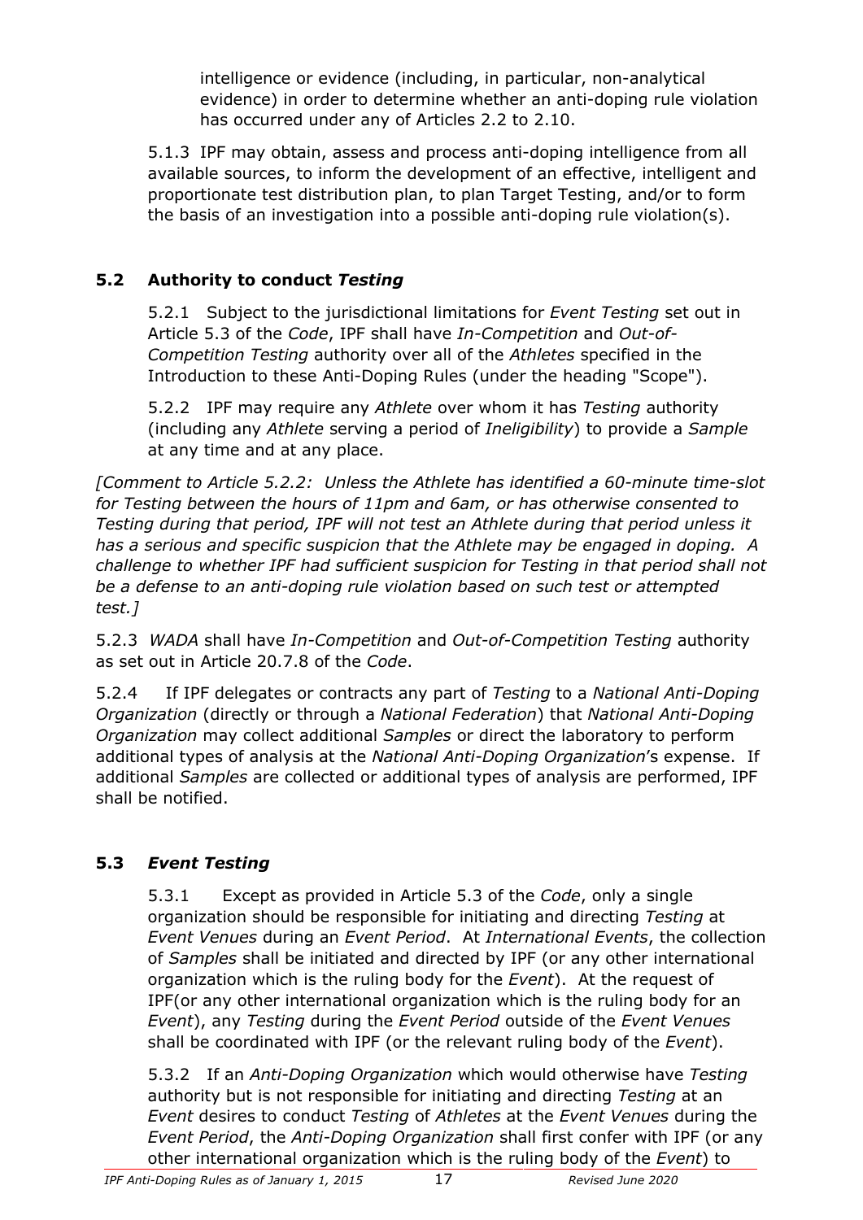intelligence or evidence (including, in particular, non-analytical evidence) in order to determine whether an anti-doping rule violation has occurred under any of Articles 2.2 to 2.10.

5.1.3 IPF may obtain, assess and process anti-doping intelligence from all available sources, to inform the development of an effective, intelligent and proportionate test distribution plan, to plan Target Testing, and/or to form the basis of an investigation into a possible anti-doping rule violation(s).

### 5.2 Authority to conduct *Testing*

5.2.1 Subject to the jurisdictional limitations for *Event Testing* set out in Article 5.3 of the *Code*, IPF shall have *In-Competition* and *Out-of-Competition Testing* authority over all of the *Athletes* specified in the Introduction to these Anti-Doping Rules (under the heading "Scope").

5.2.2 IPF may require any *Athlete* over whom it has *Testing* authority (including any *Athlete* serving a period of *Ineligibility*) to provide a *Sample* at any time and at any place.

*[Comment to Article 5.2.2: Unless the Athlete has identified a 60-minute time-slot for Testing between the hours of 11pm and 6am, or has otherwise consented to Testing during that period, IPF will not test an Athlete during that period unless it has a serious and specific suspicion that the Athlete may be engaged in doping. A challenge to whether IPF had sufficient suspicion for Testing in that period shall not be a defense to an anti-doping rule violation based on such test or attempted test.]*

5.2.3 *WADA* shall have *In-Competition* and *Out-of-Competition Testing* authority as set out in Article 20.7.8 of the *Code*.

5.2.4 If IPF delegates or contracts any part of *Testing* to a *National Anti-Doping Organization* (directly or through a *National Federation*) that *National Anti-Doping Organization* may collect additional *Samples* or direct the laboratory to perform additional types of analysis at the *National Anti-Doping Organization*'s expense. If additional *Samples* are collected or additional types of analysis are performed, IPF shall be notified.

### 5.3 *Event Testing*

5.3.1 Except as provided in Article 5.3 of the *Code*, only a single organization should be responsible for initiating and directing *Testing* at *Event Venues* during an *Event Period*. At *International Events*, the collection of *Samples* shall be initiated and directed by IPF (or any other international organization which is the ruling body for the *Event*). At the request of IPF(or any other international organization which is the ruling body for an *Event*), any *Testing* during the *Event Period* outside of the *Event Venues* shall be coordinated with IPF (or the relevant ruling body of the *Event*).

5.3.2 If an *Anti-Doping Organization* which would otherwise have *Testing* authority but is not responsible for initiating and directing *Testing* at an *Event* desires to conduct *Testing* of *Athletes* at the *Event Venues* during the *Event Period*, the *Anti-Doping Organization* shall first confer with IPF (or any other international organization which is the ruling body of the *Event*) to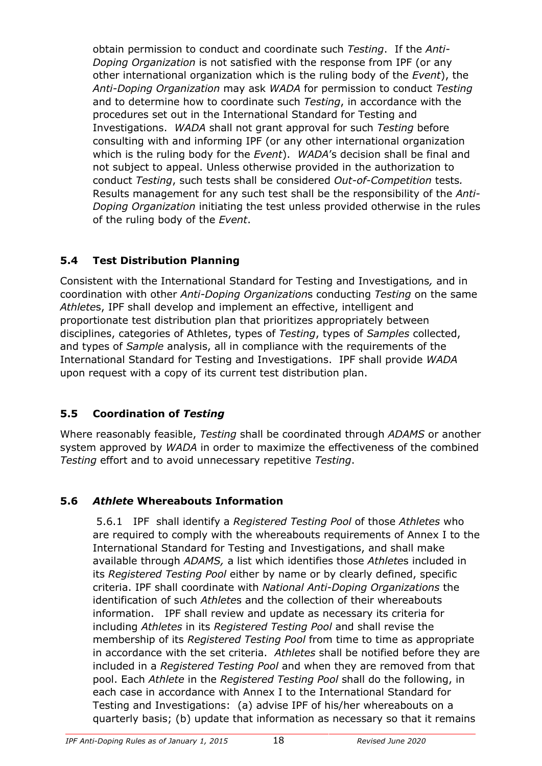obtain permission to conduct and coordinate such *Testing*. If the *Anti-Doping Organization* is not satisfied with the response from IPF (or any other international organization which is the ruling body of the *Event*), the *Anti-Doping Organization* may ask *WADA* for permission to conduct *Testing* and to determine how to coordinate such *Testing*, in accordance with the procedures set out in the International Standard for Testing and Investigations. *WADA* shall not grant approval for such *Testing* before consulting with and informing IPF (or any other international organization which is the ruling body for the *Event*). *WADA*'s decision shall be final and not subject to appeal. Unless otherwise provided in the authorization to conduct *Testing*, such tests shall be considered *Out-of-Competition* tests. Results management for any such test shall be the responsibility of the *Anti-Doping Organization* initiating the test unless provided otherwise in the rules of the ruling body of the *Event*.

### 5.4 Test Distribution Planning

Consistent with the International Standard for Testing and Investigations, and in coordination with other *Anti-Doping Organization*s conducting *Testing* on the same *Athlete*s, IPF shall develop and implement an effective, intelligent and proportionate test distribution plan that prioritizes appropriately between disciplines, categories of Athletes, types of *Testing*, types of *Samples* collected, and types of *Sample* analysis, all in compliance with the requirements of the International Standard for Testing and Investigations. IPF shall provide *WADA* upon request with a copy of its current test distribution plan.

### 5.5 Coordination of *Testing*

Where reasonably feasible, *Testing* shall be coordinated through *ADAMS* or another system approved by *WADA* in order to maximize the effectiveness of the combined *Testing* effort and to avoid unnecessary repetitive *Testing*.

### 5.6 *Athlete* Whereabouts Information

5.6.1 IPF shall identify a *Registered Testing Pool* of those *Athletes* who are required to comply with the whereabouts requirements of Annex I to the International Standard for Testing and Investigations, and shall make available through *ADAMS,* a list which identifies those *Athlete*s included in its *Registered Testing Pool* either by name or by clearly defined, specific criteria. IPF shall coordinate with *National Anti-Doping Organizations* the identification of such *Athlete*s and the collection of their whereabouts information. IPF shall review and update as necessary its criteria for including *Athletes* in its *Registered Testing Pool* and shall revise the membership of its *Registered Testing Pool* from time to time as appropriate in accordance with the set criteria. *Athletes* shall be notified before they are included in a *Registered Testing Pool* and when they are removed from that pool. Each *Athlete* in the *Registered Testing Pool* shall do the following, in each case in accordance with Annex I to the International Standard for Testing and Investigations: (a) advise IPF of his/her whereabouts on a quarterly basis; (b) update that information as necessary so that it remains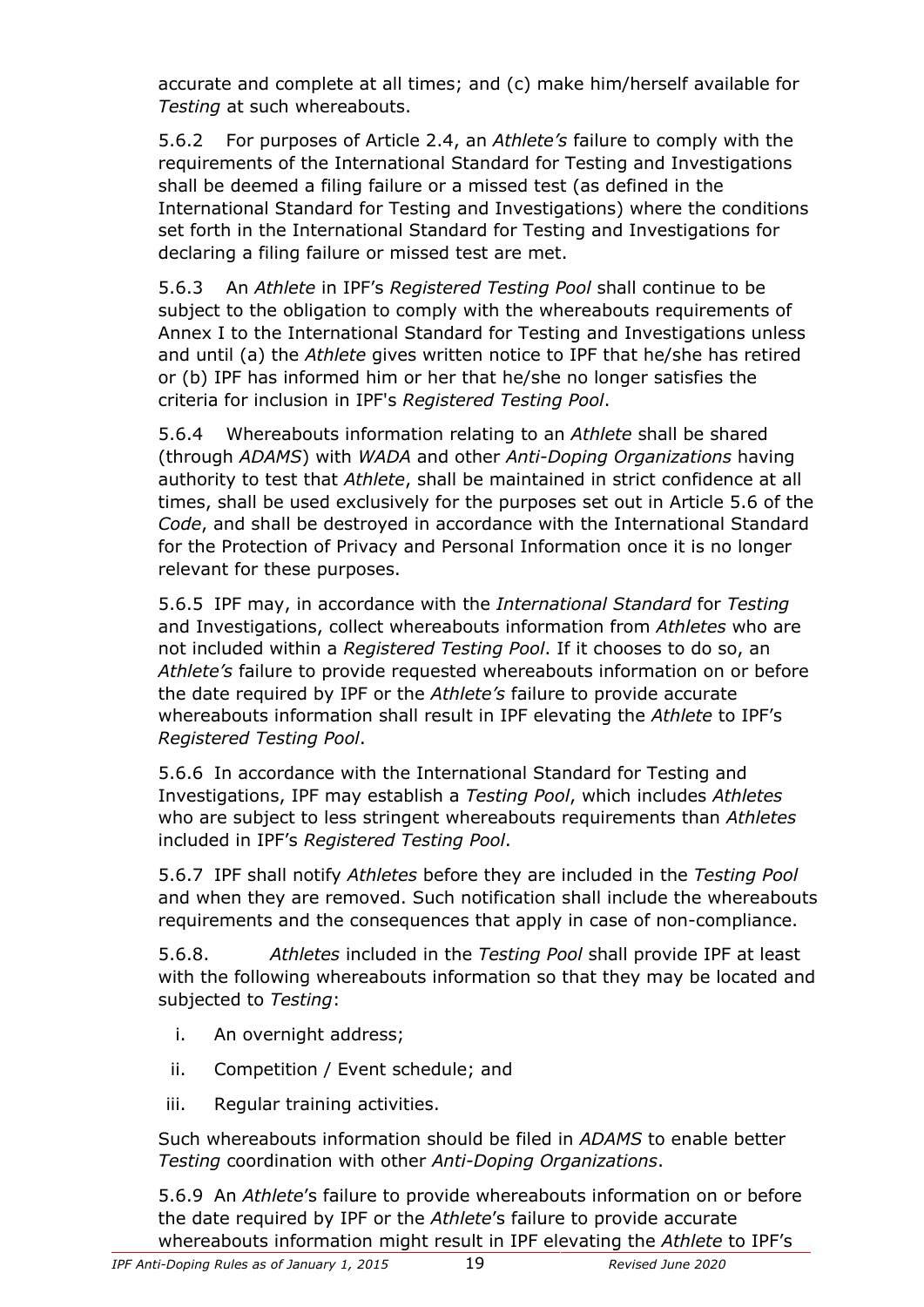accurate and complete at all times; and (c) make him/herself available for *Testing* at such whereabouts.

5.6.2 For purposes of Article 2.4, an *Athlete's* failure to comply with the requirements of the International Standard for Testing and Investigations shall be deemed a filing failure or a missed test (as defined in the International Standard for Testing and Investigations) where the conditions set forth in the International Standard for Testing and Investigations for declaring a filing failure or missed test are met.

5.6.3 An *Athlete* in IPF's *Registered Testing Pool* shall continue to be subject to the obligation to comply with the whereabouts requirements of Annex I to the International Standard for Testing and Investigations unless and until (a) the *Athlete* gives written notice to IPF that he/she has retired or (b) IPF has informed him or her that he/she no longer satisfies the criteria for inclusion in IPF's *Registered Testing Pool*.

5.6.4 Whereabouts information relating to an *Athlete* shall be shared (through *ADAMS*) with *WADA* and other *Anti-Doping Organizations* having authority to test that *Athlete*, shall be maintained in strict confidence at all times, shall be used exclusively for the purposes set out in Article 5.6 of the *Code*, and shall be destroyed in accordance with the International Standard for the Protection of Privacy and Personal Information once it is no longer relevant for these purposes.

5.6.5 IPF may, in accordance with the *International Standard* for *Testing* and Investigations, collect whereabouts information from *Athletes* who are not included within a *Registered Testing Pool*. If it chooses to do so, an *Athlete's* failure to provide requested whereabouts information on or before the date required by IPF or the *Athlete's* failure to provide accurate whereabouts information shall result in IPF elevating the *Athlete* to IPF's *Registered Testing Pool*.

5.6.6 In accordance with the International Standard for Testing and Investigations, IPF may establish a *Testing Pool*, which includes *Athletes* who are subject to less stringent whereabouts requirements than *Athletes* included in IPF's *Registered Testing Pool*.

5.6.7 IPF shall notify *Athletes* before they are included in the *Testing Pool* and when they are removed. Such notification shall include the whereabouts requirements and the consequences that apply in case of non-compliance.

5.6.8. *Athletes* included in the *Testing Pool* shall provide IPF at least with the following whereabouts information so that they may be located and subjected to *Testing*:

i. An overnight address;
ii. Competition / Event schedule; and
iii. Regular training activities.

Such whereabouts information should be filed in *ADAMS* to enable better *Testing* coordination with other *Anti-Doping Organizations*.

5.6.9 An *Athlete*'s failure to provide whereabouts information on or before the date required by IPF or the *Athlete*'s failure to provide accurate whereabouts information might result in IPF elevating the *Athlete* to IPF's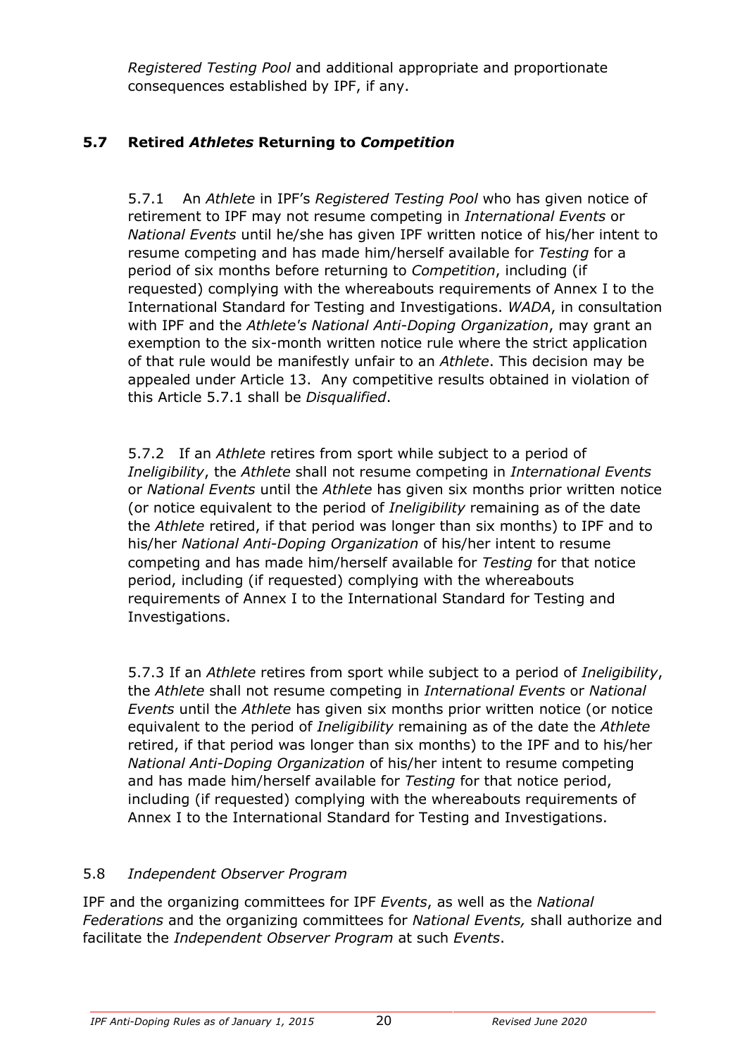*Registered Testing Pool* and additional appropriate and proportionate consequences established by IPF, if any.

### 5.7 Retired *Athletes* Returning to *Competition*

5.7.1 An *Athlete* in IPF's *Registered Testing Pool* who has given notice of retirement to IPF may not resume competing in *International Events* or *National Events* until he/she has given IPF written notice of his/her intent to resume competing and has made him/herself available for *Testing* for a period of six months before returning to *Competition*, including (if requested) complying with the whereabouts requirements of Annex I to the International Standard for Testing and Investigations. *WADA*, in consultation with IPF and the *Athlete's National Anti-Doping Organization*, may grant an exemption to the six-month written notice rule where the strict application of that rule would be manifestly unfair to an *Athlete*. This decision may be appealed under Article 13. Any competitive results obtained in violation of this Article 5.7.1 shall be *Disqualified*.

5.7.2 If an *Athlete* retires from sport while subject to a period of *Ineligibility*, the *Athlete* shall not resume competing in *International Events* or *National Events* until the *Athlete* has given six months prior written notice (or notice equivalent to the period of *Ineligibility* remaining as of the date the *Athlete* retired, if that period was longer than six months) to IPF and to his/her *National Anti-Doping Organization* of his/her intent to resume competing and has made him/herself available for *Testing* for that notice period, including (if requested) complying with the whereabouts requirements of Annex I to the International Standard for Testing and Investigations.

5.7.3 If an *Athlete* retires from sport while subject to a period of *Ineligibility*, the *Athlete* shall not resume competing in *International Events* or *National Events* until the *Athlete* has given six months prior written notice (or notice equivalent to the period of *Ineligibility* remaining as of the date the *Athlete* retired, if that period was longer than six months) to the IPF and to his/her *National Anti-Doping Organization* of his/her intent to resume competing and has made him/herself available for *Testing* for that notice period, including (if requested) complying with the whereabouts requirements of Annex I to the International Standard for Testing and Investigations.

### 5.8 *Independent Observer Program*

IPF and the organizing committees for IPF *Events*, as well as the *National Federations* and the organizing committees for *National Events,* shall authorize and facilitate the *Independent Observer Program* at such *Events*.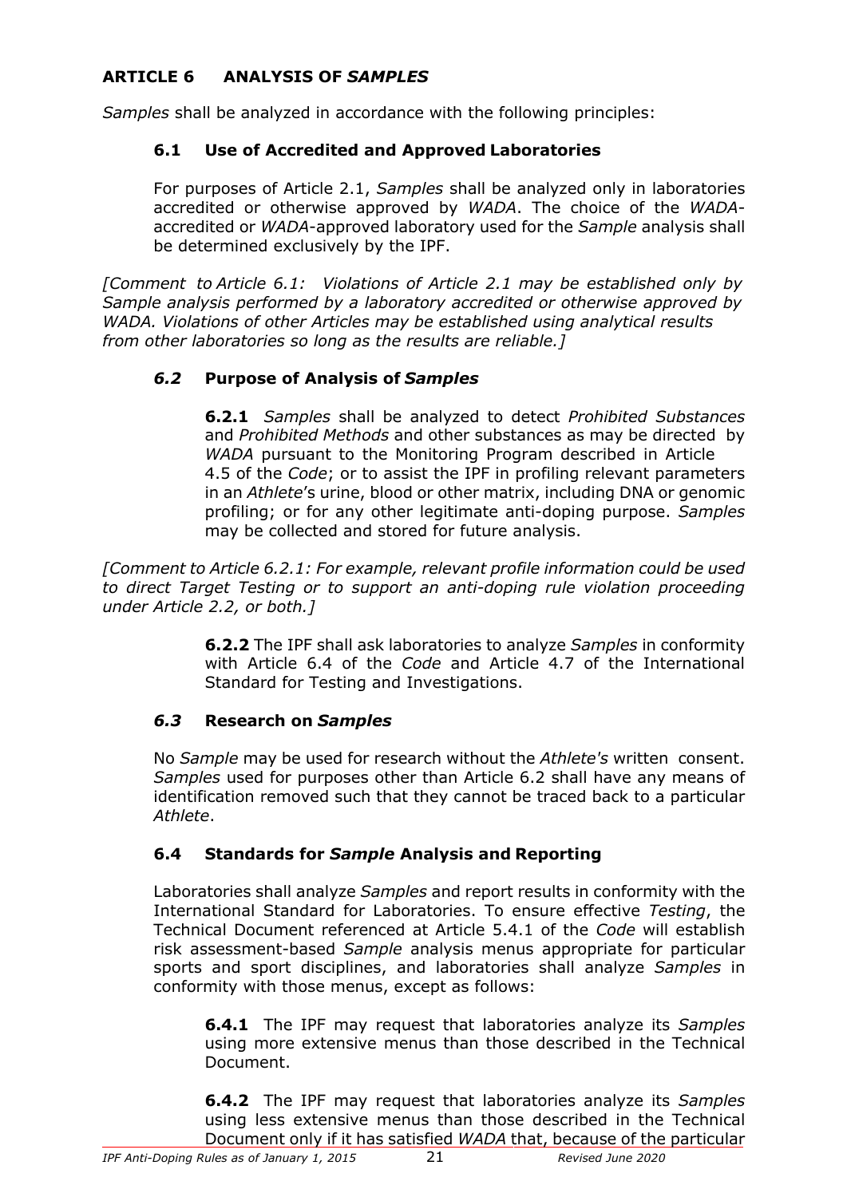## ARTICLE 6 ANALYSIS OF *SAMPLES*

*Samples* shall be analyzed in accordance with the following principles:

### 6.1 Use of Accredited and Approved Laboratories

For purposes of Article 2.1, *Samples* shall be analyzed only in laboratories accredited or otherwise approved by *WADA*. The choice of the *WADA*-accredited or *WADA*-approved laboratory used for the *Sample* analysis shall be determined exclusively by the IPF.

*[Comment to Article 6.1: Violations of Article 2.1 may be established only by Sample analysis performed by a laboratory accredited or otherwise approved by WADA. Violations of other Articles may be established using analytical results from other laboratories so long as the results are reliable.]*

### *6.2* Purpose of Analysis of *Samples*

**6.2.1** *Samples* shall be analyzed to detect *Prohibited Substances* and *Prohibited Methods* and other substances as may be directed by *WADA* pursuant to the Monitoring Program described in Article 4.5 of the *Code*; or to assist the IPF in profiling relevant parameters in an *Athlete*'s urine, blood or other matrix, including DNA or genomic profiling; or for any other legitimate anti-doping purpose. *Samples* may be collected and stored for future analysis.

*[Comment to Article 6.2.1: For example, relevant profile information could be used to direct Target Testing or to support an anti-doping rule violation proceeding under Article 2.2, or both.]*

**6.2.2** The IPF shall ask laboratories to analyze *Samples* in conformity with Article 6.4 of the *Code* and Article 4.7 of the International Standard for Testing and Investigations.

### *6.3* Research on *Samples*

No *Sample* may be used for research without the *Athlete's* written consent. *Samples* used for purposes other than Article 6.2 shall have any means of identification removed such that they cannot be traced back to a particular *Athlete*.

### 6.4 Standards for *Sample* Analysis and Reporting

Laboratories shall analyze *Samples* and report results in conformity with the International Standard for Laboratories. To ensure effective *Testing*, the Technical Document referenced at Article 5.4.1 of the *Code* will establish risk assessment-based *Sample* analysis menus appropriate for particular sports and sport disciplines, and laboratories shall analyze *Samples* in conformity with those menus, except as follows:

**6.4.1** The IPF may request that laboratories analyze its *Samples* using more extensive menus than those described in the Technical Document.

**6.4.2** The IPF may request that laboratories analyze its *Samples* using less extensive menus than those described in the Technical Document only if it has satisfied *WADA* that, because of the particular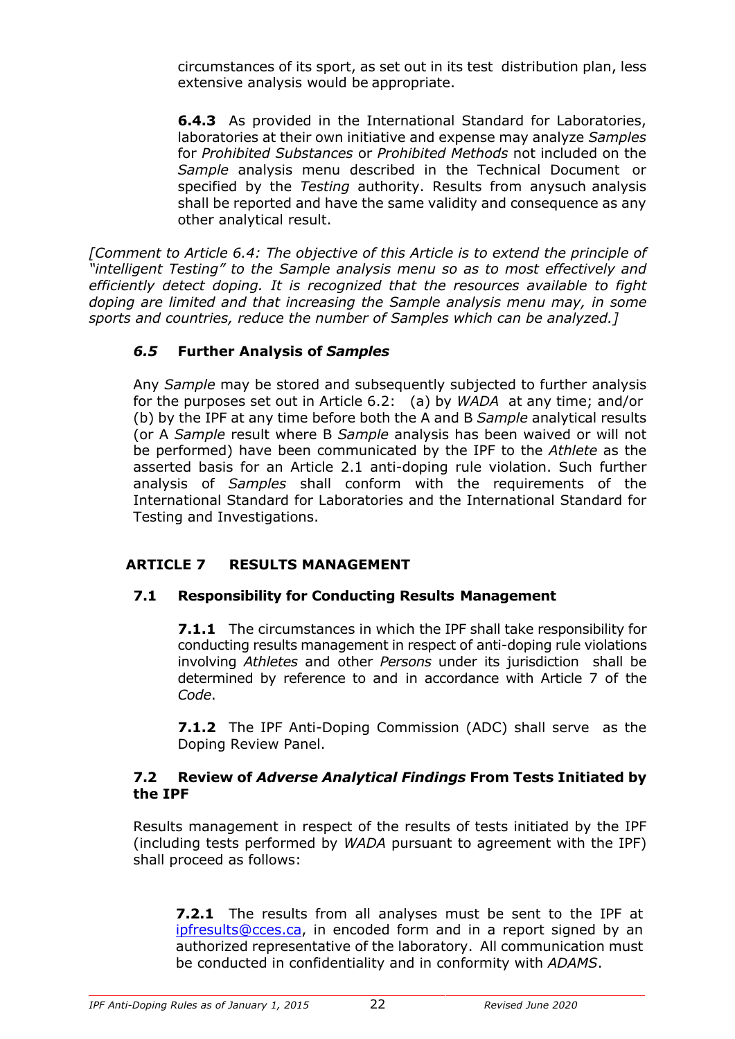circumstances of its sport, as set out in its test distribution plan, less extensive analysis would be appropriate.

**6.4.3** As provided in the International Standard for Laboratories, laboratories at their own initiative and expense may analyze *Samples* for *Prohibited Substances* or *Prohibited Methods* not included on the *Sample* analysis menu described in the Technical Document or specified by the *Testing* authority. Results from anysuch analysis shall be reported and have the same validity and consequence as any other analytical result.

*[Comment to Article 6.4: The objective of this Article is to extend the principle of "intelligent Testing" to the Sample analysis menu so as to most effectively and efficiently detect doping. It is recognized that the resources available to fight doping are limited and that increasing the Sample analysis menu may, in some sports and countries, reduce the number of Samples which can be analyzed.]*

### *6.5* Further Analysis of *Samples*

Any *Sample* may be stored and subsequently subjected to further analysis for the purposes set out in Article 6.2: (a) by *WADA* at any time; and/or (b) by the IPF at any time before both the A and B *Sample* analytical results (or A *Sample* result where B *Sample* analysis has been waived or will not be performed) have been communicated by the IPF to the *Athlete* as the asserted basis for an Article 2.1 anti-doping rule violation. Such further analysis of *Samples* shall conform with the requirements of the International Standard for Laboratories and the International Standard for Testing and Investigations.

## ARTICLE 7 RESULTS MANAGEMENT

### 7.1 Responsibility for Conducting Results Management

**7.1.1** The circumstances in which the IPF shall take responsibility for conducting results management in respect of anti-doping rule violations involving *Athletes* and other *Persons* under its jurisdiction shall be determined by reference to and in accordance with Article 7 of the *Code*.

**7.1.2** The IPF Anti-Doping Commission (ADC) shall serve as the Doping Review Panel.

### 7.2 Review of *Adverse Analytical Findings* From Tests Initiated by the IPF

Results management in respect of the results of tests initiated by the IPF (including tests performed by *WADA* pursuant to agreement with the IPF) shall proceed as follows:

**7.2.1** The results from all analyses must be sent to the IPF at ipfresults@cces.ca, in encoded form and in a report signed by an authorized representative of the laboratory. All communication must be conducted in confidentiality and in conformity with *ADAMS*.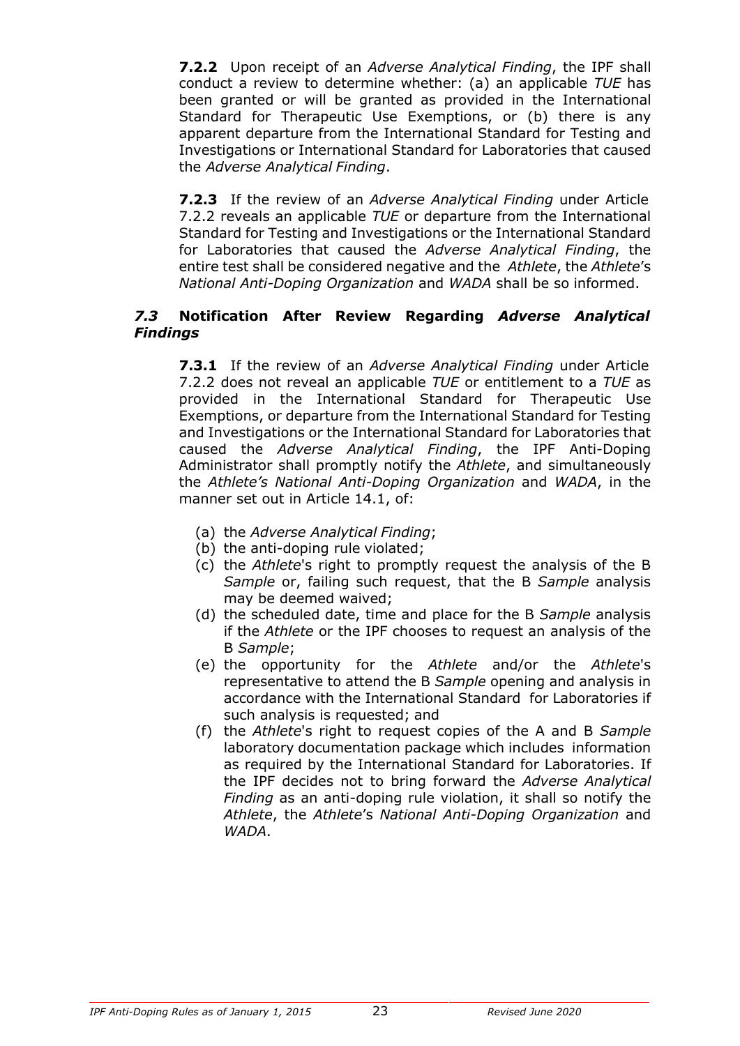**7.2.2** Upon receipt of an *Adverse Analytical Finding*, the IPF shall conduct a review to determine whether: (a) an applicable *TUE* has been granted or will be granted as provided in the International Standard for Therapeutic Use Exemptions, or (b) there is any apparent departure from the International Standard for Testing and Investigations or International Standard for Laboratories that caused the *Adverse Analytical Finding*.

**7.2.3** If the review of an *Adverse Analytical Finding* under Article 7.2.2 reveals an applicable *TUE* or departure from the International Standard for Testing and Investigations or the International Standard for Laboratories that caused the *Adverse Analytical Finding*, the entire test shall be considered negative and the *Athlete*, the *Athlete*'s *National Anti-Doping Organization* and *WADA* shall be so informed.

### *7.3* Notification After Review Regarding *Adverse Analytical Findings*

**7.3.1** If the review of an *Adverse Analytical Finding* under Article 7.2.2 does not reveal an applicable *TUE* or entitlement to a *TUE* as provided in the International Standard for Therapeutic Use Exemptions, or departure from the International Standard for Testing and Investigations or the International Standard for Laboratories that caused the *Adverse Analytical Finding*, the IPF Anti-Doping Administrator shall promptly notify the *Athlete*, and simultaneously the *Athlete's National Anti-Doping Organization* and *WADA*, in the manner set out in Article 14.1, of:

(a) the *Adverse Analytical Finding*;
(b) the anti-doping rule violated;
(c) the *Athlete*'s right to promptly request the analysis of the B *Sample* or, failing such request, that the B *Sample* analysis may be deemed waived;
(d) the scheduled date, time and place for the B *Sample* analysis if the *Athlete* or the IPF chooses to request an analysis of the B *Sample*;
(e) the opportunity for the *Athlete* and/or the *Athlete*'s representative to attend the B *Sample* opening and analysis in accordance with the International Standard for Laboratories if such analysis is requested; and
(f) the *Athlete*'s right to request copies of the A and B *Sample* laboratory documentation package which includes information as required by the International Standard for Laboratories. If the IPF decides not to bring forward the *Adverse Analytical Finding* as an anti-doping rule violation, it shall so notify the *Athlete*, the *Athlete*'s *National Anti-Doping Organization* and *WADA*.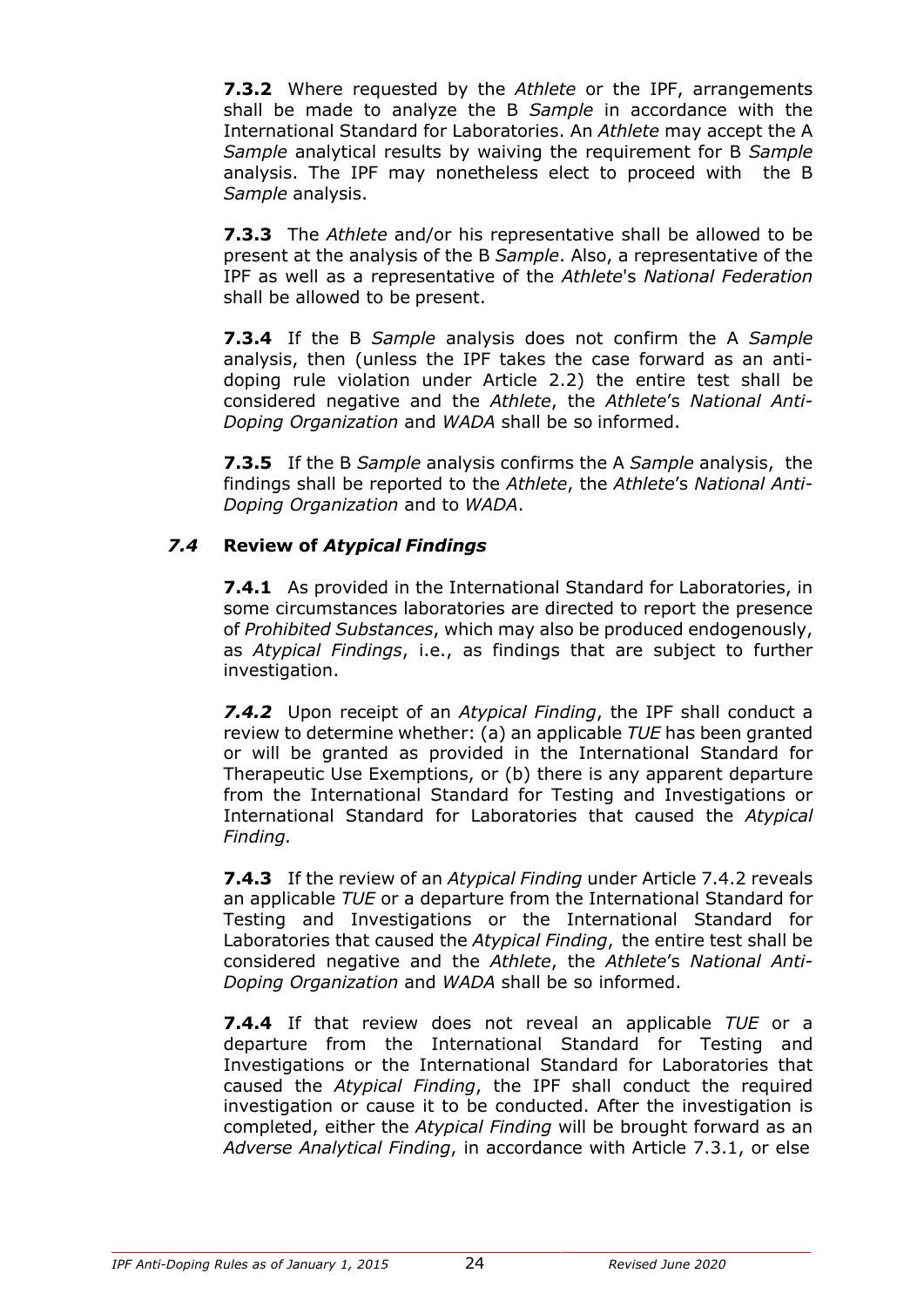**7.3.2** Where requested by the *Athlete* or the IPF, arrangements shall be made to analyze the B *Sample* in accordance with the International Standard for Laboratories. An *Athlete* may accept the A *Sample* analytical results by waiving the requirement for B *Sample* analysis. The IPF may nonetheless elect to proceed with the B *Sample* analysis.

**7.3.3** The *Athlete* and/or his representative shall be allowed to be present at the analysis of the B *Sample*. Also, a representative of the IPF as well as a representative of the *Athlete*'s *National Federation* shall be allowed to be present.

**7.3.4** If the B *Sample* analysis does not confirm the A *Sample* analysis, then (unless the IPF takes the case forward as an anti-doping rule violation under Article 2.2) the entire test shall be considered negative and the *Athlete*, the *Athlete*'s *National Anti-Doping Organization* and *WADA* shall be so informed.

**7.3.5** If the B *Sample* analysis confirms the A *Sample* analysis, the findings shall be reported to the *Athlete*, the *Athlete*'s *National Anti-Doping Organization* and to *WADA*.

### *7.4* Review of *Atypical Findings*

**7.4.1** As provided in the International Standard for Laboratories, in some circumstances laboratories are directed to report the presence of *Prohibited Substances*, which may also be produced endogenously, as *Atypical Findings*, i.e., as findings that are subject to further investigation.

***7.4.2*** Upon receipt of an *Atypical Finding*, the IPF shall conduct a review to determine whether: (a) an applicable *TUE* has been granted or will be granted as provided in the International Standard for Therapeutic Use Exemptions, or (b) there is any apparent departure from the International Standard for Testing and Investigations or International Standard for Laboratories that caused the *Atypical Finding.*

**7.4.3** If the review of an *Atypical Finding* under Article 7.4.2 reveals an applicable *TUE* or a departure from the International Standard for Testing and Investigations or the International Standard for Laboratories that caused the *Atypical Finding*, the entire test shall be considered negative and the *Athlete*, the *Athlete*'s *National Anti-Doping Organization* and *WADA* shall be so informed.

**7.4.4** If that review does not reveal an applicable *TUE* or a departure from the International Standard for Testing and Investigations or the International Standard for Laboratories that caused the *Atypical Finding*, the IPF shall conduct the required investigation or cause it to be conducted. After the investigation is completed, either the *Atypical Finding* will be brought forward as an *Adverse Analytical Finding*, in accordance with Article 7.3.1, or else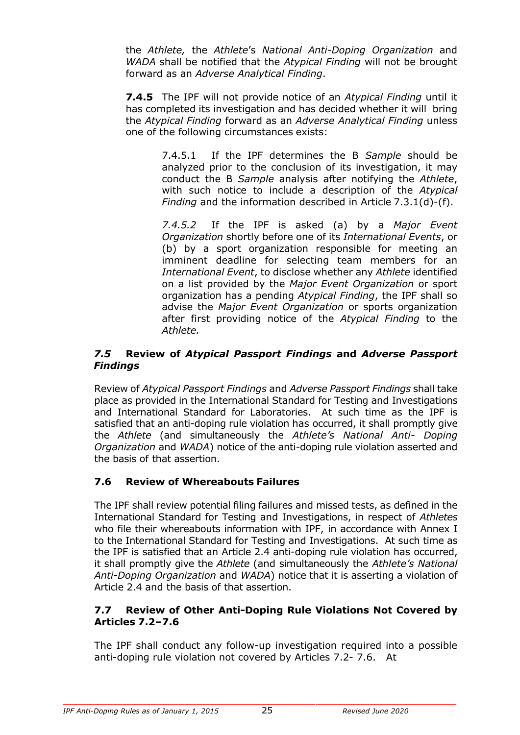the *Athlete,* the *Athlete*'s *National Anti-Doping Organization* and *WADA* shall be notified that the *Atypical Finding* will not be brought forward as an *Adverse Analytical Finding*.

**7.4.5** The IPF will not provide notice of an *Atypical Finding* until it has completed its investigation and has decided whether it will bring the *Atypical Finding* forward as an *Adverse Analytical Finding* unless one of the following circumstances exists:

7.4.5.1 If the IPF determines the B *Sample* should be analyzed prior to the conclusion of its investigation, it may conduct the B *Sample* analysis after notifying the *Athlete*, with such notice to include a description of the *Atypical Finding* and the information described in Article 7.3.1(d)-(f).

*7.4.5.2* If the IPF is asked (a) by a *Major Event Organization* shortly before one of its *International Events*, or (b) by a sport organization responsible for meeting an imminent deadline for selecting team members for an *International Event*, to disclose whether any *Athlete* identified on a list provided by the *Major Event Organization* or sport organization has a pending *Atypical Finding*, the IPF shall so advise the *Major Event Organization* or sports organization after first providing notice of the *Atypical Finding* to the *Athlete.*

### *7.5* Review of *Atypical Passport Findings* and *Adverse Passport Findings*

Review of *Atypical Passport Findings* and *Adverse Passport Findings* shall take place as provided in the International Standard for Testing and Investigations and International Standard for Laboratories. At such time as the IPF is satisfied that an anti-doping rule violation has occurred, it shall promptly give the *Athlete* (and simultaneously the *Athlete's National Anti- Doping Organization* and *WADA*) notice of the anti-doping rule violation asserted and the basis of that assertion.

### 7.6 Review of Whereabouts Failures

The IPF shall review potential filing failures and missed tests, as defined in the International Standard for Testing and Investigations, in respect of *Athletes* who file their whereabouts information with IPF, in accordance with Annex I to the International Standard for Testing and Investigations. At such time as the IPF is satisfied that an Article 2.4 anti-doping rule violation has occurred, it shall promptly give the *Athlete* (and simultaneously the *Athlete's National Anti-Doping Organization* and *WADA*) notice that it is asserting a violation of Article 2.4 and the basis of that assertion.

### 7.7 Review of Other Anti-Doping Rule Violations Not Covered by Articles 7.2–7.6

The IPF shall conduct any follow-up investigation required into a possible anti-doping rule violation not covered by Articles 7.2- 7.6. At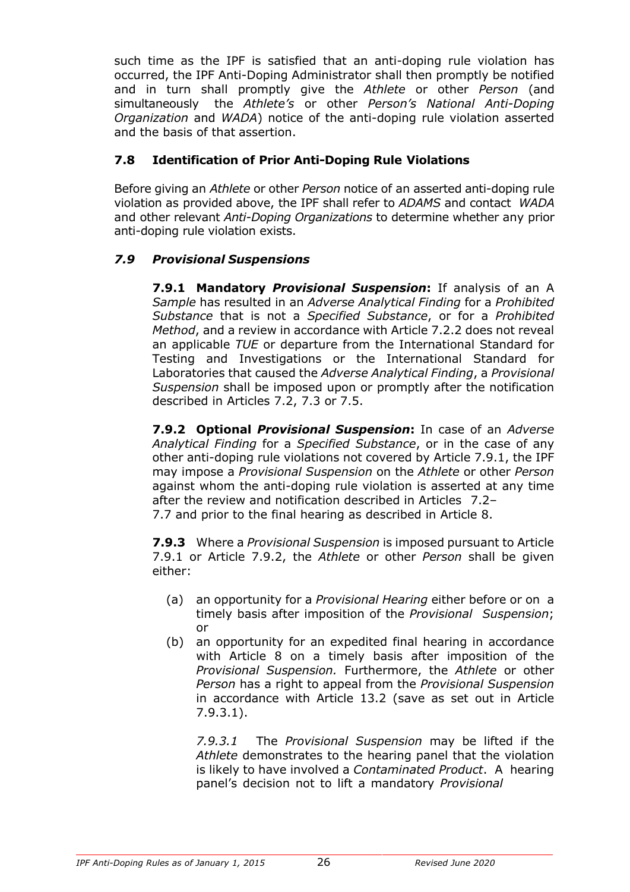such time as the IPF is satisfied that an anti-doping rule violation has occurred, the IPF Anti-Doping Administrator shall then promptly be notified and in turn shall promptly give the *Athlete* or other *Person* (and simultaneously the *Athlete's* or other *Person's National Anti-Doping Organization* and *WADA*) notice of the anti-doping rule violation asserted and the basis of that assertion.

### 7.8 Identification of Prior Anti-Doping Rule Violations

Before giving an *Athlete* or other *Person* notice of an asserted anti-doping rule violation as provided above, the IPF shall refer to *ADAMS* and contact *WADA* and other relevant *Anti-Doping Organizations* to determine whether any prior anti-doping rule violation exists.

### *7.9 Provisional Suspensions*

**7.9.1 Mandatory *Provisional Suspension*:** If analysis of an A *Sample* has resulted in an *Adverse Analytical Finding* for a *Prohibited Substance* that is not a *Specified Substance*, or for a *Prohibited Method*, and a review in accordance with Article 7.2.2 does not reveal an applicable *TUE* or departure from the International Standard for Testing and Investigations or the International Standard for Laboratories that caused the *Adverse Analytical Finding*, a *Provisional Suspension* shall be imposed upon or promptly after the notification described in Articles 7.2, 7.3 or 7.5.

**7.9.2 Optional *Provisional Suspension*:** In case of an *Adverse Analytical Finding* for a *Specified Substance*, or in the case of any other anti-doping rule violations not covered by Article 7.9.1, the IPF may impose a *Provisional Suspension* on the *Athlete* or other *Person* against whom the anti-doping rule violation is asserted at any time after the review and notification described in Articles 7.2–7.7 and prior to the final hearing as described in Article 8.

**7.9.3** Where a *Provisional Suspension* is imposed pursuant to Article 7.9.1 or Article 7.9.2, the *Athlete* or other *Person* shall be given either:

(a) an opportunity for a *Provisional Hearing* either before or on a timely basis after imposition of the *Provisional Suspension*; or

(b) an opportunity for an expedited final hearing in accordance with Article 8 on a timely basis after imposition of the *Provisional Suspension.* Furthermore, the *Athlete* or other *Person* has a right to appeal from the *Provisional Suspension* in accordance with Article 13.2 (save as set out in Article 7.9.3.1).

*7.9.3.1* The *Provisional Suspension* may be lifted if the *Athlete* demonstrates to the hearing panel that the violation is likely to have involved a *Contaminated Product*. A hearing panel's decision not to lift a mandatory *Provisional*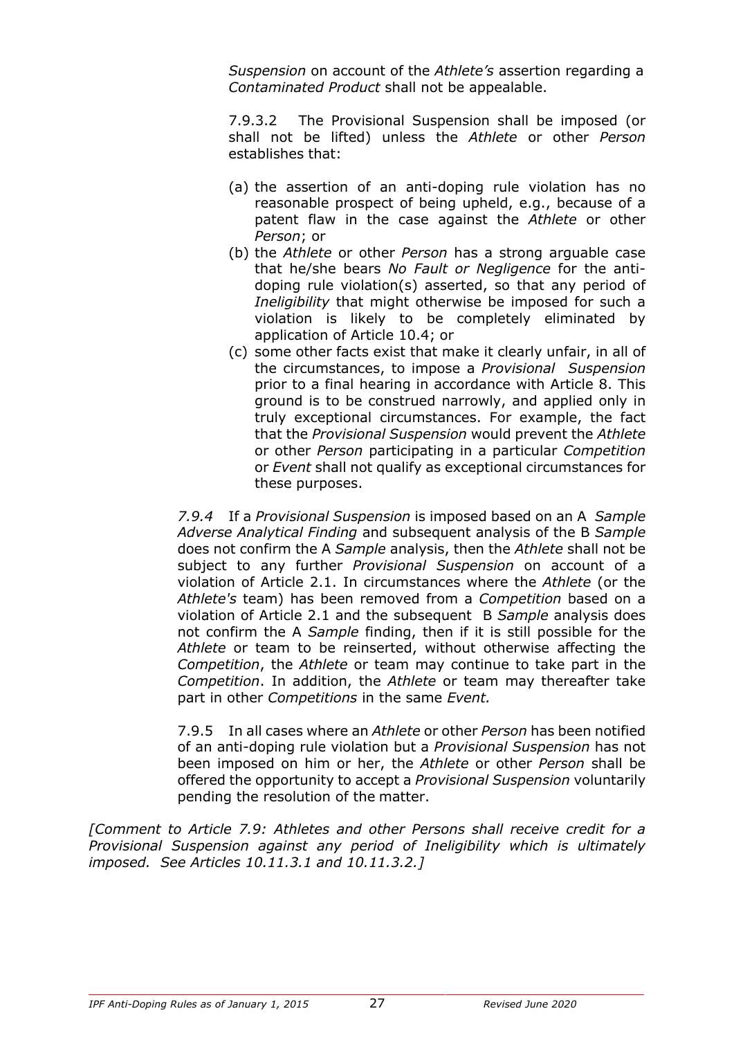*Suspension* on account of the *Athlete's* assertion regarding a *Contaminated Product* shall not be appealable.

7.9.3.2 The Provisional Suspension shall be imposed (or shall not be lifted) unless the *Athlete* or other *Person* establishes that:

(a) the assertion of an anti-doping rule violation has no reasonable prospect of being upheld, e.g., because of a patent flaw in the case against the *Athlete* or other *Person*; or

(b) the *Athlete* or other *Person* has a strong arguable case that he/she bears *No Fault or Negligence* for the anti-doping rule violation(s) asserted, so that any period of *Ineligibility* that might otherwise be imposed for such a violation is likely to be completely eliminated by application of Article 10.4; or

(c) some other facts exist that make it clearly unfair, in all of the circumstances, to impose a *Provisional Suspension* prior to a final hearing in accordance with Article 8. This ground is to be construed narrowly, and applied only in truly exceptional circumstances. For example, the fact that the *Provisional Suspension* would prevent the *Athlete* or other *Person* participating in a particular *Competition* or *Event* shall not qualify as exceptional circumstances for these purposes.

*7.9.4* If a *Provisional Suspension* is imposed based on an A *Sample Adverse Analytical Finding* and subsequent analysis of the B *Sample* does not confirm the A *Sample* analysis, then the *Athlete* shall not be subject to any further *Provisional Suspension* on account of a violation of Article 2.1. In circumstances where the *Athlete* (or the *Athlete's* team) has been removed from a *Competition* based on a violation of Article 2.1 and the subsequent B *Sample* analysis does not confirm the A *Sample* finding, then if it is still possible for the *Athlete* or team to be reinserted, without otherwise affecting the *Competition*, the *Athlete* or team may continue to take part in the *Competition*. In addition, the *Athlete* or team may thereafter take part in other *Competitions* in the same *Event.*

7.9.5 In all cases where an *Athlete* or other *Person* has been notified of an anti-doping rule violation but a *Provisional Suspension* has not been imposed on him or her, the *Athlete* or other *Person* shall be offered the opportunity to accept a *Provisional Suspension* voluntarily pending the resolution of the matter.

*[Comment to Article 7.9: Athletes and other Persons shall receive credit for a Provisional Suspension against any period of Ineligibility which is ultimately imposed. See Articles 10.11.3.1 and 10.11.3.2.]*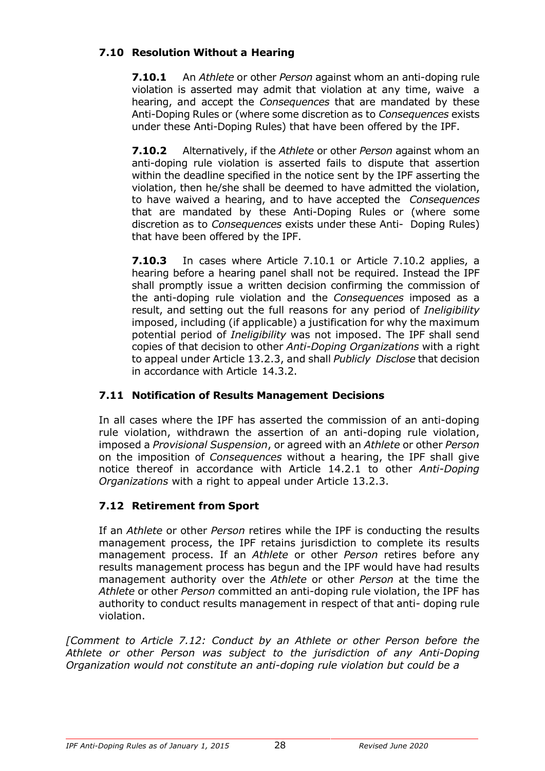### 7.10 Resolution Without a Hearing

**7.10.1** An *Athlete* or other *Person* against whom an anti-doping rule violation is asserted may admit that violation at any time, waive a hearing, and accept the *Consequences* that are mandated by these Anti-Doping Rules or (where some discretion as to *Consequences* exists under these Anti-Doping Rules) that have been offered by the IPF.

**7.10.2** Alternatively, if the *Athlete* or other *Person* against whom an anti-doping rule violation is asserted fails to dispute that assertion within the deadline specified in the notice sent by the IPF asserting the violation, then he/she shall be deemed to have admitted the violation, to have waived a hearing, and to have accepted the *Consequences* that are mandated by these Anti-Doping Rules or (where some discretion as to *Consequences* exists under these Anti- Doping Rules) that have been offered by the IPF.

**7.10.3** In cases where Article 7.10.1 or Article 7.10.2 applies, a hearing before a hearing panel shall not be required. Instead the IPF shall promptly issue a written decision confirming the commission of the anti-doping rule violation and the *Consequences* imposed as a result, and setting out the full reasons for any period of *Ineligibility* imposed, including (if applicable) a justification for why the maximum potential period of *Ineligibility* was not imposed. The IPF shall send copies of that decision to other *Anti-Doping Organizations* with a right to appeal under Article 13.2.3, and shall *Publicly Disclose* that decision in accordance with Article 14.3.2.

### 7.11 Notification of Results Management Decisions

In all cases where the IPF has asserted the commission of an anti-doping rule violation, withdrawn the assertion of an anti-doping rule violation, imposed a *Provisional Suspension*, or agreed with an *Athlete* or other *Person* on the imposition of *Consequences* without a hearing, the IPF shall give notice thereof in accordance with Article 14.2.1 to other *Anti-Doping Organizations* with a right to appeal under Article 13.2.3.

### 7.12 Retirement from Sport

If an *Athlete* or other *Person* retires while the IPF is conducting the results management process, the IPF retains jurisdiction to complete its results management process. If an *Athlete* or other *Person* retires before any results management process has begun and the IPF would have had results management authority over the *Athlete* or other *Person* at the time the *Athlete* or other *Person* committed an anti-doping rule violation, the IPF has authority to conduct results management in respect of that anti- doping rule violation.

*[Comment to Article 7.12: Conduct by an Athlete or other Person before the Athlete or other Person was subject to the jurisdiction of any Anti-Doping Organization would not constitute an anti-doping rule violation but could be a*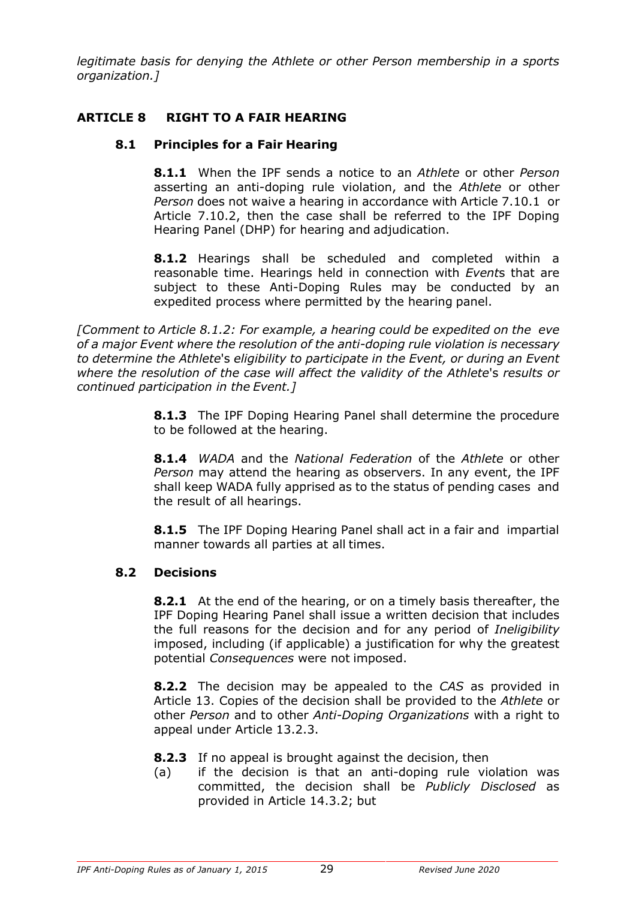*legitimate basis for denying the Athlete or other Person membership in a sports organization.]*

## ARTICLE 8 RIGHT TO A FAIR HEARING

### 8.1 Principles for a Fair Hearing

**8.1.1** When the IPF sends a notice to an *Athlete* or other *Person* asserting an anti-doping rule violation, and the *Athlete* or other *Person* does not waive a hearing in accordance with Article 7.10.1 or Article 7.10.2, then the case shall be referred to the IPF Doping Hearing Panel (DHP) for hearing and adjudication.

**8.1.2** Hearings shall be scheduled and completed within a reasonable time. Hearings held in connection with *Event*s that are subject to these Anti-Doping Rules may be conducted by an expedited process where permitted by the hearing panel.

*[Comment to Article 8.1.2: For example, a hearing could be expedited on the eve of a major Event where the resolution of the anti-doping rule violation is necessary to determine the Athlete's eligibility to participate in the Event, or during an Event where the resolution of the case will affect the validity of the Athlete's results or continued participation in the Event.]*

**8.1.3** The IPF Doping Hearing Panel shall determine the procedure to be followed at the hearing.

**8.1.4** *WADA* and the *National Federation* of the *Athlete* or other *Person* may attend the hearing as observers. In any event, the IPF shall keep WADA fully apprised as to the status of pending cases and the result of all hearings.

**8.1.5** The IPF Doping Hearing Panel shall act in a fair and impartial manner towards all parties at all times.

### 8.2 Decisions

**8.2.1** At the end of the hearing, or on a timely basis thereafter, the IPF Doping Hearing Panel shall issue a written decision that includes the full reasons for the decision and for any period of *Ineligibility* imposed, including (if applicable) a justification for why the greatest potential *Consequences* were not imposed.

**8.2.2** The decision may be appealed to the *CAS* as provided in Article 13. Copies of the decision shall be provided to the *Athlete* or other *Person* and to other *Anti-Doping Organizations* with a right to appeal under Article 13.2.3.

**8.2.3** If no appeal is brought against the decision, then

(a) if the decision is that an anti-doping rule violation was committed, the decision shall be *Publicly Disclosed* as provided in Article 14.3.2; but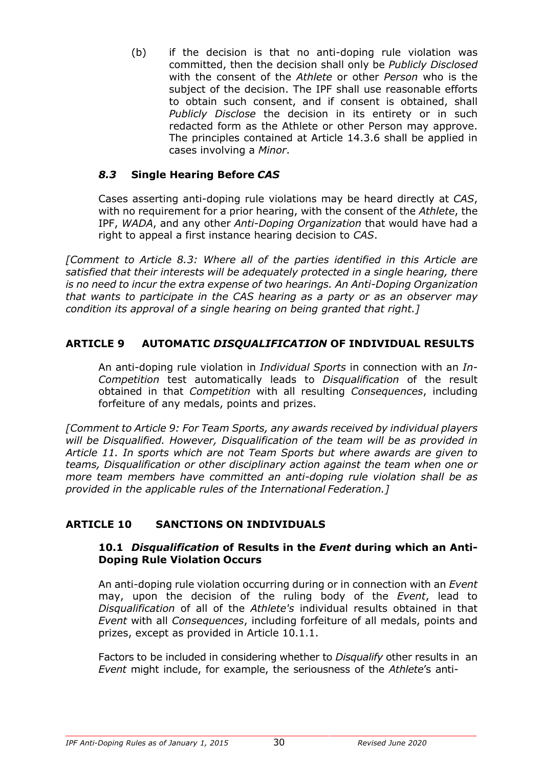(b) if the decision is that no anti-doping rule violation was committed, then the decision shall only be *Publicly Disclosed* with the consent of the *Athlete* or other *Person* who is the subject of the decision. The IPF shall use reasonable efforts to obtain such consent, and if consent is obtained, shall *Publicly Disclose* the decision in its entirety or in such redacted form as the Athlete or other Person may approve. The principles contained at Article 14.3.6 shall be applied in cases involving a *Minor*.

### *8.3* Single Hearing Before *CAS*

Cases asserting anti-doping rule violations may be heard directly at *CAS*, with no requirement for a prior hearing, with the consent of the *Athlete*, the IPF, *WADA*, and any other *Anti-Doping Organization* that would have had a right to appeal a first instance hearing decision to *CAS*.

*[Comment to Article 8.3: Where all of the parties identified in this Article are satisfied that their interests will be adequately protected in a single hearing, there is no need to incur the extra expense of two hearings. An Anti-Doping Organization that wants to participate in the CAS hearing as a party or as an observer may condition its approval of a single hearing on being granted that right.]*

## ARTICLE 9 AUTOMATIC *DISQUALIFICATION* OF INDIVIDUAL RESULTS

An anti-doping rule violation in *Individual Sports* in connection with an *In-Competition* test automatically leads to *Disqualification* of the result obtained in that *Competition* with all resulting *Consequences*, including forfeiture of any medals, points and prizes.

*[Comment to Article 9: For Team Sports, any awards received by individual players will be Disqualified. However, Disqualification of the team will be as provided in Article 11. In sports which are not Team Sports but where awards are given to teams, Disqualification or other disciplinary action against the team when one or more team members have committed an anti-doping rule violation shall be as provided in the applicable rules of the International Federation.]*

## ARTICLE 10 SANCTIONS ON INDIVIDUALS

### 10.1 *Disqualification* of Results in the *Event* during which an Anti-Doping Rule Violation Occurs

An anti-doping rule violation occurring during or in connection with an *Event* may, upon the decision of the ruling body of the *Event*, lead to *Disqualification* of all of the *Athlete's* individual results obtained in that *Event* with all *Consequences*, including forfeiture of all medals, points and prizes, except as provided in Article 10.1.1.

Factors to be included in considering whether to *Disqualify* other results in an *Event* might include, for example, the seriousness of the *Athlete*'s anti-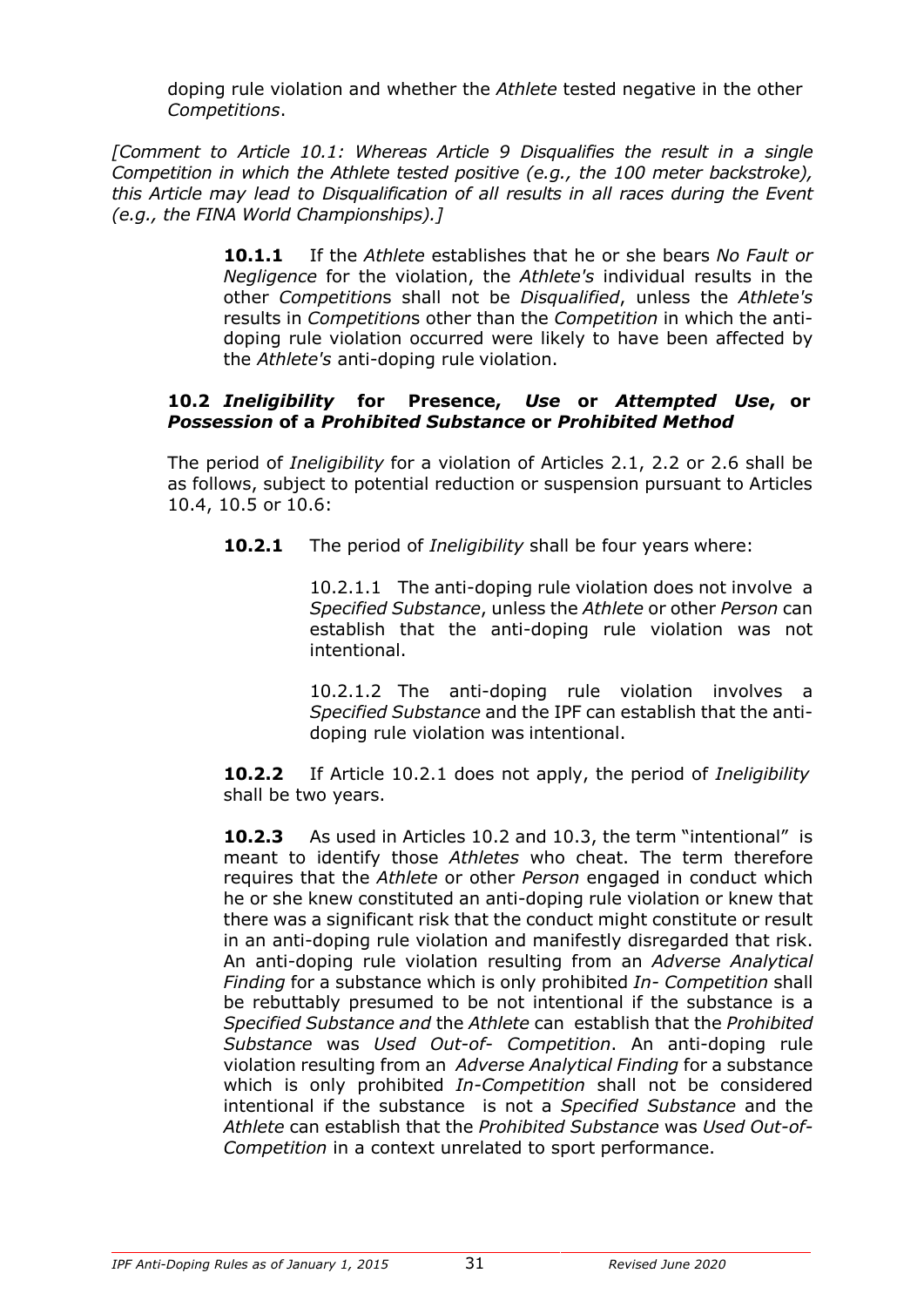doping rule violation and whether the *Athlete* tested negative in the other *Competitions*.

*[Comment to Article 10.1: Whereas Article 9 Disqualifies the result in a single Competition in which the Athlete tested positive (e.g., the 100 meter backstroke), this Article may lead to Disqualification of all results in all races during the Event (e.g., the FINA World Championships).]*

**10.1.1** If the *Athlete* establishes that he or she bears *No Fault or Negligence* for the violation, the *Athlete's* individual results in the other *Competition*s shall not be *Disqualified*, unless the *Athlete's* results in *Competition*s other than the *Competition* in which the anti-doping rule violation occurred were likely to have been affected by the *Athlete's* anti-doping rule violation.

**10.2 *Ineligibility* for Presence, *Use* or *Attempted Use*, or *Possession* of a *Prohibited Substance* or *Prohibited Method***

The period of *Ineligibility* for a violation of Articles 2.1, 2.2 or 2.6 shall be as follows, subject to potential reduction or suspension pursuant to Articles 10.4, 10.5 or 10.6:

**10.2.1** The period of *Ineligibility* shall be four years where:

10.2.1.1 The anti-doping rule violation does not involve a *Specified Substance*, unless the *Athlete* or other *Person* can establish that the anti-doping rule violation was not intentional.

10.2.1.2 The anti-doping rule violation involves a *Specified Substance* and the IPF can establish that the anti-doping rule violation was intentional.

**10.2.2** If Article 10.2.1 does not apply, the period of *Ineligibility* shall be two years.

**10.2.3** As used in Articles 10.2 and 10.3, the term "intentional" is meant to identify those *Athletes* who cheat. The term therefore requires that the *Athlete* or other *Person* engaged in conduct which he or she knew constituted an anti-doping rule violation or knew that there was a significant risk that the conduct might constitute or result in an anti-doping rule violation and manifestly disregarded that risk. An anti-doping rule violation resulting from an *Adverse Analytical Finding* for a substance which is only prohibited *In- Competition* shall be rebuttably presumed to be not intentional if the substance is a *Specified Substance and* the *Athlete* can establish that the *Prohibited Substance* was *Used Out-of- Competition*. An anti-doping rule violation resulting from an *Adverse Analytical Finding* for a substance which is only prohibited *In-Competition* shall not be considered intentional if the substance is not a *Specified Substance* and the *Athlete* can establish that the *Prohibited Substance* was *Used Out-of-Competition* in a context unrelated to sport performance.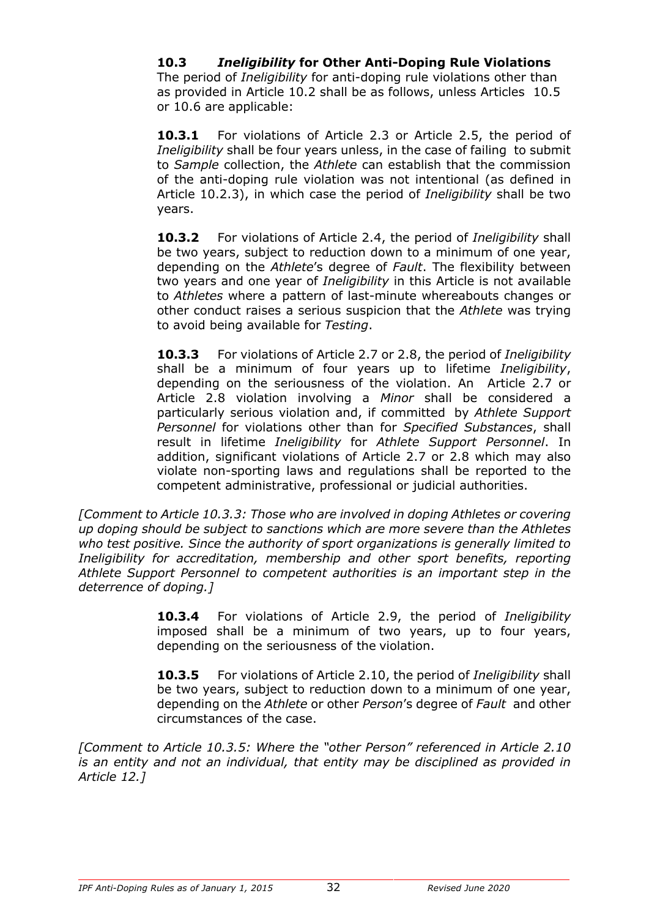### 10.3 *Ineligibility* for Other Anti-Doping Rule Violations

The period of *Ineligibility* for anti-doping rule violations other than as provided in Article 10.2 shall be as follows, unless Articles 10.5 or 10.6 are applicable:

**10.3.1** For violations of Article 2.3 or Article 2.5, the period of *Ineligibility* shall be four years unless, in the case of failing to submit to *Sample* collection, the *Athlete* can establish that the commission of the anti-doping rule violation was not intentional (as defined in Article 10.2.3), in which case the period of *Ineligibility* shall be two years.

**10.3.2** For violations of Article 2.4, the period of *Ineligibility* shall be two years, subject to reduction down to a minimum of one year, depending on the *Athlete*'s degree of *Fault*. The flexibility between two years and one year of *Ineligibility* in this Article is not available to *Athletes* where a pattern of last-minute whereabouts changes or other conduct raises a serious suspicion that the *Athlete* was trying to avoid being available for *Testing*.

**10.3.3** For violations of Article 2.7 or 2.8, the period of *Ineligibility* shall be a minimum of four years up to lifetime *Ineligibility*, depending on the seriousness of the violation. An Article 2.7 or Article 2.8 violation involving a *Minor* shall be considered a particularly serious violation and, if committed by *Athlete Support Personnel* for violations other than for *Specified Substances*, shall result in lifetime *Ineligibility* for *Athlete Support Personnel*. In addition, significant violations of Article 2.7 or 2.8 which may also violate non-sporting laws and regulations shall be reported to the competent administrative, professional or judicial authorities.

*[Comment to Article 10.3.3: Those who are involved in doping Athletes or covering up doping should be subject to sanctions which are more severe than the Athletes who test positive. Since the authority of sport organizations is generally limited to Ineligibility for accreditation, membership and other sport benefits, reporting Athlete Support Personnel to competent authorities is an important step in the deterrence of doping.]*

**10.3.4** For violations of Article 2.9, the period of *Ineligibility* imposed shall be a minimum of two years, up to four years, depending on the seriousness of the violation.

**10.3.5** For violations of Article 2.10, the period of *Ineligibility* shall be two years, subject to reduction down to a minimum of one year, depending on the *Athlete* or other *Person*'s degree of *Fault* and other circumstances of the case.

*[Comment to Article 10.3.5: Where the "other Person" referenced in Article 2.10 is an entity and not an individual, that entity may be disciplined as provided in Article 12.]*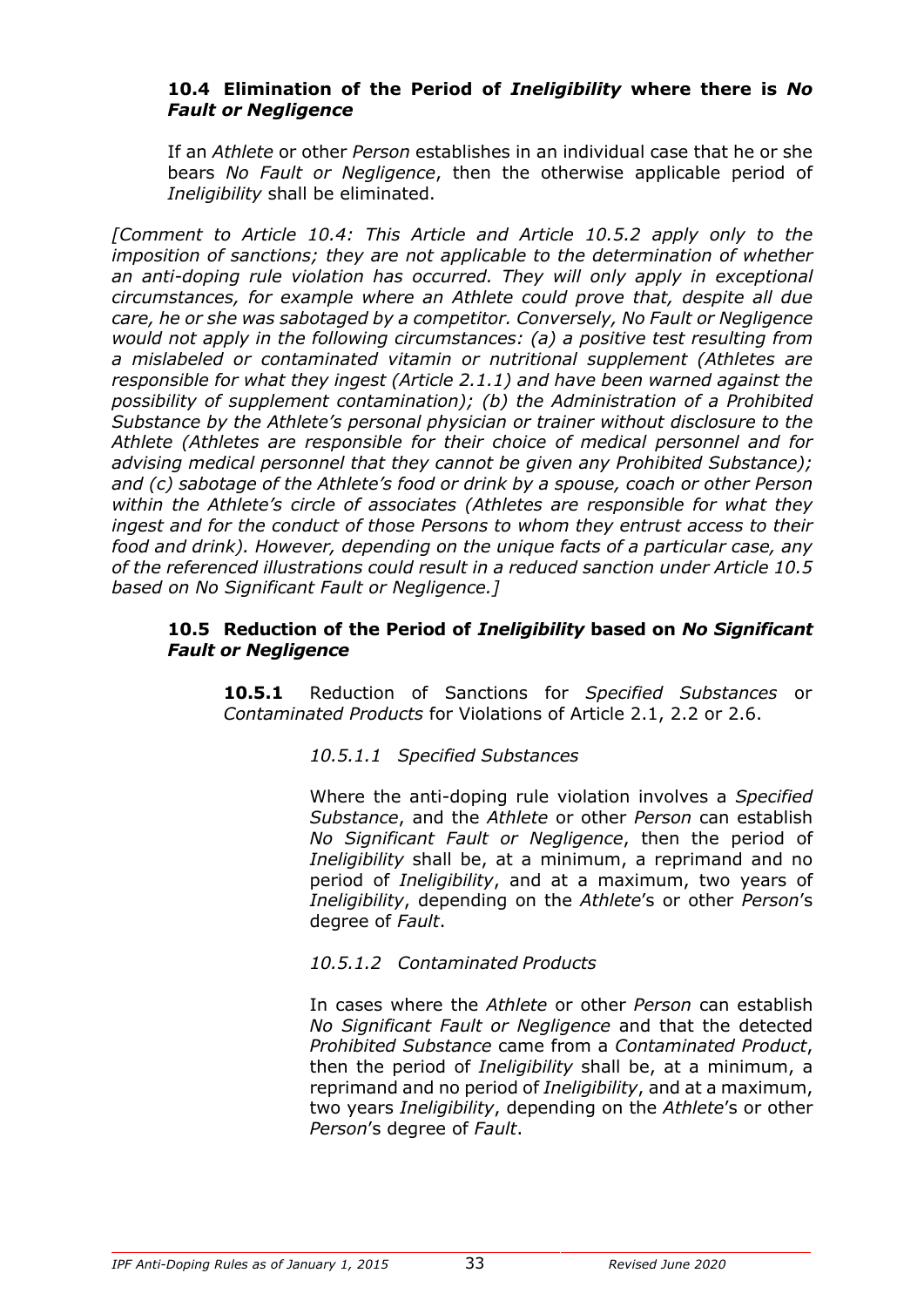### 10.4 Elimination of the Period of *Ineligibility* where there is *No Fault or Negligence*

If an *Athlete* or other *Person* establishes in an individual case that he or she bears *No Fault or Negligence*, then the otherwise applicable period of *Ineligibility* shall be eliminated.

*[Comment to Article 10.4: This Article and Article 10.5.2 apply only to the imposition of sanctions; they are not applicable to the determination of whether an anti-doping rule violation has occurred. They will only apply in exceptional circumstances, for example where an Athlete could prove that, despite all due care, he or she was sabotaged by a competitor. Conversely, No Fault or Negligence would not apply in the following circumstances: (a) a positive test resulting from a mislabeled or contaminated vitamin or nutritional supplement (Athletes are responsible for what they ingest (Article 2.1.1) and have been warned against the possibility of supplement contamination); (b) the Administration of a Prohibited Substance by the Athlete's personal physician or trainer without disclosure to the Athlete (Athletes are responsible for their choice of medical personnel and for advising medical personnel that they cannot be given any Prohibited Substance); and (c) sabotage of the Athlete's food or drink by a spouse, coach or other Person within the Athlete's circle of associates (Athletes are responsible for what they ingest and for the conduct of those Persons to whom they entrust access to their food and drink). However, depending on the unique facts of a particular case, any of the referenced illustrations could result in a reduced sanction under Article 10.5 based on No Significant Fault or Negligence.]*

### 10.5 Reduction of the Period of *Ineligibility* based on *No Significant Fault or Negligence*

**10.5.1** Reduction of Sanctions for *Specified Substances* or *Contaminated Products* for Violations of Article 2.1, 2.2 or 2.6.

*10.5.1.1 Specified Substances*

Where the anti-doping rule violation involves a *Specified Substance*, and the *Athlete* or other *Person* can establish *No Significant Fault or Negligence*, then the period of *Ineligibility* shall be, at a minimum, a reprimand and no period of *Ineligibility*, and at a maximum, two years of *Ineligibility*, depending on the *Athlete*'s or other *Person*'s degree of *Fault*.

*10.5.1.2 Contaminated Products*

In cases where the *Athlete* or other *Person* can establish *No Significant Fault or Negligence* and that the detected *Prohibited Substance* came from a *Contaminated Product*, then the period of *Ineligibility* shall be, at a minimum, a reprimand and no period of *Ineligibility*, and at a maximum, two years *Ineligibility*, depending on the *Athlete*'s or other *Person*'s degree of *Fault*.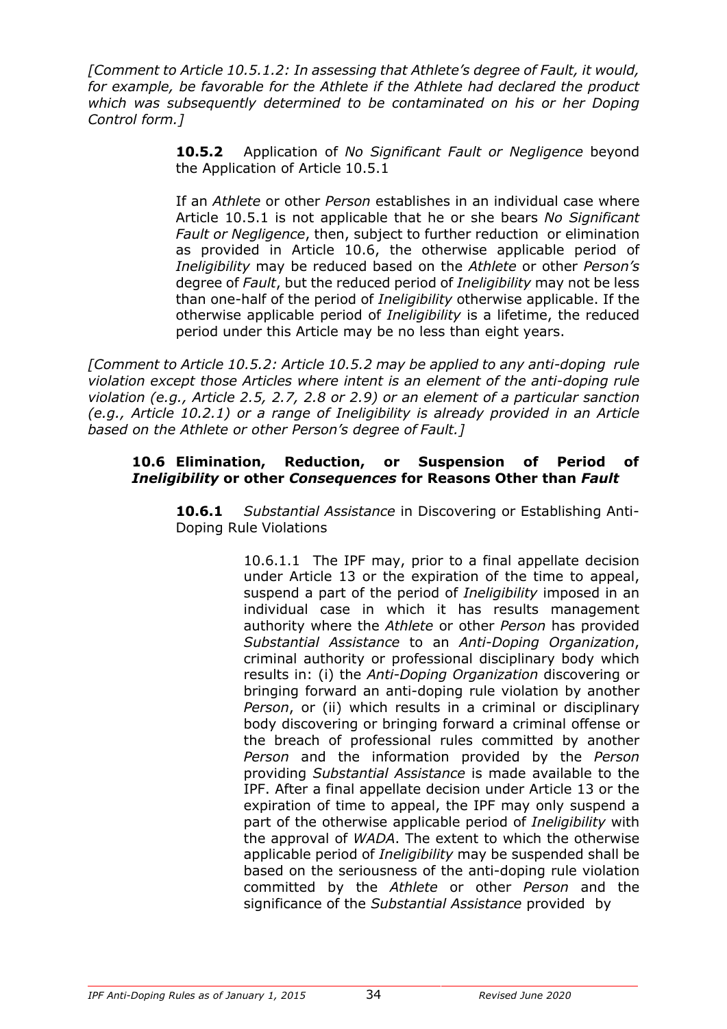*[Comment to Article 10.5.1.2: In assessing that Athlete's degree of Fault, it would, for example, be favorable for the Athlete if the Athlete had declared the product which was subsequently determined to be contaminated on his or her Doping Control form.]*

**10.5.2** Application of *No Significant Fault or Negligence* beyond the Application of Article 10.5.1

If an *Athlete* or other *Person* establishes in an individual case where Article 10.5.1 is not applicable that he or she bears *No Significant Fault or Negligence*, then, subject to further reduction or elimination as provided in Article 10.6, the otherwise applicable period of *Ineligibility* may be reduced based on the *Athlete* or other *Person's* degree of *Fault*, but the reduced period of *Ineligibility* may not be less than one-half of the period of *Ineligibility* otherwise applicable. If the otherwise applicable period of *Ineligibility* is a lifetime, the reduced period under this Article may be no less than eight years.

*[Comment to Article 10.5.2: Article 10.5.2 may be applied to any anti-doping rule violation except those Articles where intent is an element of the anti-doping rule violation (e.g., Article 2.5, 2.7, 2.8 or 2.9) or an element of a particular sanction (e.g., Article 10.2.1) or a range of Ineligibility is already provided in an Article based on the Athlete or other Person's degree of Fault.]*

### 10.6 Elimination, Reduction, or Suspension of Period of *Ineligibility* or other *Consequences* for Reasons Other than *Fault*

**10.6.1** *Substantial Assistance* in Discovering or Establishing Anti-Doping Rule Violations

10.6.1.1 The IPF may, prior to a final appellate decision under Article 13 or the expiration of the time to appeal, suspend a part of the period of *Ineligibility* imposed in an individual case in which it has results management authority where the *Athlete* or other *Person* has provided *Substantial Assistance* to an *Anti-Doping Organization*, criminal authority or professional disciplinary body which results in: (i) the *Anti-Doping Organization* discovering or bringing forward an anti-doping rule violation by another *Person*, or (ii) which results in a criminal or disciplinary body discovering or bringing forward a criminal offense or the breach of professional rules committed by another *Person* and the information provided by the *Person* providing *Substantial Assistance* is made available to the IPF. After a final appellate decision under Article 13 or the expiration of time to appeal, the IPF may only suspend a part of the otherwise applicable period of *Ineligibility* with the approval of *WADA*. The extent to which the otherwise applicable period of *Ineligibility* may be suspended shall be based on the seriousness of the anti-doping rule violation committed by the *Athlete* or other *Person* and the significance of the *Substantial Assistance* provided by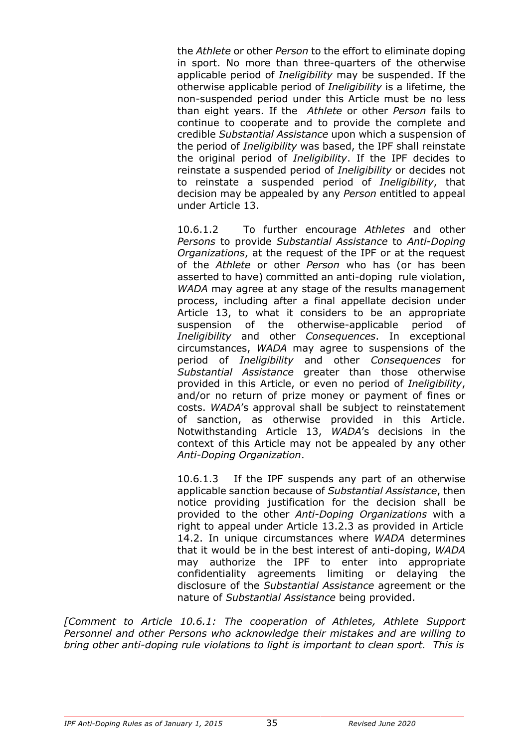the *Athlete* or other *Person* to the effort to eliminate doping in sport. No more than three-quarters of the otherwise applicable period of *Ineligibility* may be suspended. If the otherwise applicable period of *Ineligibility* is a lifetime, the non-suspended period under this Article must be no less than eight years. If the *Athlete* or other *Person* fails to continue to cooperate and to provide the complete and credible *Substantial Assistance* upon which a suspension of the period of *Ineligibility* was based, the IPF shall reinstate the original period of *Ineligibility*. If the IPF decides to reinstate a suspended period of *Ineligibility* or decides not to reinstate a suspended period of *Ineligibility*, that decision may be appealed by any *Person* entitled to appeal under Article 13.

10.6.1.2 To further encourage *Athletes* and other *Persons* to provide *Substantial Assistance* to *Anti-Doping Organizations*, at the request of the IPF or at the request of the *Athlete* or other *Person* who has (or has been asserted to have) committed an anti-doping rule violation, *WADA* may agree at any stage of the results management process, including after a final appellate decision under Article 13, to what it considers to be an appropriate suspension of the otherwise-applicable period of *Ineligibility* and other *Consequences*. In exceptional circumstances, *WADA* may agree to suspensions of the period of *Ineligibility* and other *Consequences* for *Substantial Assistance* greater than those otherwise provided in this Article, or even no period of *Ineligibility*, and/or no return of prize money or payment of fines or costs. *WADA*'s approval shall be subject to reinstatement of sanction, as otherwise provided in this Article. Notwithstanding Article 13, *WADA*'s decisions in the context of this Article may not be appealed by any other *Anti-Doping Organization*.

10.6.1.3 If the IPF suspends any part of an otherwise applicable sanction because of *Substantial Assistance*, then notice providing justification for the decision shall be provided to the other *Anti-Doping Organizations* with a right to appeal under Article 13.2.3 as provided in Article 14.2. In unique circumstances where *WADA* determines that it would be in the best interest of anti-doping, *WADA* may authorize the IPF to enter into appropriate confidentiality agreements limiting or delaying the disclosure of the *Substantial Assistance* agreement or the nature of *Substantial Assistance* being provided.

*[Comment to Article 10.6.1: The cooperation of Athletes, Athlete Support Personnel and other Persons who acknowledge their mistakes and are willing to bring other anti-doping rule violations to light is important to clean sport. This is*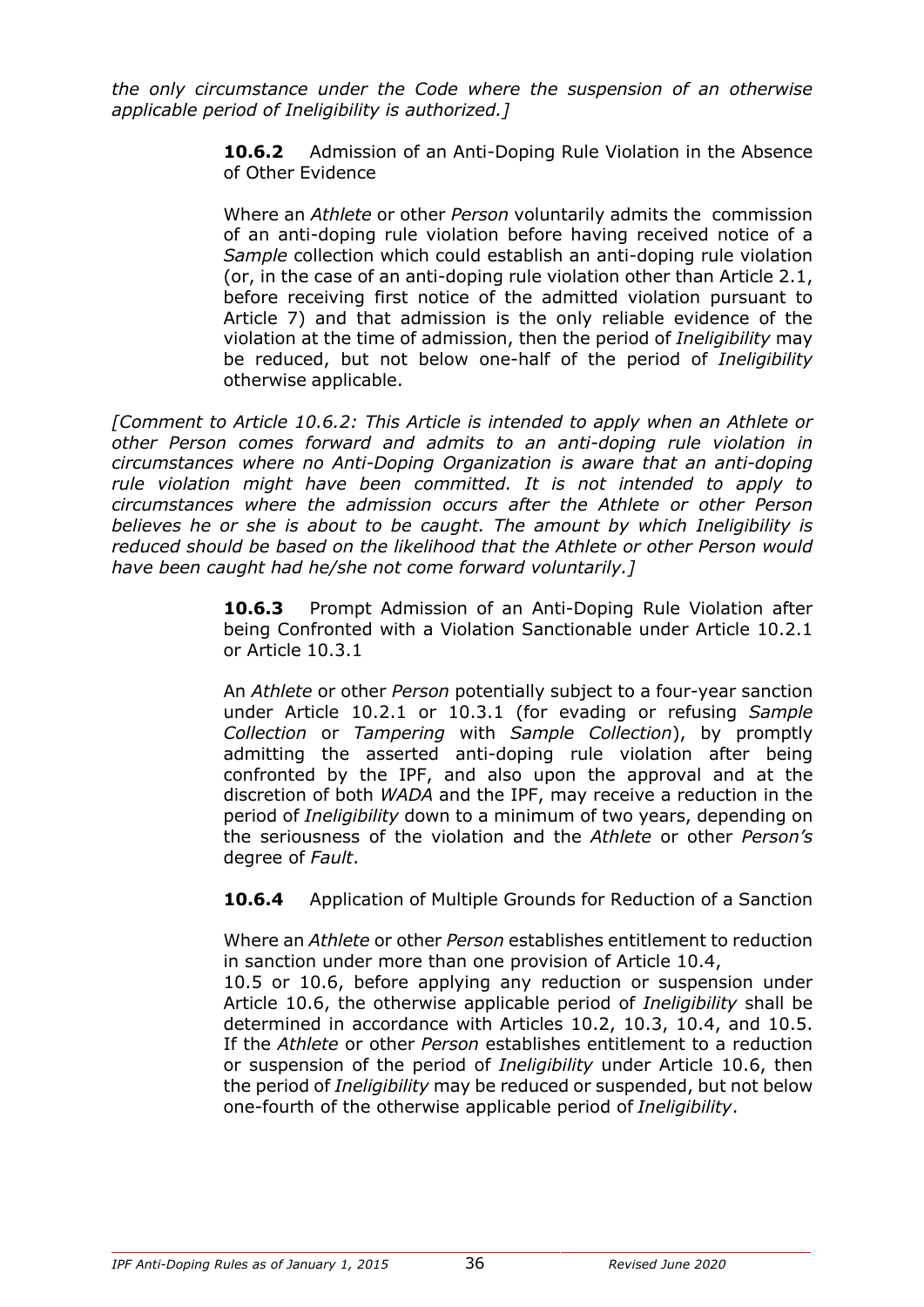*the only circumstance under the Code where the suspension of an otherwise applicable period of Ineligibility is authorized.]*

**10.6.2** Admission of an Anti-Doping Rule Violation in the Absence of Other Evidence

Where an *Athlete* or other *Person* voluntarily admits the commission of an anti-doping rule violation before having received notice of a *Sample* collection which could establish an anti-doping rule violation (or, in the case of an anti-doping rule violation other than Article 2.1, before receiving first notice of the admitted violation pursuant to Article 7) and that admission is the only reliable evidence of the violation at the time of admission, then the period of *Ineligibility* may be reduced, but not below one-half of the period of *Ineligibility* otherwise applicable.

*[Comment to Article 10.6.2: This Article is intended to apply when an Athlete or other Person comes forward and admits to an anti-doping rule violation in circumstances where no Anti-Doping Organization is aware that an anti-doping rule violation might have been committed. It is not intended to apply to circumstances where the admission occurs after the Athlete or other Person believes he or she is about to be caught. The amount by which Ineligibility is reduced should be based on the likelihood that the Athlete or other Person would have been caught had he/she not come forward voluntarily.]*

**10.6.3** Prompt Admission of an Anti-Doping Rule Violation after being Confronted with a Violation Sanctionable under Article 10.2.1 or Article 10.3.1

An *Athlete* or other *Person* potentially subject to a four-year sanction under Article 10.2.1 or 10.3.1 (for evading or refusing *Sample Collection* or *Tampering* with *Sample Collection*), by promptly admitting the asserted anti-doping rule violation after being confronted by the IPF, and also upon the approval and at the discretion of both *WADA* and the IPF, may receive a reduction in the period of *Ineligibility* down to a minimum of two years, depending on the seriousness of the violation and the *Athlete* or other *Person's* degree of *Fault*.

**10.6.4** Application of Multiple Grounds for Reduction of a Sanction

Where an *Athlete* or other *Person* establishes entitlement to reduction in sanction under more than one provision of Article 10.4, 10.5 or 10.6, before applying any reduction or suspension under Article 10.6, the otherwise applicable period of *Ineligibility* shall be determined in accordance with Articles 10.2, 10.3, 10.4, and 10.5. If the *Athlete* or other *Person* establishes entitlement to a reduction or suspension of the period of *Ineligibility* under Article 10.6, then the period of *Ineligibility* may be reduced or suspended, but not below one-fourth of the otherwise applicable period of *Ineligibility*.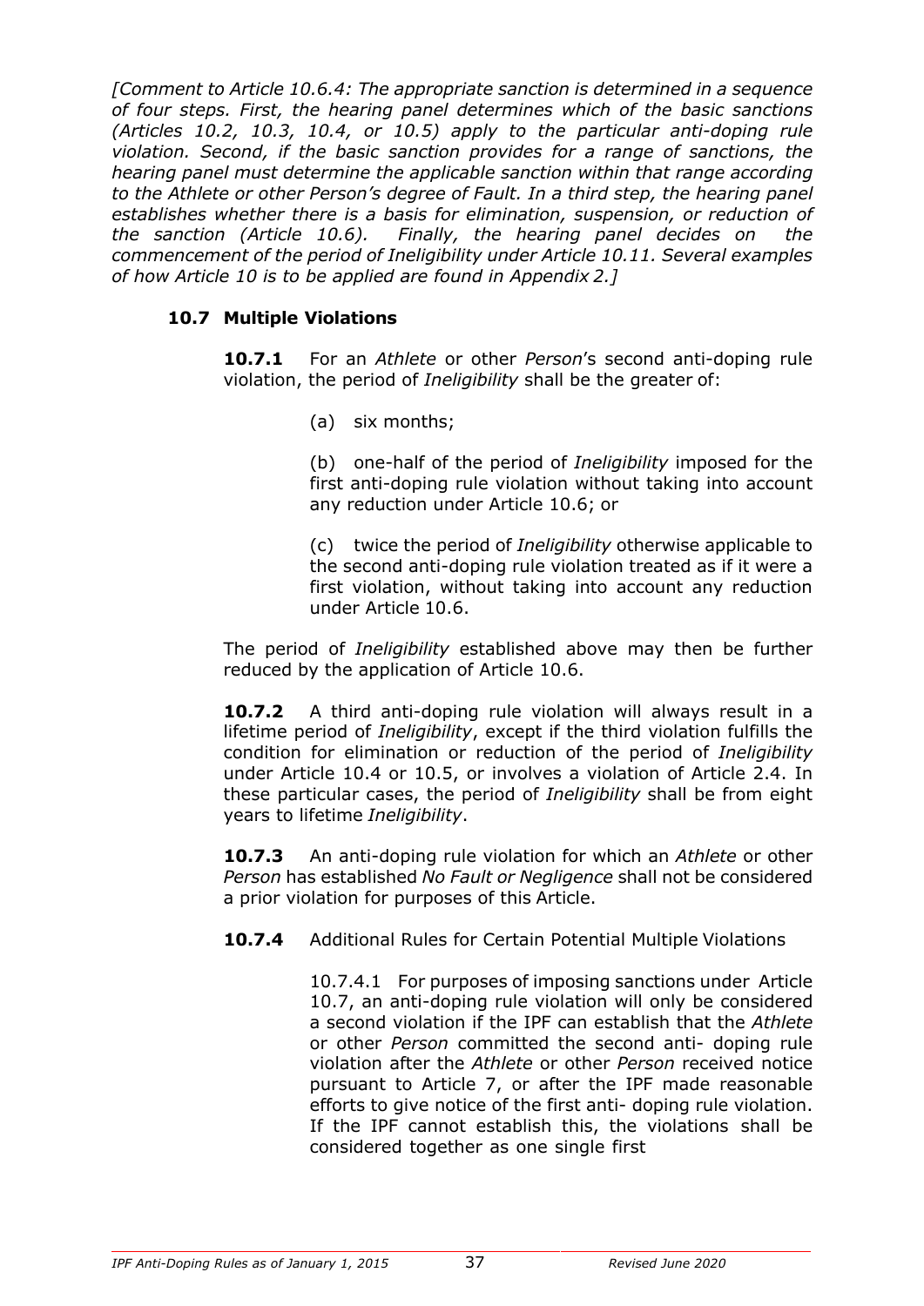*[Comment to Article 10.6.4: The appropriate sanction is determined in a sequence of four steps. First, the hearing panel determines which of the basic sanctions (Articles 10.2, 10.3, 10.4, or 10.5) apply to the particular anti-doping rule violation. Second, if the basic sanction provides for a range of sanctions, the hearing panel must determine the applicable sanction within that range according to the Athlete or other Person's degree of Fault. In a third step, the hearing panel establishes whether there is a basis for elimination, suspension, or reduction of the sanction (Article 10.6). Finally, the hearing panel decides on the commencement of the period of Ineligibility under Article 10.11. Several examples of how Article 10 is to be applied are found in Appendix 2.]*

### 10.7 Multiple Violations

**10.7.1** For an *Athlete* or other *Person*'s second anti-doping rule violation, the period of *Ineligibility* shall be the greater of:

(a) six months;

(b) one-half of the period of *Ineligibility* imposed for the first anti-doping rule violation without taking into account any reduction under Article 10.6; or

(c) twice the period of *Ineligibility* otherwise applicable to the second anti-doping rule violation treated as if it were a first violation, without taking into account any reduction under Article 10.6.

The period of *Ineligibility* established above may then be further reduced by the application of Article 10.6.

**10.7.2** A third anti-doping rule violation will always result in a lifetime period of *Ineligibility*, except if the third violation fulfills the condition for elimination or reduction of the period of *Ineligibility* under Article 10.4 or 10.5, or involves a violation of Article 2.4. In these particular cases, the period of *Ineligibility* shall be from eight years to lifetime *Ineligibility*.

**10.7.3** An anti-doping rule violation for which an *Athlete* or other *Person* has established *No Fault or Negligence* shall not be considered a prior violation for purposes of this Article.

**10.7.4** Additional Rules for Certain Potential Multiple Violations

10.7.4.1 For purposes of imposing sanctions under Article 10.7, an anti-doping rule violation will only be considered a second violation if the IPF can establish that the *Athlete* or other *Person* committed the second anti- doping rule violation after the *Athlete* or other *Person* received notice pursuant to Article 7, or after the IPF made reasonable efforts to give notice of the first anti- doping rule violation. If the IPF cannot establish this, the violations shall be considered together as one single first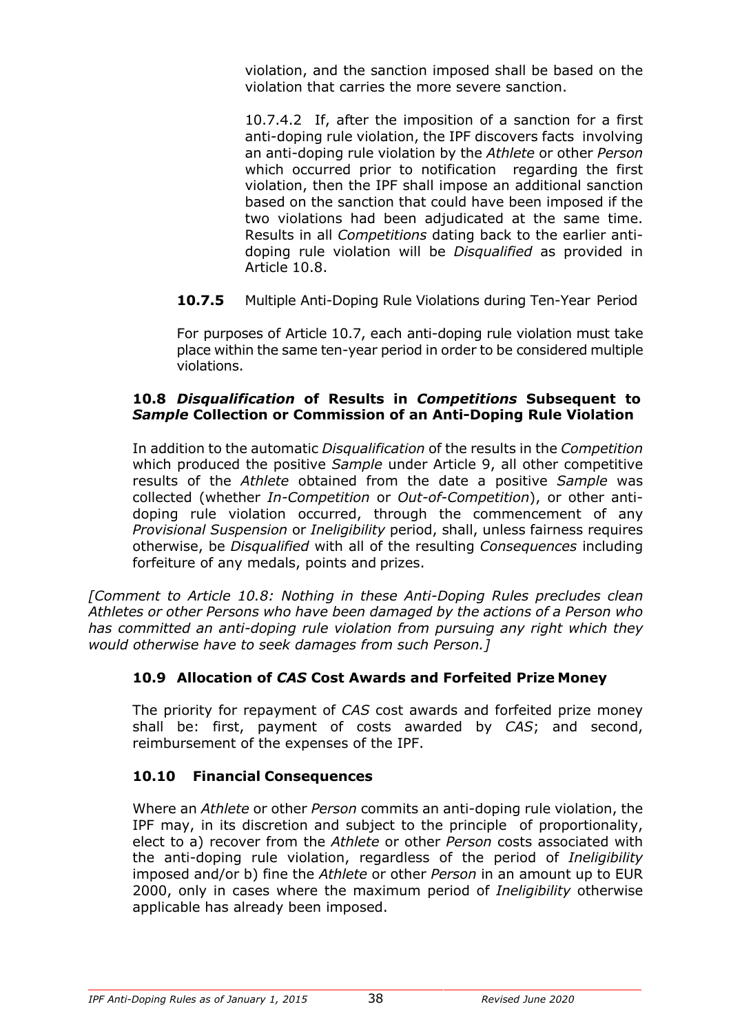violation, and the sanction imposed shall be based on the violation that carries the more severe sanction.

10.7.4.2 If, after the imposition of a sanction for a first anti-doping rule violation, the IPF discovers facts involving an anti-doping rule violation by the *Athlete* or other *Person* which occurred prior to notification regarding the first violation, then the IPF shall impose an additional sanction based on the sanction that could have been imposed if the two violations had been adjudicated at the same time. Results in all *Competitions* dating back to the earlier anti-doping rule violation will be *Disqualified* as provided in Article 10.8.

**10.7.5** Multiple Anti-Doping Rule Violations during Ten-Year Period

For purposes of Article 10.7, each anti-doping rule violation must take place within the same ten-year period in order to be considered multiple violations.

### 10.8 *Disqualification* of Results in *Competitions* Subsequent to *Sample* Collection or Commission of an Anti-Doping Rule Violation

In addition to the automatic *Disqualification* of the results in the *Competition* which produced the positive *Sample* under Article 9, all other competitive results of the *Athlete* obtained from the date a positive *Sample* was collected (whether *In-Competition* or *Out-of-Competition*), or other anti-doping rule violation occurred, through the commencement of any *Provisional Suspension* or *Ineligibility* period, shall, unless fairness requires otherwise, be *Disqualified* with all of the resulting *Consequences* including forfeiture of any medals, points and prizes.

*[Comment to Article 10.8: Nothing in these Anti-Doping Rules precludes clean Athletes or other Persons who have been damaged by the actions of a Person who has committed an anti-doping rule violation from pursuing any right which they would otherwise have to seek damages from such Person.]*

### 10.9 Allocation of *CAS* Cost Awards and Forfeited Prize Money

The priority for repayment of *CAS* cost awards and forfeited prize money shall be: first, payment of costs awarded by *CAS*; and second, reimbursement of the expenses of the IPF.

### 10.10 Financial Consequences

Where an *Athlete* or other *Person* commits an anti-doping rule violation, the IPF may, in its discretion and subject to the principle of proportionality, elect to a) recover from the *Athlete* or other *Person* costs associated with the anti-doping rule violation, regardless of the period of *Ineligibility* imposed and/or b) fine the *Athlete* or other *Person* in an amount up to EUR 2000, only in cases where the maximum period of *Ineligibility* otherwise applicable has already been imposed.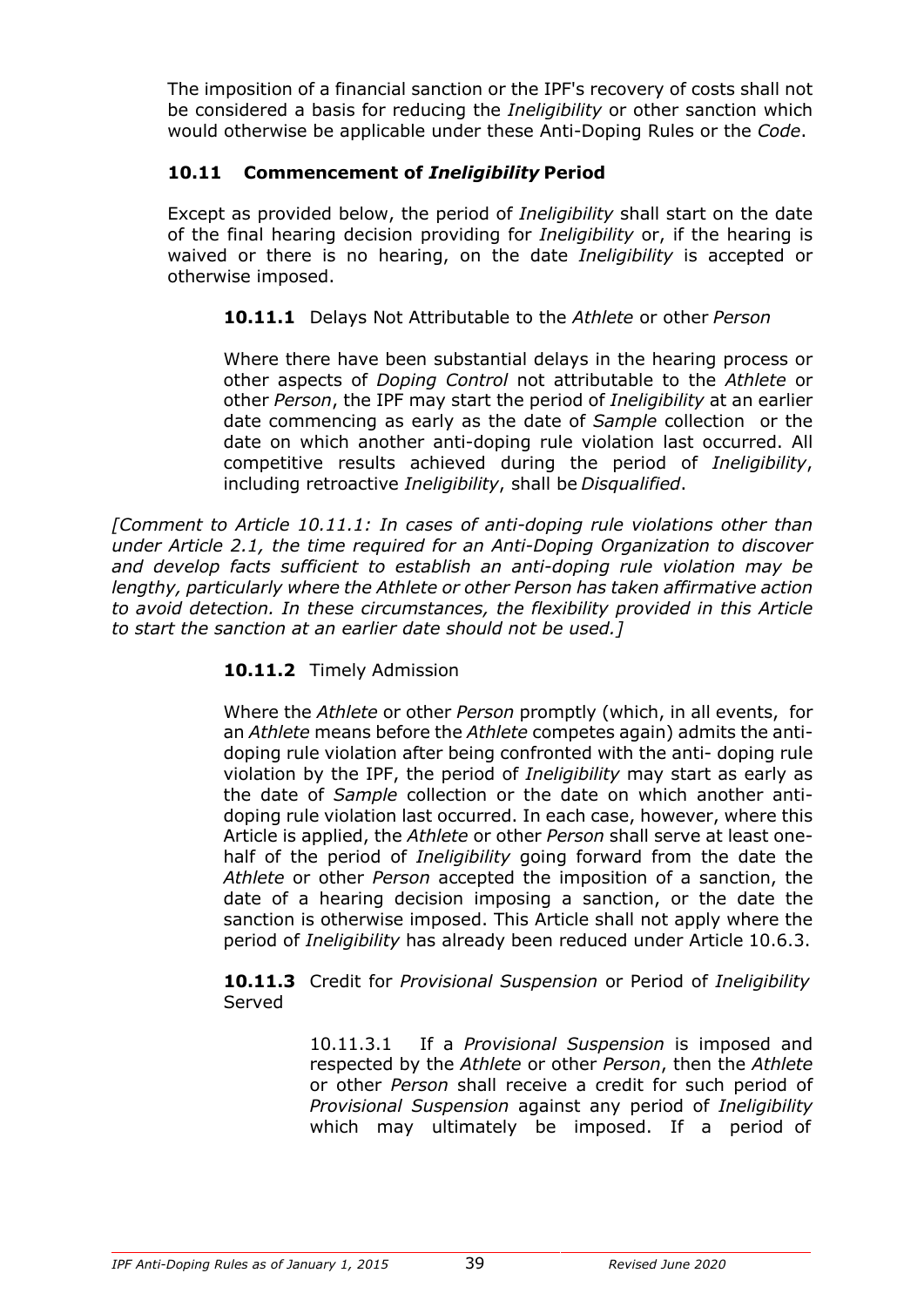The imposition of a financial sanction or the IPF's recovery of costs shall not be considered a basis for reducing the *Ineligibility* or other sanction which would otherwise be applicable under these Anti-Doping Rules or the *Code*.

### 10.11 Commencement of *Ineligibility* Period

Except as provided below, the period of *Ineligibility* shall start on the date of the final hearing decision providing for *Ineligibility* or, if the hearing is waived or there is no hearing, on the date *Ineligibility* is accepted or otherwise imposed.

**10.11.1** Delays Not Attributable to the *Athlete* or other *Person*

Where there have been substantial delays in the hearing process or other aspects of *Doping Control* not attributable to the *Athlete* or other *Person*, the IPF may start the period of *Ineligibility* at an earlier date commencing as early as the date of *Sample* collection or the date on which another anti-doping rule violation last occurred. All competitive results achieved during the period of *Ineligibility*, including retroactive *Ineligibility*, shall be *Disqualified*.

*[Comment to Article 10.11.1: In cases of anti-doping rule violations other than under Article 2.1, the time required for an Anti-Doping Organization to discover and develop facts sufficient to establish an anti-doping rule violation may be lengthy, particularly where the Athlete or other Person has taken affirmative action to avoid detection. In these circumstances, the flexibility provided in this Article to start the sanction at an earlier date should not be used.]*

**10.11.2** Timely Admission

Where the *Athlete* or other *Person* promptly (which, in all events, for an *Athlete* means before the *Athlete* competes again) admits the anti-doping rule violation after being confronted with the anti- doping rule violation by the IPF, the period of *Ineligibility* may start as early as the date of *Sample* collection or the date on which another anti-doping rule violation last occurred. In each case, however, where this Article is applied, the *Athlete* or other *Person* shall serve at least one-half of the period of *Ineligibility* going forward from the date the *Athlete* or other *Person* accepted the imposition of a sanction, the date of a hearing decision imposing a sanction, or the date the sanction is otherwise imposed. This Article shall not apply where the period of *Ineligibility* has already been reduced under Article 10.6.3.

**10.11.3** Credit for *Provisional Suspension* or Period of *Ineligibility* Served

10.11.3.1 If a *Provisional Suspension* is imposed and respected by the *Athlete* or other *Person*, then the *Athlete* or other *Person* shall receive a credit for such period of *Provisional Suspension* against any period of *Ineligibility* which may ultimately be imposed. If a period of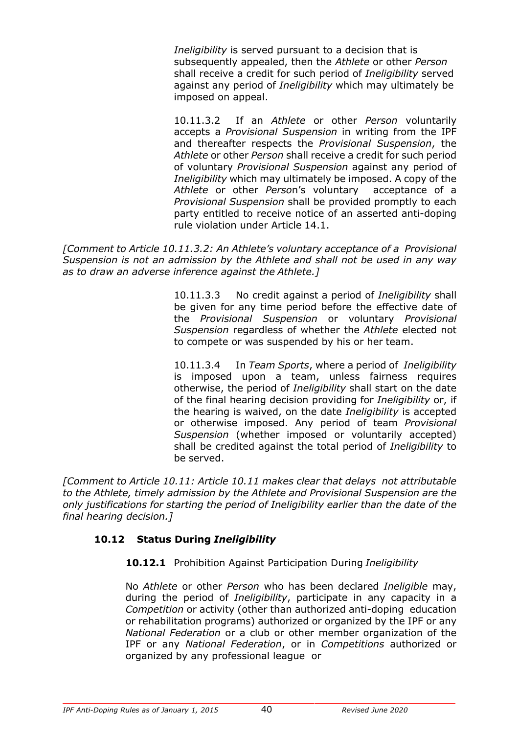*Ineligibility* is served pursuant to a decision that is subsequently appealed, then the *Athlete* or other *Person* shall receive a credit for such period of *Ineligibility* served against any period of *Ineligibility* which may ultimately be imposed on appeal.

10.11.3.2 If an *Athlete* or other *Person* voluntarily accepts a *Provisional Suspension* in writing from the IPF and thereafter respects the *Provisional Suspension*, the *Athlete* or other *Person* shall receive a credit for such period of voluntary *Provisional Suspension* against any period of *Ineligibility* which may ultimately be imposed. A copy of the *Athlete* or other *Person*'s voluntary acceptance of a *Provisional Suspension* shall be provided promptly to each party entitled to receive notice of an asserted anti-doping rule violation under Article 14.1.

*[Comment to Article 10.11.3.2: An Athlete's voluntary acceptance of a Provisional Suspension is not an admission by the Athlete and shall not be used in any way as to draw an adverse inference against the Athlete.]*

10.11.3.3 No credit against a period of *Ineligibility* shall be given for any time period before the effective date of the *Provisional Suspension* or voluntary *Provisional Suspension* regardless of whether the *Athlete* elected not to compete or was suspended by his or her team.

10.11.3.4 In *Team Sports*, where a period of *Ineligibility* is imposed upon a team, unless fairness requires otherwise, the period of *Ineligibility* shall start on the date of the final hearing decision providing for *Ineligibility* or, if the hearing is waived, on the date *Ineligibility* is accepted or otherwise imposed. Any period of team *Provisional Suspension* (whether imposed or voluntarily accepted) shall be credited against the total period of *Ineligibility* to be served.

*[Comment to Article 10.11: Article 10.11 makes clear that delays not attributable to the Athlete, timely admission by the Athlete and Provisional Suspension are the only justifications for starting the period of Ineligibility earlier than the date of the final hearing decision.]*

### 10.12 Status During *Ineligibility*

**10.12.1** Prohibition Against Participation During *Ineligibility*

No *Athlete* or other *Person* who has been declared *Ineligible* may, during the period of *Ineligibility*, participate in any capacity in a *Competition* or activity (other than authorized anti-doping education or rehabilitation programs) authorized or organized by the IPF or any *National Federation* or a club or other member organization of the IPF or any *National Federation*, or in *Competitions* authorized or organized by any professional league or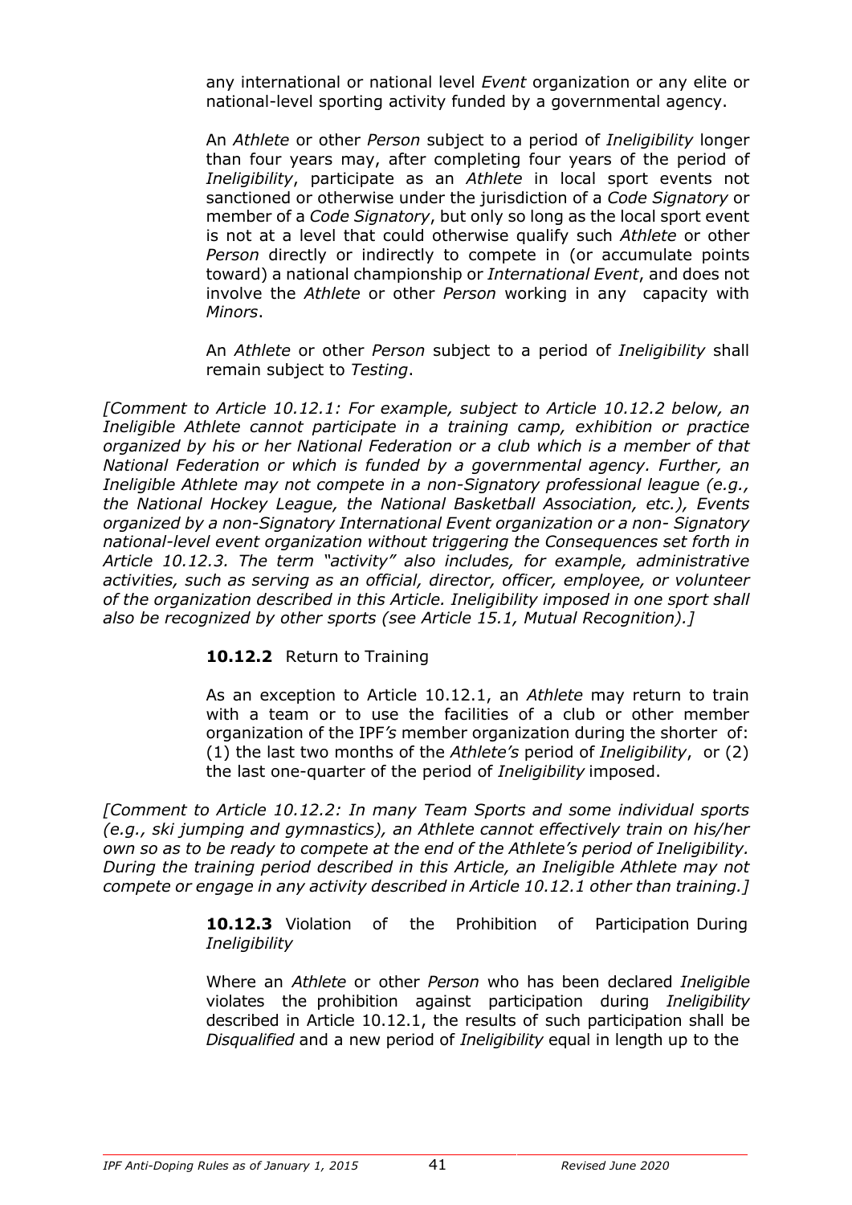any international or national level *Event* organization or any elite or national-level sporting activity funded by a governmental agency.

An *Athlete* or other *Person* subject to a period of *Ineligibility* longer than four years may, after completing four years of the period of *Ineligibility*, participate as an *Athlete* in local sport events not sanctioned or otherwise under the jurisdiction of a *Code Signatory* or member of a *Code Signatory*, but only so long as the local sport event is not at a level that could otherwise qualify such *Athlete* or other *Person* directly or indirectly to compete in (or accumulate points toward) a national championship or *International Event*, and does not involve the *Athlete* or other *Person* working in any capacity with *Minors*.

An *Athlete* or other *Person* subject to a period of *Ineligibility* shall remain subject to *Testing*.

*[Comment to Article 10.12.1: For example, subject to Article 10.12.2 below, an Ineligible Athlete cannot participate in a training camp, exhibition or practice organized by his or her National Federation or a club which is a member of that National Federation or which is funded by a governmental agency. Further, an Ineligible Athlete may not compete in a non-Signatory professional league (e.g., the National Hockey League, the National Basketball Association, etc.), Events organized by a non-Signatory International Event organization or a non- Signatory national-level event organization without triggering the Consequences set forth in Article 10.12.3. The term "activity" also includes, for example, administrative activities, such as serving as an official, director, officer, employee, or volunteer of the organization described in this Article. Ineligibility imposed in one sport shall also be recognized by other sports (see Article 15.1, Mutual Recognition).]*

**10.12.2** Return to Training

As an exception to Article 10.12.1, an *Athlete* may return to train with a team or to use the facilities of a club or other member organization of the IPF*'s* member organization during the shorter of: (1) the last two months of the *Athlete's* period of *Ineligibility*, or (2) the last one-quarter of the period of *Ineligibility* imposed.

*[Comment to Article 10.12.2: In many Team Sports and some individual sports (e.g., ski jumping and gymnastics), an Athlete cannot effectively train on his/her own so as to be ready to compete at the end of the Athlete's period of Ineligibility. During the training period described in this Article, an Ineligible Athlete may not compete or engage in any activity described in Article 10.12.1 other than training.]*

**10.12.3** Violation of the Prohibition of Participation During *Ineligibility*

Where an *Athlete* or other *Person* who has been declared *Ineligible* violates the prohibition against participation during *Ineligibility* described in Article 10.12.1, the results of such participation shall be *Disqualified* and a new period of *Ineligibility* equal in length up to the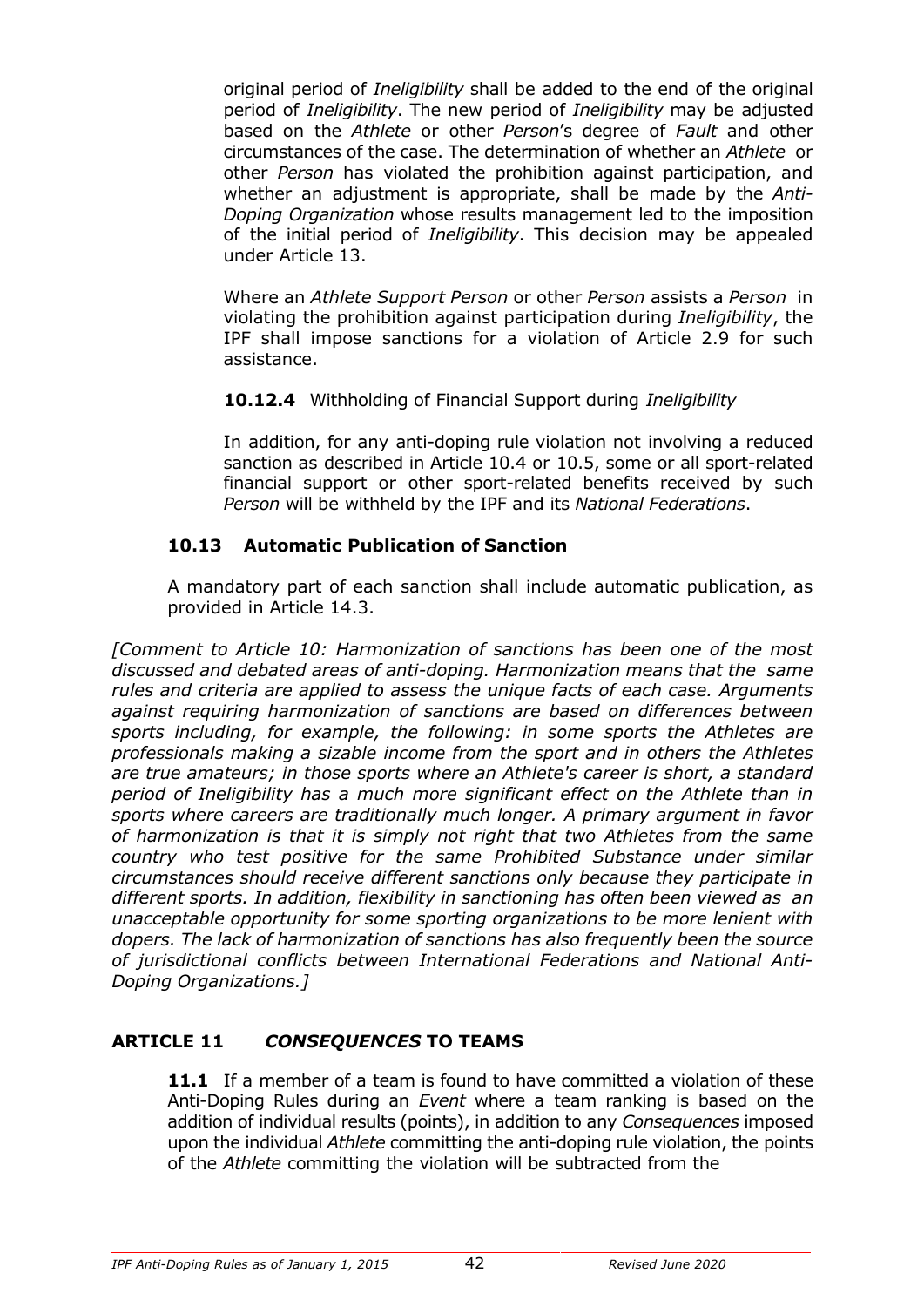original period of *Ineligibility* shall be added to the end of the original period of *Ineligibility*. The new period of *Ineligibility* may be adjusted based on the *Athlete* or other *Person*'s degree of *Fault* and other circumstances of the case. The determination of whether an *Athlete* or other *Person* has violated the prohibition against participation, and whether an adjustment is appropriate, shall be made by the *Anti-Doping Organization* whose results management led to the imposition of the initial period of *Ineligibility*. This decision may be appealed under Article 13.

Where an *Athlete Support Person* or other *Person* assists a *Person* in violating the prohibition against participation during *Ineligibility*, the IPF shall impose sanctions for a violation of Article 2.9 for such assistance.

**10.12.4** Withholding of Financial Support during *Ineligibility*

In addition, for any anti-doping rule violation not involving a reduced sanction as described in Article 10.4 or 10.5, some or all sport-related financial support or other sport-related benefits received by such *Person* will be withheld by the IPF and its *National Federations*.

### 10.13 Automatic Publication of Sanction

A mandatory part of each sanction shall include automatic publication, as provided in Article 14.3.

*[Comment to Article 10: Harmonization of sanctions has been one of the most discussed and debated areas of anti-doping. Harmonization means that the same rules and criteria are applied to assess the unique facts of each case. Arguments against requiring harmonization of sanctions are based on differences between sports including, for example, the following: in some sports the Athletes are professionals making a sizable income from the sport and in others the Athletes are true amateurs; in those sports where an Athlete's career is short, a standard period of Ineligibility has a much more significant effect on the Athlete than in sports where careers are traditionally much longer. A primary argument in favor of harmonization is that it is simply not right that two Athletes from the same country who test positive for the same Prohibited Substance under similar circumstances should receive different sanctions only because they participate in different sports. In addition, flexibility in sanctioning has often been viewed as an unacceptable opportunity for some sporting organizations to be more lenient with dopers. The lack of harmonization of sanctions has also frequently been the source of jurisdictional conflicts between International Federations and National Anti-Doping Organizations.]*

## ARTICLE 11 *CONSEQUENCES* TO TEAMS

**11.1** If a member of a team is found to have committed a violation of these Anti-Doping Rules during an *Event* where a team ranking is based on the addition of individual results (points), in addition to any *Consequences* imposed upon the individual *Athlete* committing the anti-doping rule violation, the points of the *Athlete* committing the violation will be subtracted from the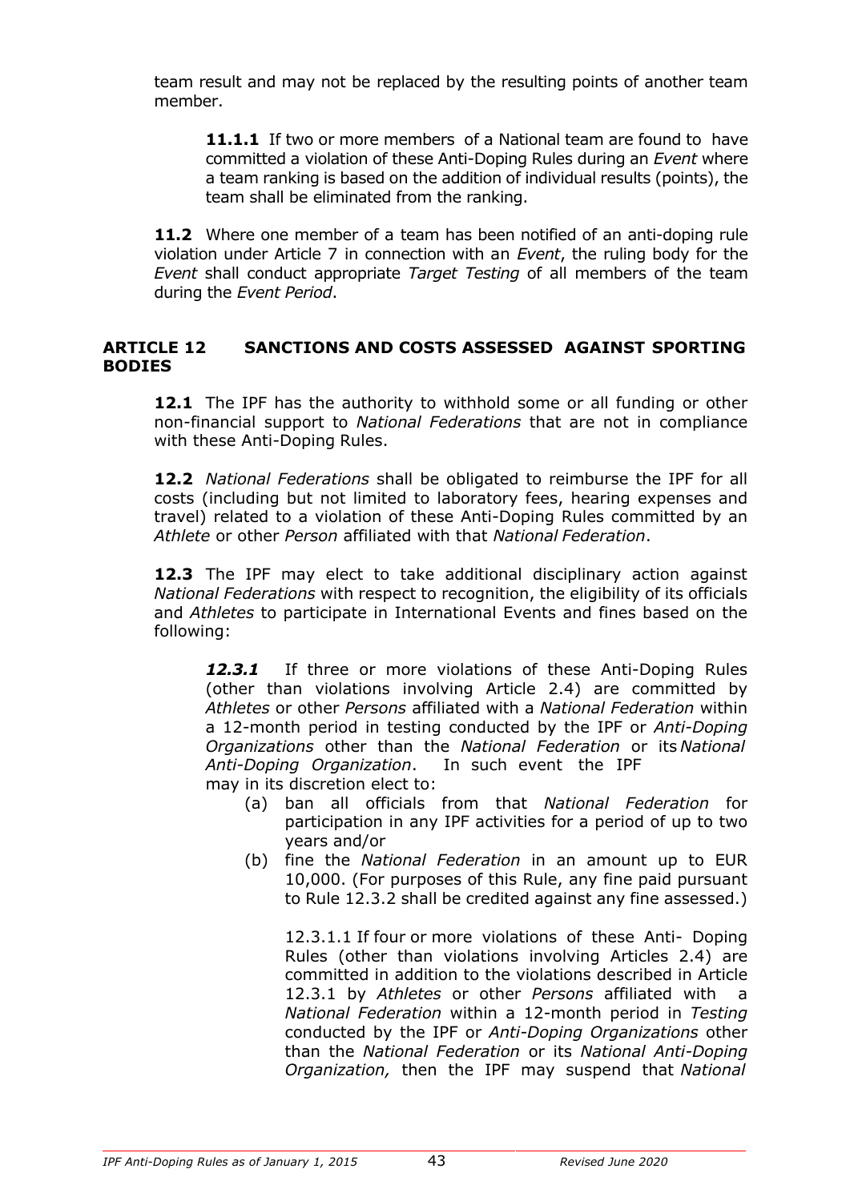team result and may not be replaced by the resulting points of another team member.

**11.1.1** If two or more members of a National team are found to have committed a violation of these Anti-Doping Rules during an *Event* where a team ranking is based on the addition of individual results (points), the team shall be eliminated from the ranking.

**11.2** Where one member of a team has been notified of an anti-doping rule violation under Article 7 in connection with an *Event*, the ruling body for the *Event* shall conduct appropriate *Target Testing* of all members of the team during the *Event Period*.

## ARTICLE 12 SANCTIONS AND COSTS ASSESSED AGAINST SPORTING BODIES

**12.1** The IPF has the authority to withhold some or all funding or other non-financial support to *National Federations* that are not in compliance with these Anti-Doping Rules.

**12.2** *National Federations* shall be obligated to reimburse the IPF for all costs (including but not limited to laboratory fees, hearing expenses and travel) related to a violation of these Anti-Doping Rules committed by an *Athlete* or other *Person* affiliated with that *National Federation*.

**12.3** The IPF may elect to take additional disciplinary action against *National Federations* with respect to recognition, the eligibility of its officials and *Athletes* to participate in International Events and fines based on the following:

***12.3.1*** If three or more violations of these Anti-Doping Rules (other than violations involving Article 2.4) are committed by *Athletes* or other *Persons* affiliated with a *National Federation* within a 12-month period in testing conducted by the IPF or *Anti-Doping Organizations* other than the *National Federation* or its *National Anti-Doping Organization*. In such event the IPF may in its discretion elect to:

(a) ban all officials from that *National Federation* for participation in any IPF activities for a period of up to two years and/or

(b) fine the *National Federation* in an amount up to EUR 10,000. (For purposes of this Rule, any fine paid pursuant to Rule 12.3.2 shall be credited against any fine assessed.)

12.3.1.1 If four or more violations of these Anti- Doping Rules (other than violations involving Articles 2.4) are committed in addition to the violations described in Article 12.3.1 by *Athletes* or other *Persons* affiliated with a *National Federation* within a 12-month period in *Testing* conducted by the IPF or *Anti-Doping Organizations* other than the *National Federation* or its *National Anti-Doping Organization,* then the IPF may suspend that *National*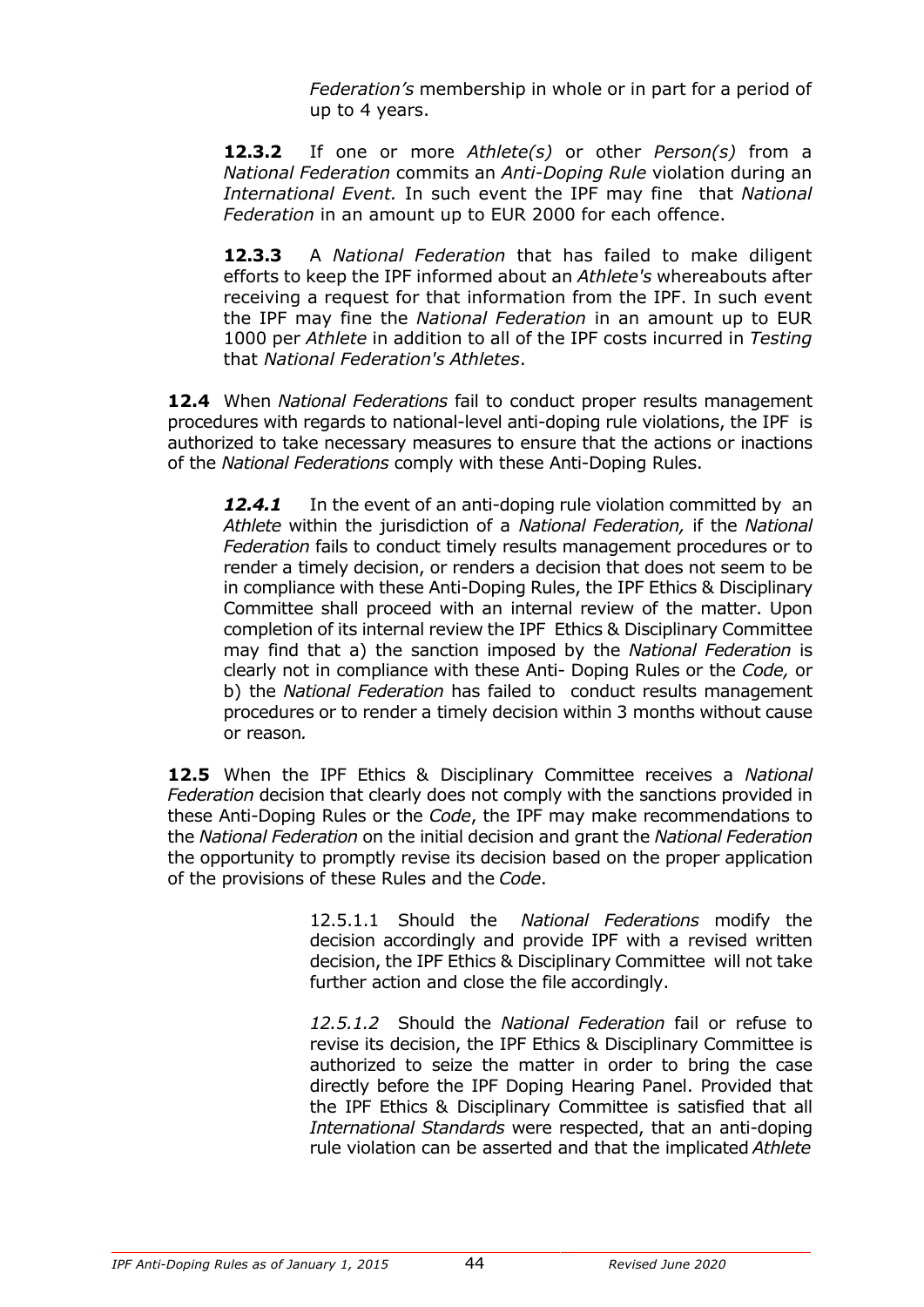*Federation's* membership in whole or in part for a period of up to 4 years.

**12.3.2** If one or more *Athlete(s)* or other *Person(s)* from a *National Federation* commits an *Anti-Doping Rule* violation during an *International Event.* In such event the IPF may fine that *National Federation* in an amount up to EUR 2000 for each offence.

**12.3.3** A *National Federation* that has failed to make diligent efforts to keep the IPF informed about an *Athlete's* whereabouts after receiving a request for that information from the IPF. In such event the IPF may fine the *National Federation* in an amount up to EUR 1000 per *Athlete* in addition to all of the IPF costs incurred in *Testing* that *National Federation's Athletes*.

**12.4** When *National Federations* fail to conduct proper results management procedures with regards to national-level anti-doping rule violations, the IPF is authorized to take necessary measures to ensure that the actions or inactions of the *National Federations* comply with these Anti-Doping Rules.

***12.4.1*** In the event of an anti-doping rule violation committed by an *Athlete* within the jurisdiction of a *National Federation,* if the *National Federation* fails to conduct timely results management procedures or to render a timely decision, or renders a decision that does not seem to be in compliance with these Anti-Doping Rules, the IPF Ethics & Disciplinary Committee shall proceed with an internal review of the matter. Upon completion of its internal review the IPF Ethics & Disciplinary Committee may find that a) the sanction imposed by the *National Federation* is clearly not in compliance with these Anti- Doping Rules or the *Code,* or b) the *National Federation* has failed to conduct results management procedures or to render a timely decision within 3 months without cause or reason*.*

**12.5** When the IPF Ethics & Disciplinary Committee receives a *National Federation* decision that clearly does not comply with the sanctions provided in these Anti-Doping Rules or the *Code*, the IPF may make recommendations to the *National Federation* on the initial decision and grant the *National Federation* the opportunity to promptly revise its decision based on the proper application of the provisions of these Rules and the *Code*.

12.5.1.1 Should the *National Federations* modify the decision accordingly and provide IPF with a revised written decision, the IPF Ethics & Disciplinary Committee will not take further action and close the file accordingly.

*12.5.1.2* Should the *National Federation* fail or refuse to revise its decision, the IPF Ethics & Disciplinary Committee is authorized to seize the matter in order to bring the case directly before the IPF Doping Hearing Panel. Provided that the IPF Ethics & Disciplinary Committee is satisfied that all *International Standards* were respected, that an anti-doping rule violation can be asserted and that the implicated *Athlete*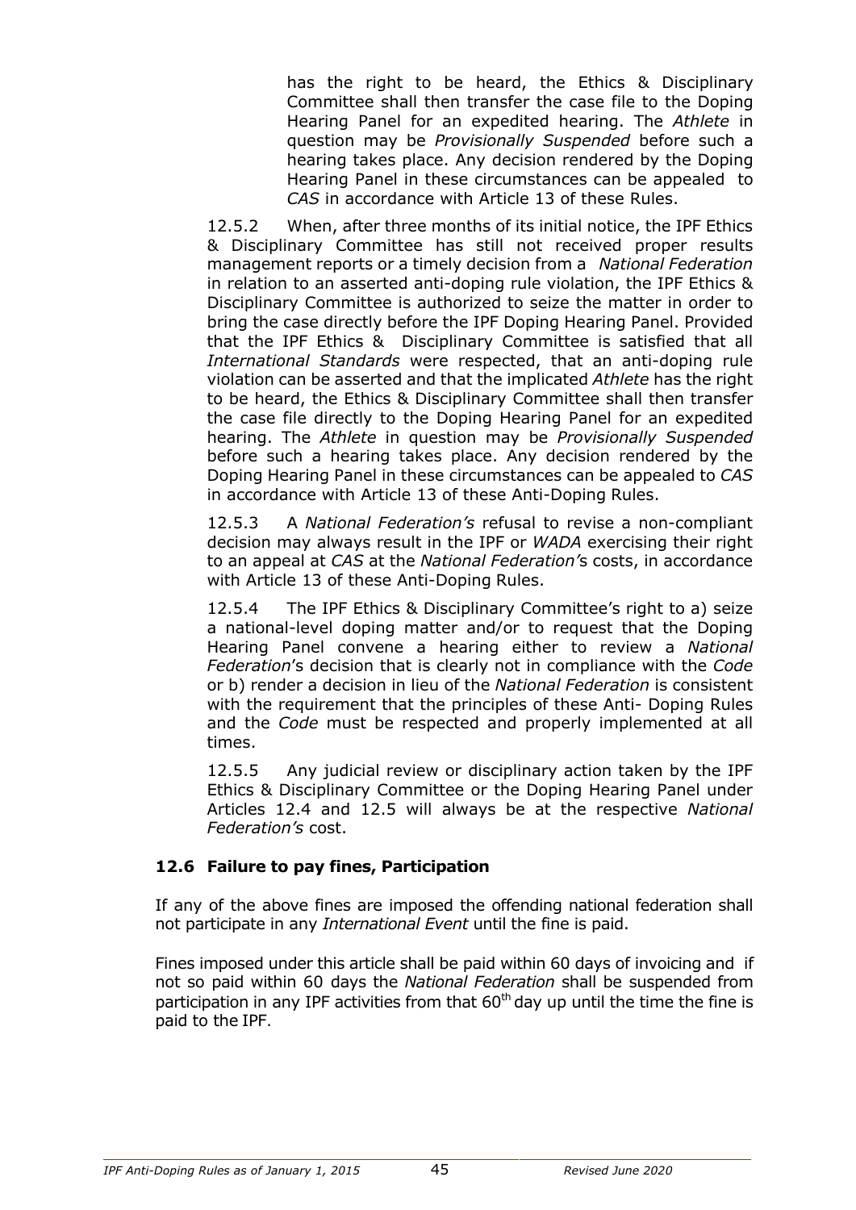has the right to be heard, the Ethics & Disciplinary Committee shall then transfer the case file to the Doping Hearing Panel for an expedited hearing. The *Athlete* in question may be *Provisionally Suspended* before such a hearing takes place. Any decision rendered by the Doping Hearing Panel in these circumstances can be appealed to *CAS* in accordance with Article 13 of these Rules.

12.5.2 When, after three months of its initial notice, the IPF Ethics & Disciplinary Committee has still not received proper results management reports or a timely decision from a *National Federation* in relation to an asserted anti-doping rule violation, the IPF Ethics & Disciplinary Committee is authorized to seize the matter in order to bring the case directly before the IPF Doping Hearing Panel. Provided that the IPF Ethics & Disciplinary Committee is satisfied that all *International Standards* were respected, that an anti-doping rule violation can be asserted and that the implicated *Athlete* has the right to be heard, the Ethics & Disciplinary Committee shall then transfer the case file directly to the Doping Hearing Panel for an expedited hearing. The *Athlete* in question may be *Provisionally Suspended* before such a hearing takes place. Any decision rendered by the Doping Hearing Panel in these circumstances can be appealed to *CAS* in accordance with Article 13 of these Anti-Doping Rules.

12.5.3 A *National Federation's* refusal to revise a non-compliant decision may always result in the IPF or *WADA* exercising their right to an appeal at *CAS* at the *National Federation's* costs, in accordance with Article 13 of these Anti-Doping Rules.

12.5.4 The IPF Ethics & Disciplinary Committee's right to a) seize a national-level doping matter and/or to request that the Doping Hearing Panel convene a hearing either to review a *National Federation*'s decision that is clearly not in compliance with the *Code* or b) render a decision in lieu of the *National Federation* is consistent with the requirement that the principles of these Anti- Doping Rules and the *Code* must be respected and properly implemented at all times.

12.5.5 Any judicial review or disciplinary action taken by the IPF Ethics & Disciplinary Committee or the Doping Hearing Panel under Articles 12.4 and 12.5 will always be at the respective *National Federation's* cost.

### 12.6 Failure to pay fines, Participation

If any of the above fines are imposed the offending national federation shall not participate in any *International Event* until the fine is paid.

Fines imposed under this article shall be paid within 60 days of invoicing and if not so paid within 60 days the *National Federation* shall be suspended from participation in any IPF activities from that 60th day up until the time the fine is paid to the IPF.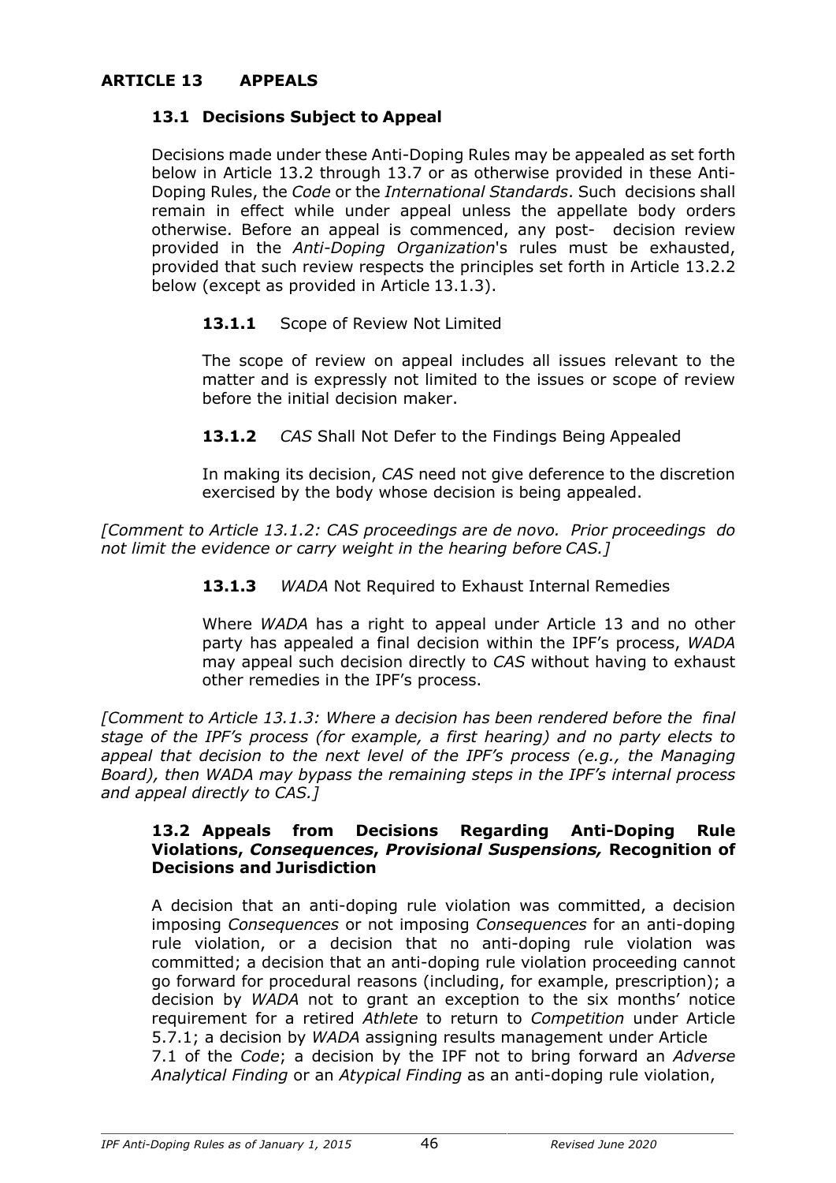# ARTICLE 13 APPEALS

## 13.1 Decisions Subject to Appeal

Decisions made under these Anti-Doping Rules may be appealed as set forth below in Article 13.2 through 13.7 or as otherwise provided in these Anti-Doping Rules, the *Code* or the *International Standards*. Such decisions shall remain in effect while under appeal unless the appellate body orders otherwise. Before an appeal is commenced, any post- decision review provided in the *Anti-Doping Organization*'s rules must be exhausted, provided that such review respects the principles set forth in Article 13.2.2 below (except as provided in Article 13.1.3).

**13.1.1** Scope of Review Not Limited

The scope of review on appeal includes all issues relevant to the matter and is expressly not limited to the issues or scope of review before the initial decision maker.

**13.1.2** *CAS* Shall Not Defer to the Findings Being Appealed

In making its decision, *CAS* need not give deference to the discretion exercised by the body whose decision is being appealed.

*[Comment to Article 13.1.2: CAS proceedings are de novo. Prior proceedings do not limit the evidence or carry weight in the hearing before CAS.]*

**13.1.3** *WADA* Not Required to Exhaust Internal Remedies

Where *WADA* has a right to appeal under Article 13 and no other party has appealed a final decision within the IPF's process, *WADA* may appeal such decision directly to *CAS* without having to exhaust other remedies in the IPF's process.

*[Comment to Article 13.1.3: Where a decision has been rendered before the final stage of the IPF's process (for example, a first hearing) and no party elects to appeal that decision to the next level of the IPF's process (e.g., the Managing Board), then WADA may bypass the remaining steps in the IPF's internal process and appeal directly to CAS.]*

## 13.2 Appeals from Decisions Regarding Anti-Doping Rule Violations, *Consequences*, *Provisional Suspensions,* Recognition of Decisions and Jurisdiction

A decision that an anti-doping rule violation was committed, a decision imposing *Consequences* or not imposing *Consequences* for an anti-doping rule violation, or a decision that no anti-doping rule violation was committed; a decision that an anti-doping rule violation proceeding cannot go forward for procedural reasons (including, for example, prescription); a decision by *WADA* not to grant an exception to the six months' notice requirement for a retired *Athlete* to return to *Competition* under Article 5.7.1; a decision by *WADA* assigning results management under Article 7.1 of the *Code*; a decision by the IPF not to bring forward an *Adverse Analytical Finding* or an *Atypical Finding* as an anti-doping rule violation,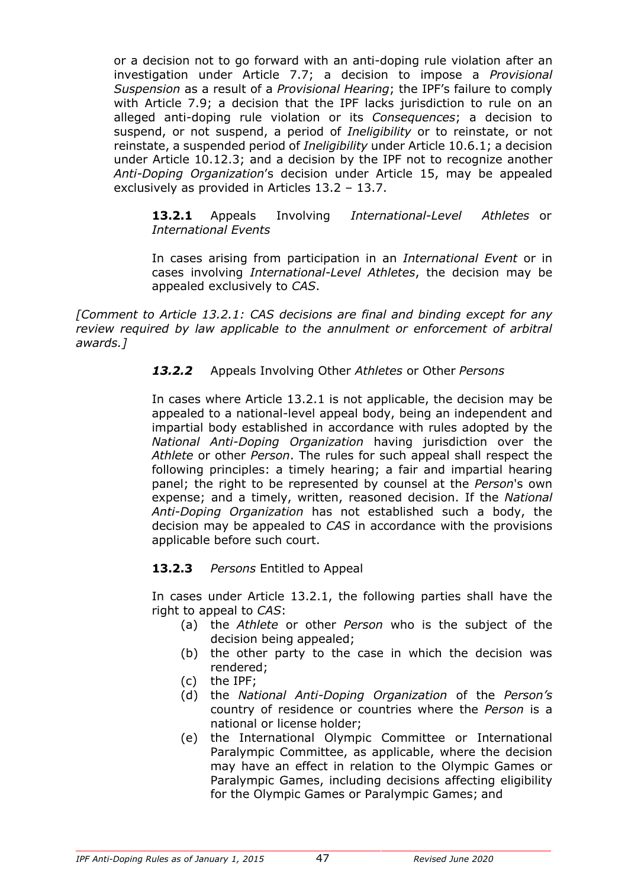or a decision not to go forward with an anti-doping rule violation after an investigation under Article 7.7; a decision to impose a *Provisional Suspension* as a result of a *Provisional Hearing*; the IPF's failure to comply with Article 7.9; a decision that the IPF lacks jurisdiction to rule on an alleged anti-doping rule violation or its *Consequences*; a decision to suspend, or not suspend, a period of *Ineligibility* or to reinstate, or not reinstate, a suspended period of *Ineligibility* under Article 10.6.1; a decision under Article 10.12.3; and a decision by the IPF not to recognize another *Anti-Doping Organization*'s decision under Article 15, may be appealed exclusively as provided in Articles 13.2 – 13.7.

**13.2.1** Appeals Involving *International-Level Athletes* or *International Events*

In cases arising from participation in an *International Event* or in cases involving *International-Level Athletes*, the decision may be appealed exclusively to *CAS*.

*[Comment to Article 13.2.1: CAS decisions are final and binding except for any review required by law applicable to the annulment or enforcement of arbitral awards.]*

***13.2.2*** Appeals Involving Other *Athletes* or Other *Persons*

In cases where Article 13.2.1 is not applicable, the decision may be appealed to a national-level appeal body, being an independent and impartial body established in accordance with rules adopted by the *National Anti-Doping Organization* having jurisdiction over the *Athlete* or other *Person*. The rules for such appeal shall respect the following principles: a timely hearing; a fair and impartial hearing panel; the right to be represented by counsel at the *Person*'s own expense; and a timely, written, reasoned decision. If the *National Anti-Doping Organization* has not established such a body, the decision may be appealed to *CAS* in accordance with the provisions applicable before such court.

**13.2.3** *Persons* Entitled to Appeal

In cases under Article 13.2.1, the following parties shall have the right to appeal to *CAS*:

(a) the *Athlete* or other *Person* who is the subject of the decision being appealed;
(b) the other party to the case in which the decision was rendered;
(c) the IPF;
(d) the *National Anti-Doping Organization* of the *Person's* country of residence or countries where the *Person* is a national or license holder;
(e) the International Olympic Committee or International Paralympic Committee, as applicable, where the decision may have an effect in relation to the Olympic Games or Paralympic Games, including decisions affecting eligibility for the Olympic Games or Paralympic Games; and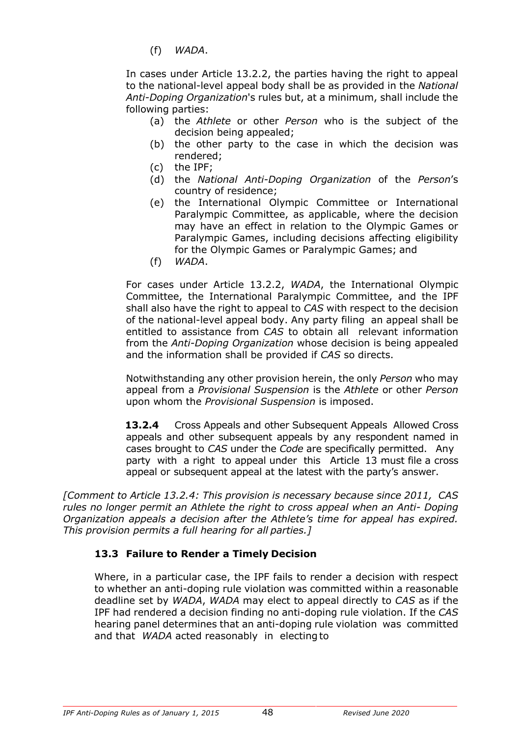(f) *WADA*.

In cases under Article 13.2.2, the parties having the right to appeal to the national-level appeal body shall be as provided in the *National Anti-Doping Organization*'s rules but, at a minimum, shall include the following parties:

(a) the *Athlete* or other *Person* who is the subject of the decision being appealed;
(b) the other party to the case in which the decision was rendered;
(c) the IPF;
(d) the *National Anti-Doping Organization* of the *Person*'s country of residence;
(e) the International Olympic Committee or International Paralympic Committee, as applicable, where the decision may have an effect in relation to the Olympic Games or Paralympic Games, including decisions affecting eligibility for the Olympic Games or Paralympic Games; and
(f) *WADA*.

For cases under Article 13.2.2, *WADA*, the International Olympic Committee, the International Paralympic Committee, and the IPF shall also have the right to appeal to *CAS* with respect to the decision of the national-level appeal body. Any party filing an appeal shall be entitled to assistance from *CAS* to obtain all relevant information from the *Anti-Doping Organization* whose decision is being appealed and the information shall be provided if *CAS* so directs.

Notwithstanding any other provision herein, the only *Person* who may appeal from a *Provisional Suspension* is the *Athlete* or other *Person* upon whom the *Provisional Suspension* is imposed.

**13.2.4** Cross Appeals and other Subsequent Appeals Allowed Cross appeals and other subsequent appeals by any respondent named in cases brought to *CAS* under the *Code* are specifically permitted. Any party with a right to appeal under this Article 13 must file a cross appeal or subsequent appeal at the latest with the party's answer.

*[Comment to Article 13.2.4: This provision is necessary because since 2011, CAS rules no longer permit an Athlete the right to cross appeal when an Anti- Doping Organization appeals a decision after the Athlete's time for appeal has expired. This provision permits a full hearing for all parties.]*

### 13.3 Failure to Render a Timely Decision

Where, in a particular case, the IPF fails to render a decision with respect to whether an anti-doping rule violation was committed within a reasonable deadline set by *WADA*, *WADA* may elect to appeal directly to *CAS* as if the IPF had rendered a decision finding no anti-doping rule violation. If the *CAS* hearing panel determines that an anti-doping rule violation was committed and that *WADA* acted reasonably in electing to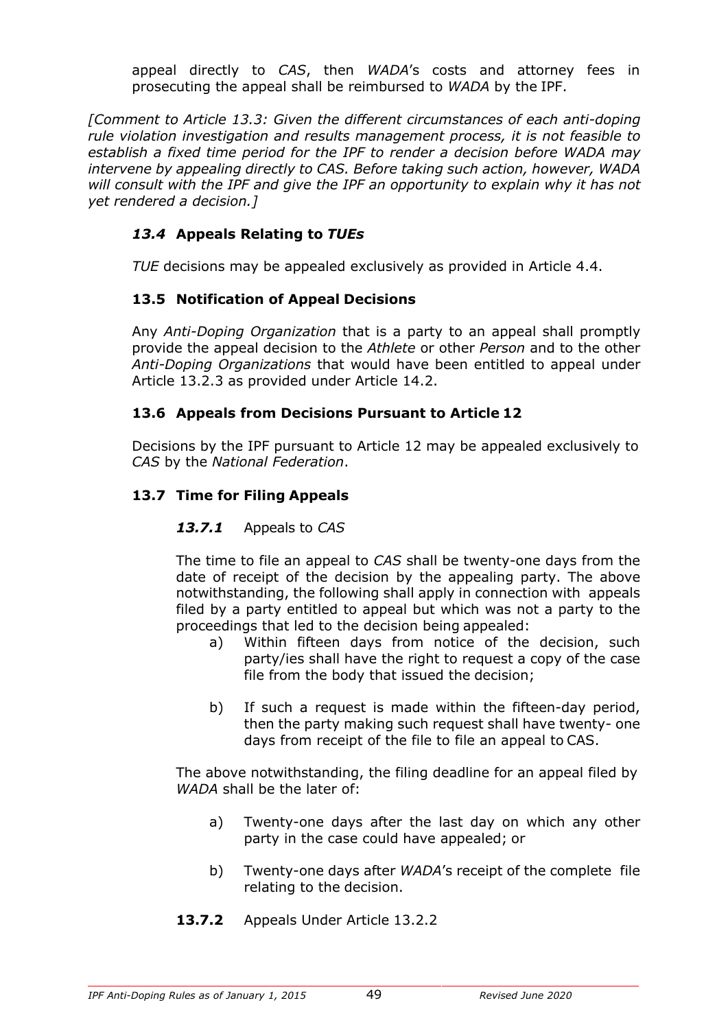appeal directly to *CAS*, then *WADA*'s costs and attorney fees in prosecuting the appeal shall be reimbursed to *WADA* by the IPF.

*[Comment to Article 13.3: Given the different circumstances of each anti-doping rule violation investigation and results management process, it is not feasible to establish a fixed time period for the IPF to render a decision before WADA may intervene by appealing directly to CAS. Before taking such action, however, WADA will consult with the IPF and give the IPF an opportunity to explain why it has not yet rendered a decision.]*

### *13.4* Appeals Relating to *TUEs*

*TUE* decisions may be appealed exclusively as provided in Article 4.4.

### 13.5 Notification of Appeal Decisions

Any *Anti-Doping Organization* that is a party to an appeal shall promptly provide the appeal decision to the *Athlete* or other *Person* and to the other *Anti-Doping Organizations* that would have been entitled to appeal under Article 13.2.3 as provided under Article 14.2.

### 13.6 Appeals from Decisions Pursuant to Article 12

Decisions by the IPF pursuant to Article 12 may be appealed exclusively to *CAS* by the *National Federation*.

### 13.7 Time for Filing Appeals

#### ***13.7.1*** Appeals to *CAS*

The time to file an appeal to *CAS* shall be twenty-one days from the date of receipt of the decision by the appealing party. The above notwithstanding, the following shall apply in connection with appeals filed by a party entitled to appeal but which was not a party to the proceedings that led to the decision being appealed:

a) Within fifteen days from notice of the decision, such party/ies shall have the right to request a copy of the case file from the body that issued the decision;

b) If such a request is made within the fifteen-day period, then the party making such request shall have twenty- one days from receipt of the file to file an appeal to CAS.

The above notwithstanding, the filing deadline for an appeal filed by *WADA* shall be the later of:

a) Twenty-one days after the last day on which any other party in the case could have appealed; or

b) Twenty-one days after *WADA*'s receipt of the complete file relating to the decision.

#### **13.7.2** Appeals Under Article 13.2.2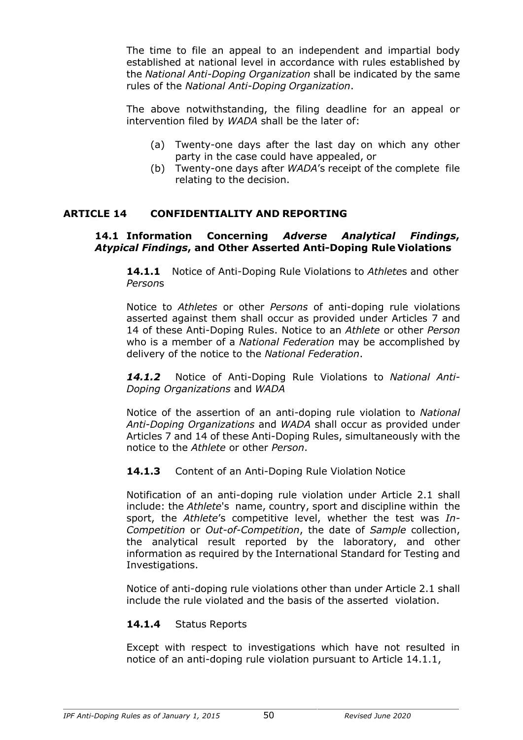The time to file an appeal to an independent and impartial body established at national level in accordance with rules established by the *National Anti-Doping Organization* shall be indicated by the same rules of the *National Anti-Doping Organization*.

The above notwithstanding, the filing deadline for an appeal or intervention filed by *WADA* shall be the later of:

(a) Twenty-one days after the last day on which any other party in the case could have appealed, or
(b) Twenty-one days after *WADA*'s receipt of the complete file relating to the decision.

## ARTICLE 14 CONFIDENTIALITY AND REPORTING

### 14.1 Information Concerning *Adverse Analytical Findings*, *Atypical Findings*, and Other Asserted Anti-Doping Rule Violations

**14.1.1** Notice of Anti-Doping Rule Violations to *Athlete*s and other *Person*s

Notice to *Athletes* or other *Persons* of anti-doping rule violations asserted against them shall occur as provided under Articles 7 and 14 of these Anti-Doping Rules. Notice to an *Athlete* or other *Person* who is a member of a *National Federation* may be accomplished by delivery of the notice to the *National Federation*.

***14.1.2*** Notice of Anti-Doping Rule Violations to *National Anti-Doping Organizations* and *WADA*

Notice of the assertion of an anti-doping rule violation to *National Anti-Doping Organizations* and *WADA* shall occur as provided under Articles 7 and 14 of these Anti-Doping Rules, simultaneously with the notice to the *Athlete* or other *Person*.

**14.1.3** Content of an Anti-Doping Rule Violation Notice

Notification of an anti-doping rule violation under Article 2.1 shall include: the *Athlete*'s name, country, sport and discipline within the sport, the *Athlete*'s competitive level, whether the test was *In-Competition* or *Out-of-Competition*, the date of *Sample* collection, the analytical result reported by the laboratory, and other information as required by the International Standard for Testing and Investigations.

Notice of anti-doping rule violations other than under Article 2.1 shall include the rule violated and the basis of the asserted violation.

**14.1.4** Status Reports

Except with respect to investigations which have not resulted in notice of an anti-doping rule violation pursuant to Article 14.1.1,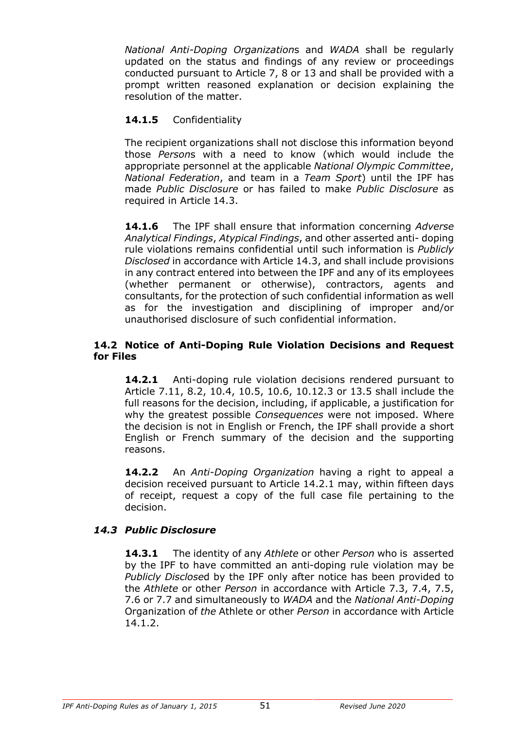*National Anti-Doping Organization*s and *WADA* shall be regularly updated on the status and findings of any review or proceedings conducted pursuant to Article 7, 8 or 13 and shall be provided with a prompt written reasoned explanation or decision explaining the resolution of the matter.

**14.1.5** Confidentiality

The recipient organizations shall not disclose this information beyond those *Person*s with a need to know (which would include the appropriate personnel at the applicable *National Olympic Committee*, *National Federation*, and team in a *Team Sport*) until the IPF has made *Public Disclosure* or has failed to make *Public Disclosure* as required in Article 14.3.

**14.1.6** The IPF shall ensure that information concerning *Adverse Analytical Findings*, *Atypical Findings*, and other asserted anti- doping rule violations remains confidential until such information is *Publicly Disclosed* in accordance with Article 14.3, and shall include provisions in any contract entered into between the IPF and any of its employees (whether permanent or otherwise), contractors, agents and consultants, for the protection of such confidential information as well as for the investigation and disciplining of improper and/or unauthorised disclosure of such confidential information.

### 14.2 Notice of Anti-Doping Rule Violation Decisions and Request for Files

**14.2.1** Anti-doping rule violation decisions rendered pursuant to Article 7.11, 8.2, 10.4, 10.5, 10.6, 10.12.3 or 13.5 shall include the full reasons for the decision, including, if applicable, a justification for why the greatest possible *Consequences* were not imposed. Where the decision is not in English or French, the IPF shall provide a short English or French summary of the decision and the supporting reasons.

**14.2.2** An *Anti-Doping Organization* having a right to appeal a decision received pursuant to Article 14.2.1 may, within fifteen days of receipt, request a copy of the full case file pertaining to the decision.

### *14.3 Public Disclosure*

**14.3.1** The identity of any *Athlete* or other *Person* who is asserted by the IPF to have committed an anti-doping rule violation may be *Publicly Disclose*d by the IPF only after notice has been provided to the *Athlete* or other *Person* in accordance with Article 7.3, 7.4, 7.5, 7.6 or 7.7 and simultaneously to *WADA* and the *National Anti-Doping* Organization of *the* Athlete or other *Person* in accordance with Article 14.1.2.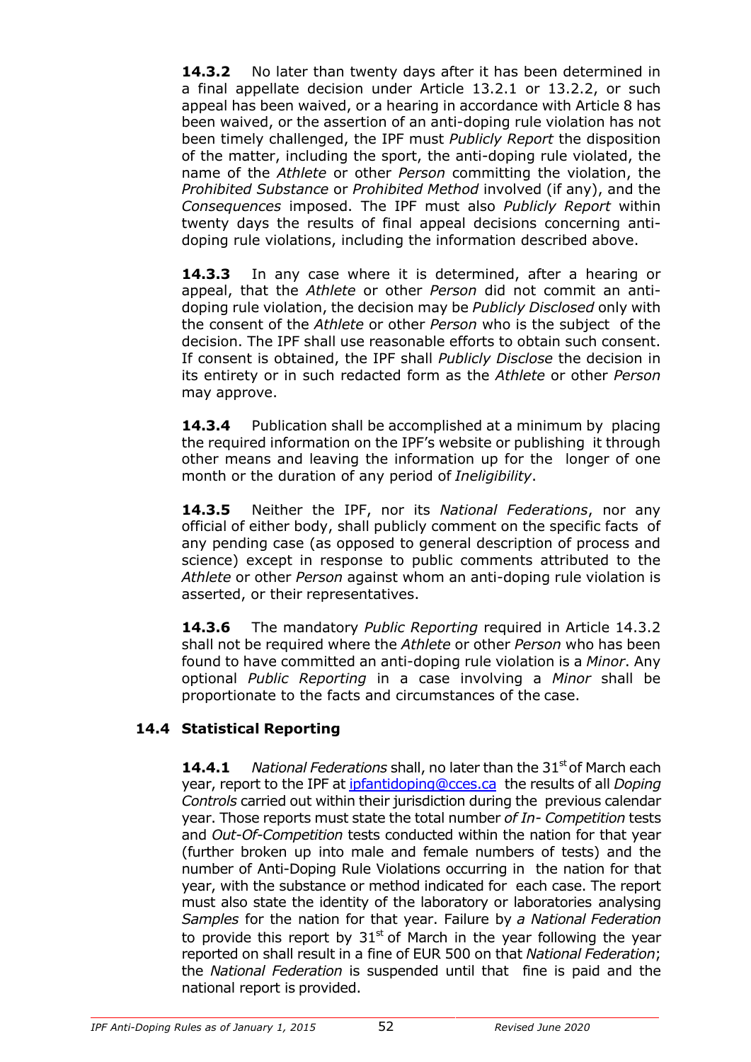**14.3.2** No later than twenty days after it has been determined in a final appellate decision under Article 13.2.1 or 13.2.2, or such appeal has been waived, or a hearing in accordance with Article 8 has been waived, or the assertion of an anti-doping rule violation has not been timely challenged, the IPF must *Publicly Report* the disposition of the matter, including the sport, the anti-doping rule violated, the name of the *Athlete* or other *Person* committing the violation, the *Prohibited Substance* or *Prohibited Method* involved (if any), and the *Consequences* imposed. The IPF must also *Publicly Report* within twenty days the results of final appeal decisions concerning anti-doping rule violations, including the information described above.

**14.3.3** In any case where it is determined, after a hearing or appeal, that the *Athlete* or other *Person* did not commit an anti-doping rule violation, the decision may be *Publicly Disclosed* only with the consent of the *Athlete* or other *Person* who is the subject of the decision. The IPF shall use reasonable efforts to obtain such consent. If consent is obtained, the IPF shall *Publicly Disclose* the decision in its entirety or in such redacted form as the *Athlete* or other *Person* may approve.

**14.3.4** Publication shall be accomplished at a minimum by placing the required information on the IPF's website or publishing it through other means and leaving the information up for the longer of one month or the duration of any period of *Ineligibility*.

**14.3.5** Neither the IPF, nor its *National Federations*, nor any official of either body, shall publicly comment on the specific facts of any pending case (as opposed to general description of process and science) except in response to public comments attributed to the *Athlete* or other *Person* against whom an anti-doping rule violation is asserted, or their representatives.

**14.3.6** The mandatory *Public Reporting* required in Article 14.3.2 shall not be required where the *Athlete* or other *Person* who has been found to have committed an anti-doping rule violation is a *Minor*. Any optional *Public Reporting* in a case involving a *Minor* shall be proportionate to the facts and circumstances of the case.

## 14.4 Statistical Reporting

**14.4.1** *National Federations* shall, no later than the 31st of March each year, report to the IPF at ipfantidoping@cces.ca the results of all *Doping Controls* carried out within their jurisdiction during the previous calendar year. Those reports must state the total number *of In- Competition* tests and *Out-Of-Competition* tests conducted within the nation for that year (further broken up into male and female numbers of tests) and the number of Anti-Doping Rule Violations occurring in the nation for that year, with the substance or method indicated for each case. The report must also state the identity of the laboratory or laboratories analysing *Samples* for the nation for that year. Failure by *a National Federation* to provide this report by 31st of March in the year following the year reported on shall result in a fine of EUR 500 on that *National Federation*; the *National Federation* is suspended until that fine is paid and the national report is provided.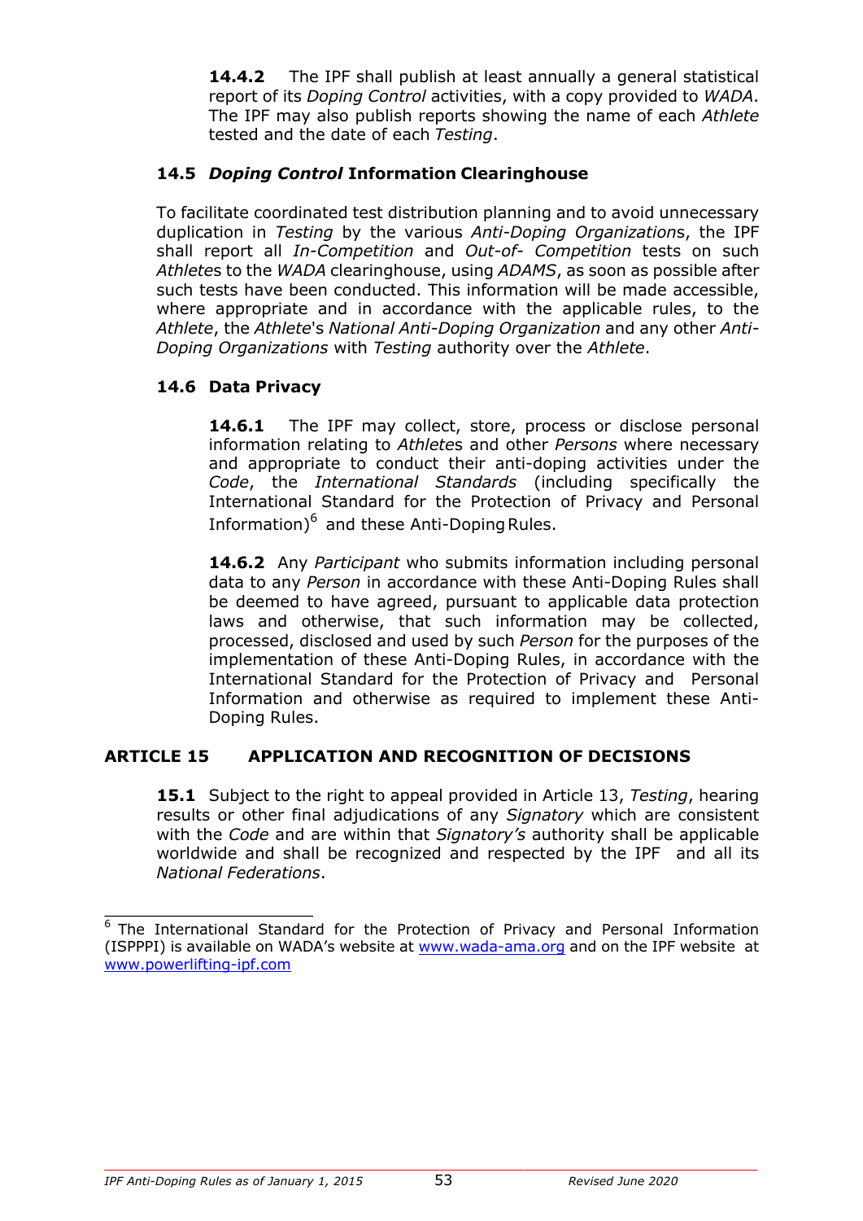**14.4.2** The IPF shall publish at least annually a general statistical report of its *Doping Control* activities, with a copy provided to *WADA*. The IPF may also publish reports showing the name of each *Athlete* tested and the date of each *Testing*.

### 14.5 *Doping Control* Information Clearinghouse

To facilitate coordinated test distribution planning and to avoid unnecessary duplication in *Testing* by the various *Anti-Doping Organization*s, the IPF shall report all *In-Competition* and *Out-of- Competition* tests on such *Athlete*s to the *WADA* clearinghouse, using *ADAMS*, as soon as possible after such tests have been conducted. This information will be made accessible, where appropriate and in accordance with the applicable rules, to the *Athlete*, the *Athlete*'s *National Anti-Doping Organization* and any other *Anti-Doping Organizations* with *Testing* authority over the *Athlete*.

### 14.6 Data Privacy

**14.6.1** The IPF may collect, store, process or disclose personal information relating to *Athlete*s and other *Persons* where necessary and appropriate to conduct their anti-doping activities under the *Code*, the *International Standards* (including specifically the International Standard for the Protection of Privacy and Personal Information)[6] and these Anti-Doping Rules.

**14.6.2** Any *Participant* who submits information including personal data to any *Person* in accordance with these Anti-Doping Rules shall be deemed to have agreed, pursuant to applicable data protection laws and otherwise, that such information may be collected, processed, disclosed and used by such *Person* for the purposes of the implementation of these Anti-Doping Rules, in accordance with the International Standard for the Protection of Privacy and Personal Information and otherwise as required to implement these Anti-Doping Rules.

## ARTICLE 15 APPLICATION AND RECOGNITION OF DECISIONS

**15.1** Subject to the right to appeal provided in Article 13, *Testing*, hearing results or other final adjudications of any *Signatory* which are consistent with the *Code* and are within that *Signatory's* authority shall be applicable worldwide and shall be recognized and respected by the IPF and all its *National Federations*.

---

[6] The International Standard for the Protection of Privacy and Personal Information (ISPPPI) is available on WADA's website at www.wada-ama.org and on the IPF website at www.powerlifting-ipf.com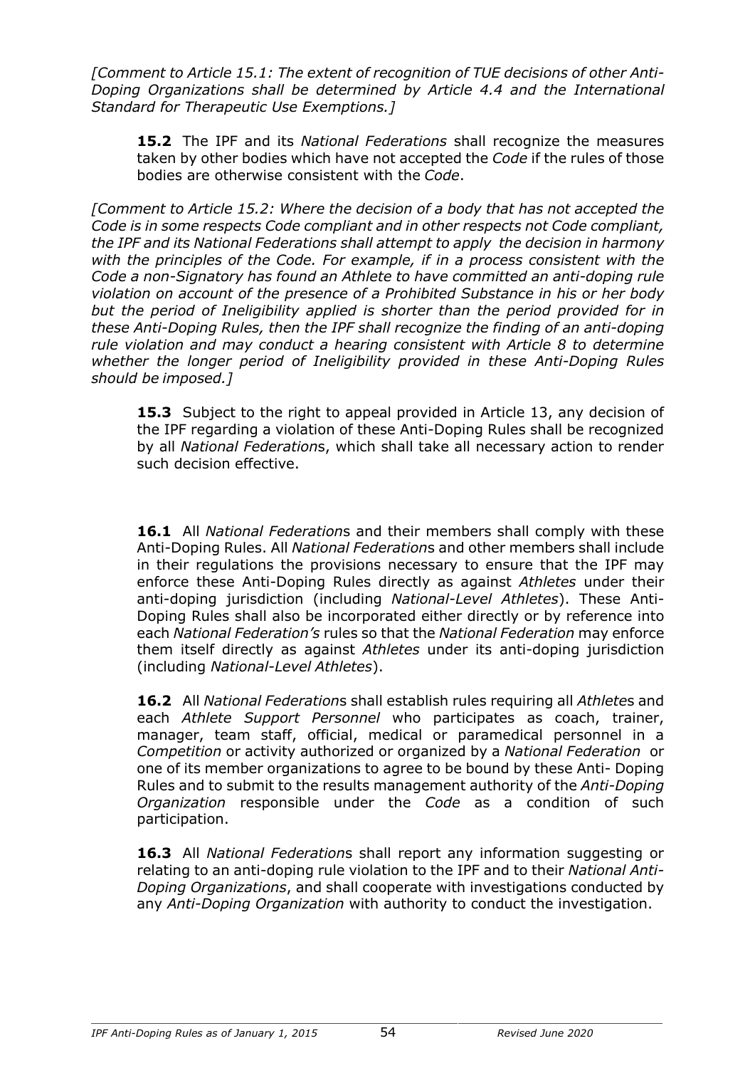*[Comment to Article 15.1: The extent of recognition of TUE decisions of other Anti-Doping Organizations shall be determined by Article 4.4 and the International Standard for Therapeutic Use Exemptions.]*

**15.2** The IPF and its *National Federations* shall recognize the measures taken by other bodies which have not accepted the *Code* if the rules of those bodies are otherwise consistent with the *Code*.

*[Comment to Article 15.2: Where the decision of a body that has not accepted the Code is in some respects Code compliant and in other respects not Code compliant, the IPF and its National Federations shall attempt to apply the decision in harmony with the principles of the Code. For example, if in a process consistent with the Code a non-Signatory has found an Athlete to have committed an anti-doping rule violation on account of the presence of a Prohibited Substance in his or her body but the period of Ineligibility applied is shorter than the period provided for in these Anti-Doping Rules, then the IPF shall recognize the finding of an anti-doping rule violation and may conduct a hearing consistent with Article 8 to determine whether the longer period of Ineligibility provided in these Anti-Doping Rules should be imposed.]*

**15.3** Subject to the right to appeal provided in Article 13, any decision of the IPF regarding a violation of these Anti-Doping Rules shall be recognized by all *National Federation*s, which shall take all necessary action to render such decision effective.

**16.1** All *National Federation*s and their members shall comply with these Anti-Doping Rules. All *National Federation*s and other members shall include in their regulations the provisions necessary to ensure that the IPF may enforce these Anti-Doping Rules directly as against *Athletes* under their anti-doping jurisdiction (including *National-Level Athletes*). These Anti-Doping Rules shall also be incorporated either directly or by reference into each *National Federation's* rules so that the *National Federation* may enforce them itself directly as against *Athletes* under its anti-doping jurisdiction (including *National-Level Athletes*).

**16.2** All *National Federation*s shall establish rules requiring all *Athlete*s and each *Athlete Support Personnel* who participates as coach, trainer, manager, team staff, official, medical or paramedical personnel in a *Competition* or activity authorized or organized by a *National Federation* or one of its member organizations to agree to be bound by these Anti- Doping Rules and to submit to the results management authority of the *Anti-Doping Organization* responsible under the *Code* as a condition of such participation.

**16.3** All *National Federation*s shall report any information suggesting or relating to an anti-doping rule violation to the IPF and to their *National Anti-Doping Organizations*, and shall cooperate with investigations conducted by any *Anti-Doping Organization* with authority to conduct the investigation.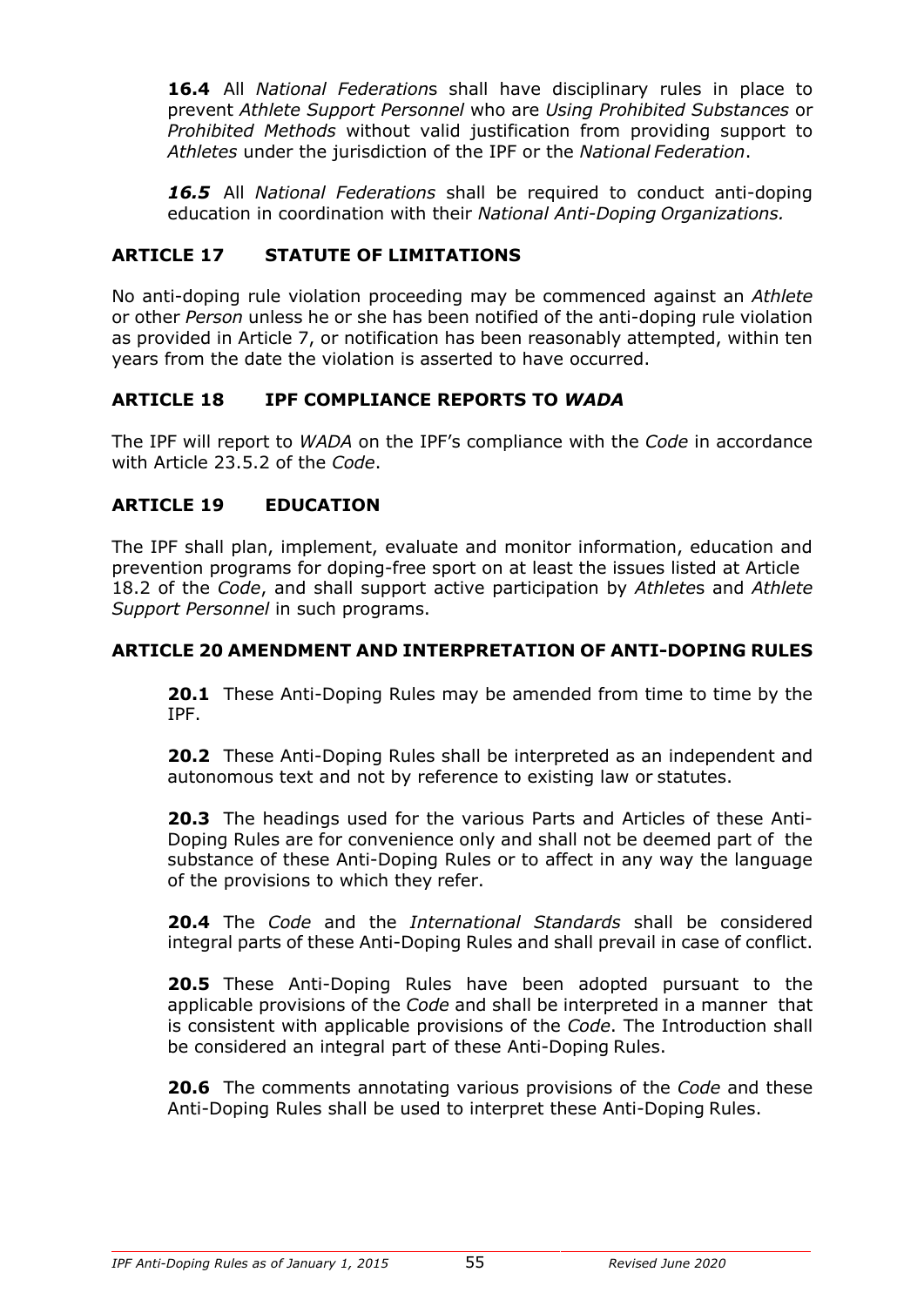**16.4** All *National Federation*s shall have disciplinary rules in place to prevent *Athlete Support Personnel* who are *Using Prohibited Substances* or *Prohibited Methods* without valid justification from providing support to *Athletes* under the jurisdiction of the IPF or the *National Federation*.

***16.5*** All *National Federations* shall be required to conduct anti-doping education in coordination with their *National Anti-Doping Organizations.*

## ARTICLE 17 STATUTE OF LIMITATIONS

No anti-doping rule violation proceeding may be commenced against an *Athlete* or other *Person* unless he or she has been notified of the anti-doping rule violation as provided in Article 7, or notification has been reasonably attempted, within ten years from the date the violation is asserted to have occurred.

## ARTICLE 18 IPF COMPLIANCE REPORTS TO *WADA*

The IPF will report to *WADA* on the IPF's compliance with the *Code* in accordance with Article 23.5.2 of the *Code*.

## ARTICLE 19 EDUCATION

The IPF shall plan, implement, evaluate and monitor information, education and prevention programs for doping-free sport on at least the issues listed at Article 18.2 of the *Code*, and shall support active participation by *Athlete*s and *Athlete Support Personnel* in such programs.

## ARTICLE 20 AMENDMENT AND INTERPRETATION OF ANTI-DOPING RULES

**20.1** These Anti-Doping Rules may be amended from time to time by the IPF.

**20.2** These Anti-Doping Rules shall be interpreted as an independent and autonomous text and not by reference to existing law or statutes.

**20.3** The headings used for the various Parts and Articles of these Anti-Doping Rules are for convenience only and shall not be deemed part of the substance of these Anti-Doping Rules or to affect in any way the language of the provisions to which they refer.

**20.4** The *Code* and the *International Standards* shall be considered integral parts of these Anti-Doping Rules and shall prevail in case of conflict.

**20.5** These Anti-Doping Rules have been adopted pursuant to the applicable provisions of the *Code* and shall be interpreted in a manner that is consistent with applicable provisions of the *Code*. The Introduction shall be considered an integral part of these Anti-Doping Rules.

**20.6** The comments annotating various provisions of the *Code* and these Anti-Doping Rules shall be used to interpret these Anti-Doping Rules.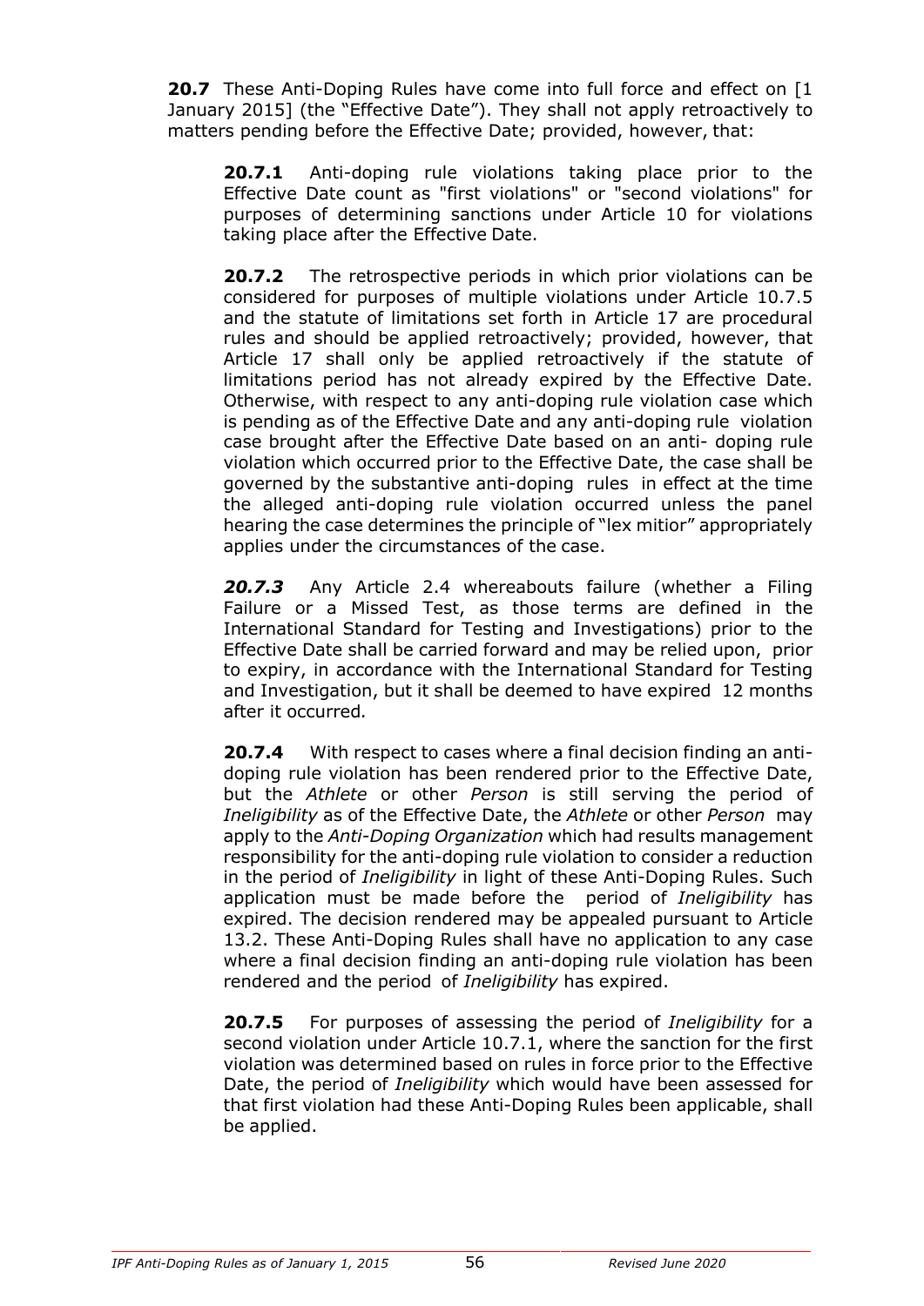**20.7** These Anti-Doping Rules have come into full force and effect on [1 January 2015] (the "Effective Date"). They shall not apply retroactively to matters pending before the Effective Date; provided, however, that:

**20.7.1** Anti-doping rule violations taking place prior to the Effective Date count as "first violations" or "second violations" for purposes of determining sanctions under Article 10 for violations taking place after the Effective Date.

**20.7.2** The retrospective periods in which prior violations can be considered for purposes of multiple violations under Article 10.7.5 and the statute of limitations set forth in Article 17 are procedural rules and should be applied retroactively; provided, however, that Article 17 shall only be applied retroactively if the statute of limitations period has not already expired by the Effective Date. Otherwise, with respect to any anti-doping rule violation case which is pending as of the Effective Date and any anti-doping rule violation case brought after the Effective Date based on an anti- doping rule violation which occurred prior to the Effective Date, the case shall be governed by the substantive anti-doping rules in effect at the time the alleged anti-doping rule violation occurred unless the panel hearing the case determines the principle of "lex mitior" appropriately applies under the circumstances of the case.

***20.7.3*** *Any Article 2.4 whereabouts failure (whether a Filing Failure or a Missed Test, as those terms are defined in the International Standard for Testing and Investigations) prior to the Effective Date shall be carried forward and may be relied upon, prior to expiry, in accordance with the International Standard for Testing and Investigation, but it shall be deemed to have expired 12 months after it occurred.*

**20.7.4** With respect to cases where a final decision finding an anti-doping rule violation has been rendered prior to the Effective Date, but the *Athlete* or other *Person* is still serving the period of *Ineligibility* as of the Effective Date, the *Athlete* or other *Person* may apply to the *Anti-Doping Organization* which had results management responsibility for the anti-doping rule violation to consider a reduction in the period of *Ineligibility* in light of these Anti-Doping Rules. Such application must be made before the period of *Ineligibility* has expired. The decision rendered may be appealed pursuant to Article 13.2. These Anti-Doping Rules shall have no application to any case where a final decision finding an anti-doping rule violation has been rendered and the period of *Ineligibility* has expired.

**20.7.5** For purposes of assessing the period of *Ineligibility* for a second violation under Article 10.7.1, where the sanction for the first violation was determined based on rules in force prior to the Effective Date, the period of *Ineligibility* which would have been assessed for that first violation had these Anti-Doping Rules been applicable, shall be applied.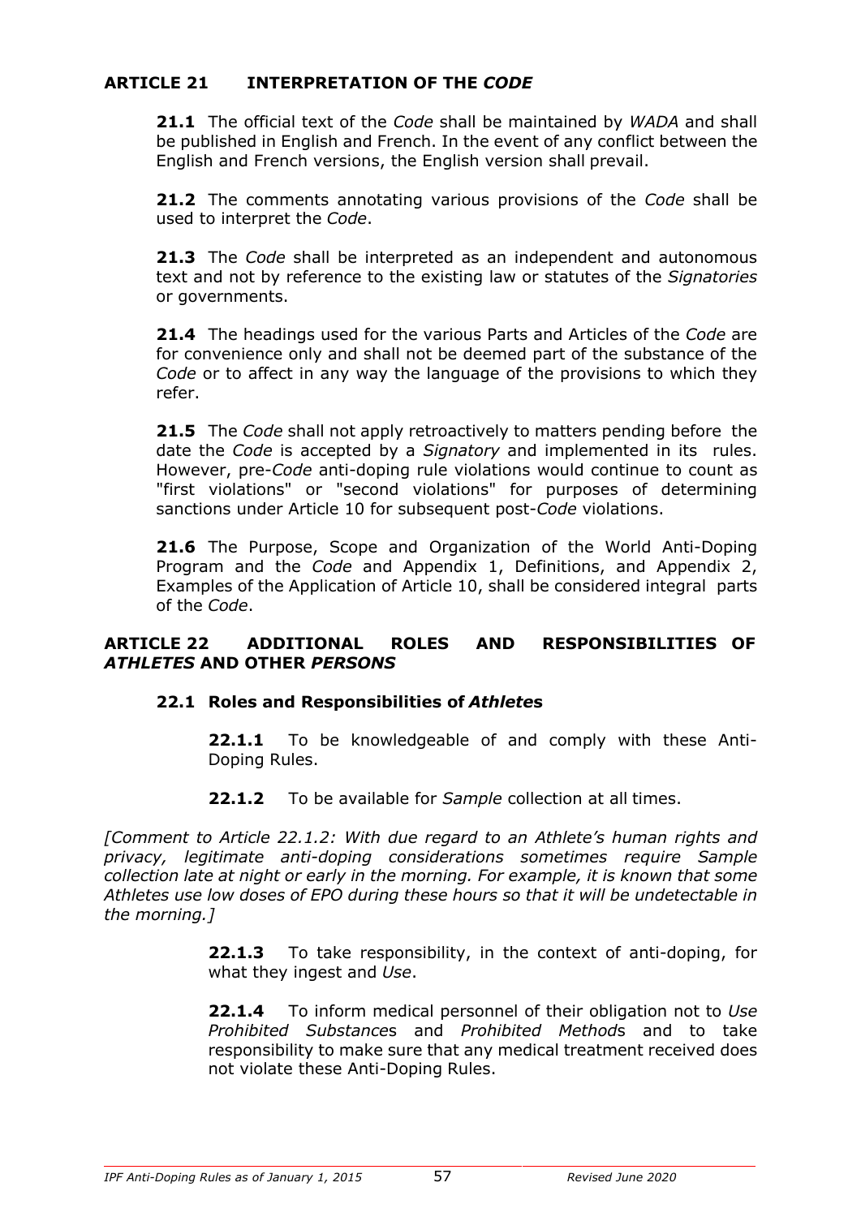## ARTICLE 21 INTERPRETATION OF THE *CODE*

**21.1** The official text of the *Code* shall be maintained by *WADA* and shall be published in English and French. In the event of any conflict between the English and French versions, the English version shall prevail.

**21.2** The comments annotating various provisions of the *Code* shall be used to interpret the *Code*.

**21.3** The *Code* shall be interpreted as an independent and autonomous text and not by reference to the existing law or statutes of the *Signatories* or governments.

**21.4** The headings used for the various Parts and Articles of the *Code* are for convenience only and shall not be deemed part of the substance of the *Code* or to affect in any way the language of the provisions to which they refer.

**21.5** The *Code* shall not apply retroactively to matters pending before the date the *Code* is accepted by a *Signatory* and implemented in its rules. However, pre-*Code* anti-doping rule violations would continue to count as "first violations" or "second violations" for purposes of determining sanctions under Article 10 for subsequent post-*Code* violations.

**21.6** The Purpose, Scope and Organization of the World Anti-Doping Program and the *Code* and Appendix 1, Definitions, and Appendix 2, Examples of the Application of Article 10, shall be considered integral parts of the *Code*.

## ARTICLE 22 ADDITIONAL ROLES AND RESPONSIBILITIES OF *ATHLETES* AND OTHER *PERSONS*

### 22.1 Roles and Responsibilities of *Athletes*

**22.1.1** To be knowledgeable of and comply with these Anti-Doping Rules.

**22.1.2** To be available for *Sample* collection at all times.

*[Comment to Article 22.1.2: With due regard to an Athlete's human rights and privacy, legitimate anti-doping considerations sometimes require Sample collection late at night or early in the morning. For example, it is known that some Athletes use low doses of EPO during these hours so that it will be undetectable in the morning.]*

**22.1.3** To take responsibility, in the context of anti-doping, for what they ingest and *Use*.

**22.1.4** To inform medical personnel of their obligation not to *Use Prohibited Substance*s and *Prohibited Method*s and to take responsibility to make sure that any medical treatment received does not violate these Anti-Doping Rules.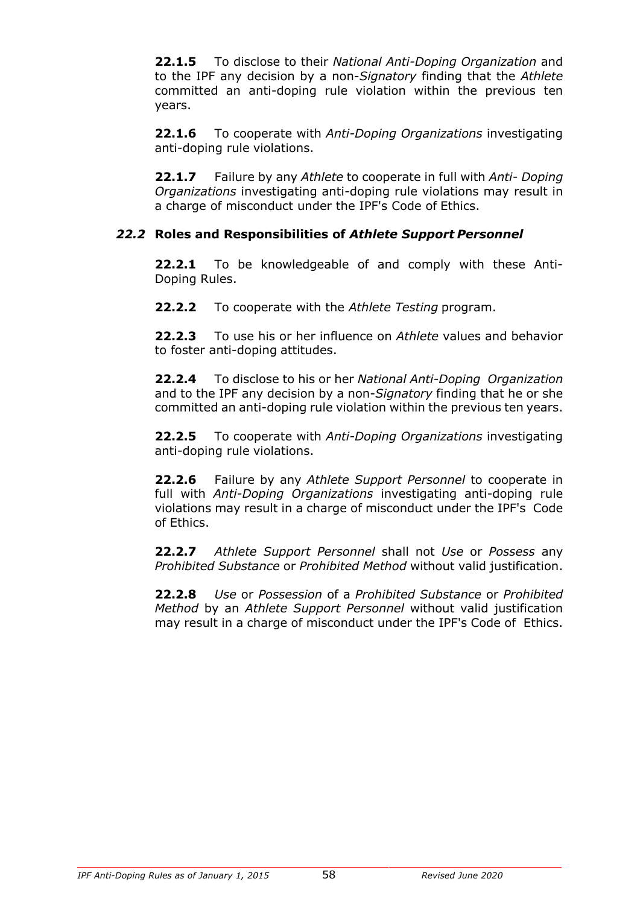**22.1.5** To disclose to their *National Anti-Doping Organization* and to the IPF any decision by a non-*Signatory* finding that the *Athlete* committed an anti-doping rule violation within the previous ten years.

**22.1.6** To cooperate with *Anti-Doping Organizations* investigating anti-doping rule violations.

**22.1.7** Failure by any *Athlete* to cooperate in full with *Anti- Doping Organizations* investigating anti-doping rule violations may result in a charge of misconduct under the IPF's Code of Ethics.

### *22.2* Roles and Responsibilities of *Athlete Support Personnel*

**22.2.1** To be knowledgeable of and comply with these Anti-Doping Rules.

**22.2.2** To cooperate with the *Athlete Testing* program.

**22.2.3** To use his or her influence on *Athlete* values and behavior to foster anti-doping attitudes.

**22.2.4** To disclose to his or her *National Anti-Doping Organization* and to the IPF any decision by a non-*Signatory* finding that he or she committed an anti-doping rule violation within the previous ten years.

**22.2.5** To cooperate with *Anti-Doping Organizations* investigating anti-doping rule violations.

**22.2.6** Failure by any *Athlete Support Personnel* to cooperate in full with *Anti-Doping Organizations* investigating anti-doping rule violations may result in a charge of misconduct under the IPF's Code of Ethics.

**22.2.7** *Athlete Support Personnel* shall not *Use* or *Possess* any *Prohibited Substance* or *Prohibited Method* without valid justification.

**22.2.8** *Use* or *Possession* of a *Prohibited Substance* or *Prohibited Method* by an *Athlete Support Personnel* without valid justification may result in a charge of misconduct under the IPF's Code of Ethics.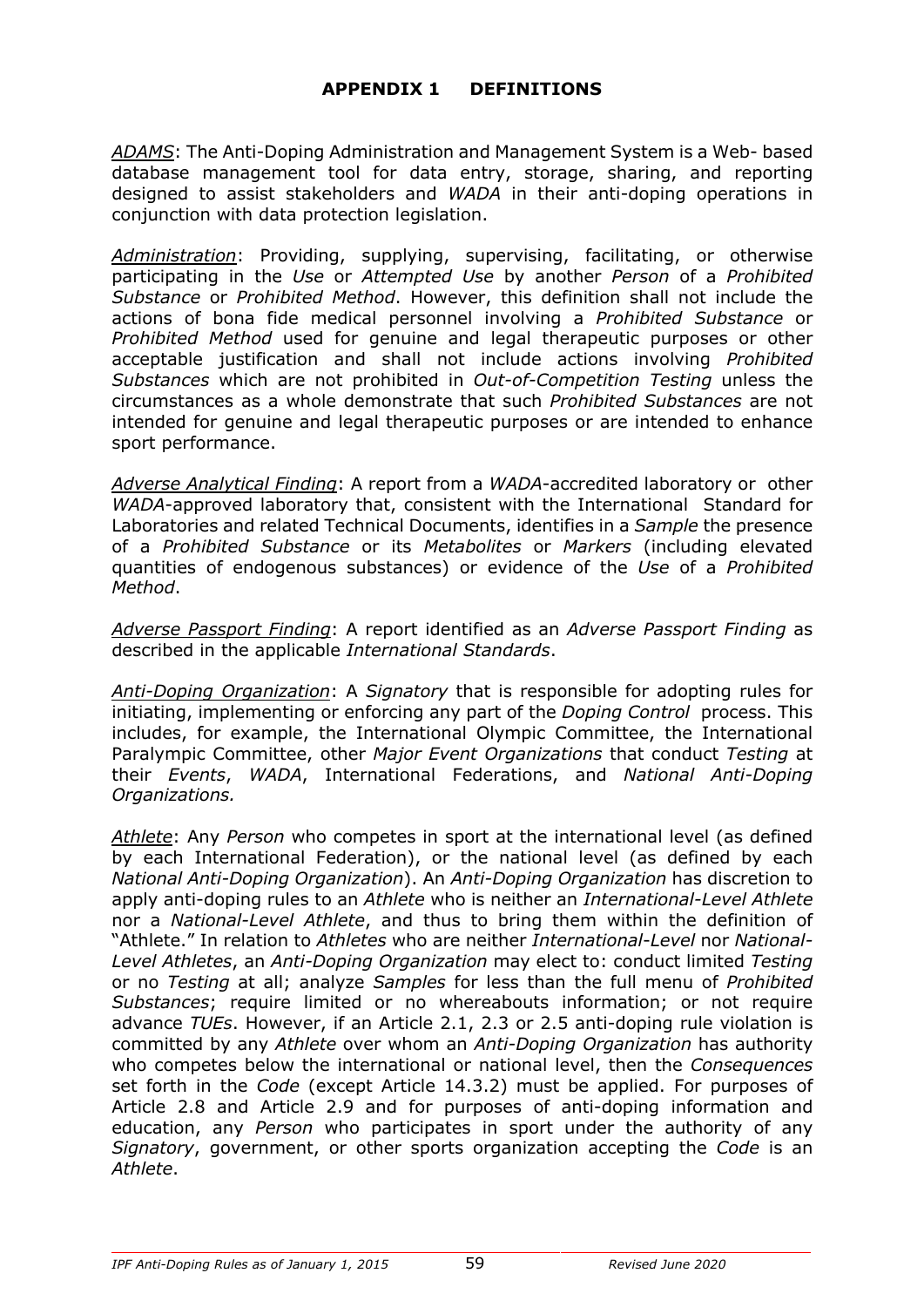## APPENDIX 1 DEFINITIONS

*ADAMS*: The Anti-Doping Administration and Management System is a Web- based database management tool for data entry, storage, sharing, and reporting designed to assist stakeholders and *WADA* in their anti-doping operations in conjunction with data protection legislation.

*Administration*: Providing, supplying, supervising, facilitating, or otherwise participating in the *Use* or *Attempted Use* by another *Person* of a *Prohibited Substance* or *Prohibited Method*. However, this definition shall not include the actions of bona fide medical personnel involving a *Prohibited Substance* or *Prohibited Method* used for genuine and legal therapeutic purposes or other acceptable justification and shall not include actions involving *Prohibited Substances* which are not prohibited in *Out-of-Competition Testing* unless the circumstances as a whole demonstrate that such *Prohibited Substances* are not intended for genuine and legal therapeutic purposes or are intended to enhance sport performance.

*Adverse Analytical Finding*: A report from a *WADA*-accredited laboratory or other *WADA*-approved laboratory that, consistent with the International Standard for Laboratories and related Technical Documents, identifies in a *Sample* the presence of a *Prohibited Substance* or its *Metabolites* or *Markers* (including elevated quantities of endogenous substances) or evidence of the *Use* of a *Prohibited Method*.

*Adverse Passport Finding*: A report identified as an *Adverse Passport Finding* as described in the applicable *International Standards*.

*Anti-Doping Organization*: A *Signatory* that is responsible for adopting rules for initiating, implementing or enforcing any part of the *Doping Control* process. This includes, for example, the International Olympic Committee, the International Paralympic Committee, other *Major Event Organizations* that conduct *Testing* at their *Events*, *WADA*, International Federations, and *National Anti-Doping Organizations.*

*Athlete*: Any *Person* who competes in sport at the international level (as defined by each International Federation), or the national level (as defined by each *National Anti-Doping Organization*). An *Anti-Doping Organization* has discretion to apply anti-doping rules to an *Athlete* who is neither an *International-Level Athlete* nor a *National-Level Athlete*, and thus to bring them within the definition of "Athlete." In relation to *Athletes* who are neither *International-Level* nor *National-Level Athletes*, an *Anti-Doping Organization* may elect to: conduct limited *Testing* or no *Testing* at all; analyze *Samples* for less than the full menu of *Prohibited Substances*; require limited or no whereabouts information; or not require advance *TUEs*. However, if an Article 2.1, 2.3 or 2.5 anti-doping rule violation is committed by any *Athlete* over whom an *Anti-Doping Organization* has authority who competes below the international or national level, then the *Consequences* set forth in the *Code* (except Article 14.3.2) must be applied. For purposes of Article 2.8 and Article 2.9 and for purposes of anti-doping information and education, any *Person* who participates in sport under the authority of any *Signatory*, government, or other sports organization accepting the *Code* is an *Athlete*.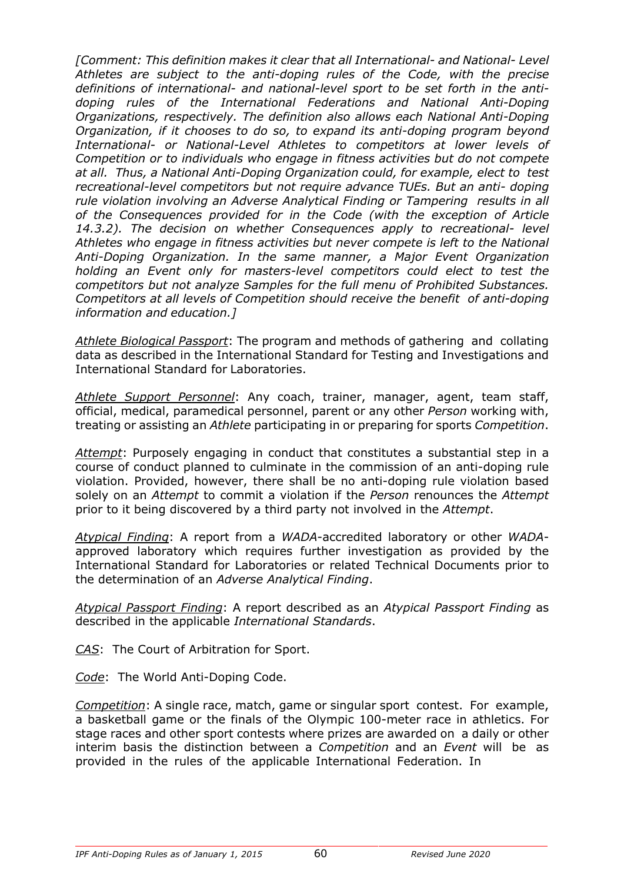*[Comment: This definition makes it clear that all International- and National- Level Athletes are subject to the anti-doping rules of the Code, with the precise definitions of international- and national-level sport to be set forth in the anti-doping rules of the International Federations and National Anti-Doping Organizations, respectively. The definition also allows each National Anti-Doping Organization, if it chooses to do so, to expand its anti-doping program beyond International- or National-Level Athletes to competitors at lower levels of Competition or to individuals who engage in fitness activities but do not compete at all. Thus, a National Anti-Doping Organization could, for example, elect to test recreational-level competitors but not require advance TUEs. But an anti- doping rule violation involving an Adverse Analytical Finding or Tampering results in all of the Consequences provided for in the Code (with the exception of Article 14.3.2). The decision on whether Consequences apply to recreational- level Athletes who engage in fitness activities but never compete is left to the National Anti-Doping Organization. In the same manner, a Major Event Organization holding an Event only for masters-level competitors could elect to test the competitors but not analyze Samples for the full menu of Prohibited Substances. Competitors at all levels of Competition should receive the benefit of anti-doping information and education.]*

*Athlete Biological Passport*: The program and methods of gathering and collating data as described in the International Standard for Testing and Investigations and International Standard for Laboratories.

*Athlete Support Personnel*: Any coach, trainer, manager, agent, team staff, official, medical, paramedical personnel, parent or any other *Person* working with, treating or assisting an *Athlete* participating in or preparing for sports *Competition*.

*Attempt*: Purposely engaging in conduct that constitutes a substantial step in a course of conduct planned to culminate in the commission of an anti-doping rule violation. Provided, however, there shall be no anti-doping rule violation based solely on an *Attempt* to commit a violation if the *Person* renounces the *Attempt* prior to it being discovered by a third party not involved in the *Attempt*.

*Atypical Finding*: A report from a *WADA*-accredited laboratory or other *WADA*-approved laboratory which requires further investigation as provided by the International Standard for Laboratories or related Technical Documents prior to the determination of an *Adverse Analytical Finding*.

*Atypical Passport Finding*: A report described as an *Atypical Passport Finding* as described in the applicable *International Standards*.

*CAS*: The Court of Arbitration for Sport.

*Code*: The World Anti-Doping Code.

*Competition*: A single race, match, game or singular sport contest. For example, a basketball game or the finals of the Olympic 100-meter race in athletics. For stage races and other sport contests where prizes are awarded on a daily or other interim basis the distinction between a *Competition* and an *Event* will be as provided in the rules of the applicable International Federation. In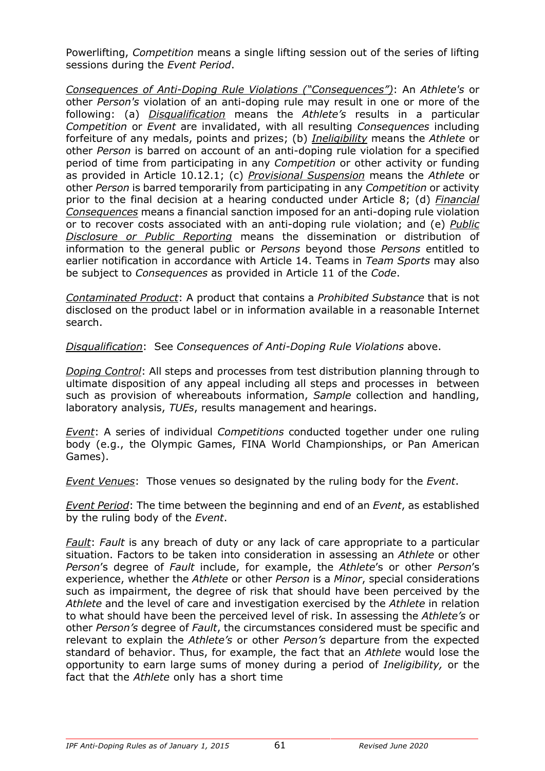Powerlifting, *Competition* means a single lifting session out of the series of lifting sessions during the *Event Period*.

*Consequences of Anti-Doping Rule Violations ("Consequences")*: An *Athlete's* or other *Person's* violation of an anti-doping rule may result in one or more of the following: (a) *Disqualification* means the *Athlete's* results in a particular *Competition* or *Event* are invalidated, with all resulting *Consequences* including forfeiture of any medals, points and prizes; (b) *Ineligibility* means the *Athlete* or other *Person* is barred on account of an anti-doping rule violation for a specified period of time from participating in any *Competition* or other activity or funding as provided in Article 10.12.1; (c) *Provisional Suspension* means the *Athlete* or other *Person* is barred temporarily from participating in any *Competition* or activity prior to the final decision at a hearing conducted under Article 8; (d) *Financial Consequences* means a financial sanction imposed for an anti-doping rule violation or to recover costs associated with an anti-doping rule violation; and (e) *Public Disclosure or Public Reporting* means the dissemination or distribution of information to the general public or *Persons* beyond those *Persons* entitled to earlier notification in accordance with Article 14. Teams in *Team Sports* may also be subject to *Consequences* as provided in Article 11 of the *Code*.

*Contaminated Product*: A product that contains a *Prohibited Substance* that is not disclosed on the product label or in information available in a reasonable Internet search.

*Disqualification*: See *Consequences of Anti-Doping Rule Violations* above.

*Doping Control*: All steps and processes from test distribution planning through to ultimate disposition of any appeal including all steps and processes in between such as provision of whereabouts information, *Sample* collection and handling, laboratory analysis, *TUEs*, results management and hearings.

*Event*: A series of individual *Competitions* conducted together under one ruling body (e.g., the Olympic Games, FINA World Championships, or Pan American Games).

*Event Venues*: Those venues so designated by the ruling body for the *Event*.

*Event Period*: The time between the beginning and end of an *Event*, as established by the ruling body of the *Event*.

*Fault*: *Fault* is any breach of duty or any lack of care appropriate to a particular situation. Factors to be taken into consideration in assessing an *Athlete* or other *Person*'s degree of *Fault* include, for example, the *Athlete*'s or other *Person*'s experience, whether the *Athlete* or other *Person* is a *Minor*, special considerations such as impairment, the degree of risk that should have been perceived by the *Athlete* and the level of care and investigation exercised by the *Athlete* in relation to what should have been the perceived level of risk. In assessing the *Athlete's* or other *Person's* degree of *Fault*, the circumstances considered must be specific and relevant to explain the *Athlete's* or other *Person's* departure from the expected standard of behavior. Thus, for example, the fact that an *Athlete* would lose the opportunity to earn large sums of money during a period of *Ineligibility,* or the fact that the *Athlete* only has a short time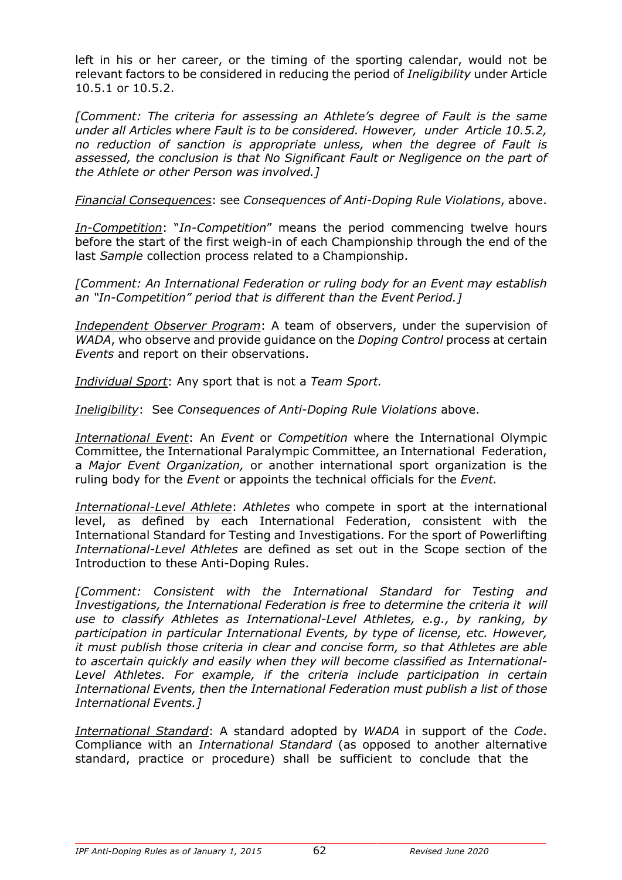left in his or her career, or the timing of the sporting calendar, would not be relevant factors to be considered in reducing the period of *Ineligibility* under Article 10.5.1 or 10.5.2.

*[Comment: The criteria for assessing an Athlete's degree of Fault is the same under all Articles where Fault is to be considered. However, under Article 10.5.2, no reduction of sanction is appropriate unless, when the degree of Fault is assessed, the conclusion is that No Significant Fault or Negligence on the part of the Athlete or other Person was involved.]*

*Financial Consequences*: see *Consequences of Anti-Doping Rule Violations*, above.

*In-Competition*: "*In-Competition*" means the period commencing twelve hours before the start of the first weigh-in of each Championship through the end of the last *Sample* collection process related to a Championship.

*[Comment: An International Federation or ruling body for an Event may establish an "In-Competition" period that is different than the Event Period.]*

*Independent Observer Program*: A team of observers, under the supervision of *WADA*, who observe and provide guidance on the *Doping Control* process at certain *Events* and report on their observations.

*Individual Sport*: Any sport that is not a *Team Sport.*

*Ineligibility*: See *Consequences of Anti-Doping Rule Violations* above.

*International Event*: An *Event* or *Competition* where the International Olympic Committee, the International Paralympic Committee, an International Federation, a *Major Event Organization,* or another international sport organization is the ruling body for the *Event* or appoints the technical officials for the *Event.*

*International-Level Athlete*: *Athletes* who compete in sport at the international level, as defined by each International Federation, consistent with the International Standard for Testing and Investigations. For the sport of Powerlifting *International-Level Athletes* are defined as set out in the Scope section of the Introduction to these Anti-Doping Rules.

*[Comment: Consistent with the International Standard for Testing and Investigations, the International Federation is free to determine the criteria it will use to classify Athletes as International-Level Athletes, e.g., by ranking, by participation in particular International Events, by type of license, etc. However, it must publish those criteria in clear and concise form, so that Athletes are able to ascertain quickly and easily when they will become classified as International-Level Athletes. For example, if the criteria include participation in certain International Events, then the International Federation must publish a list of those International Events.]*

*International Standard*: A standard adopted by *WADA* in support of the *Code*. Compliance with an *International Standard* (as opposed to another alternative standard, practice or procedure) shall be sufficient to conclude that the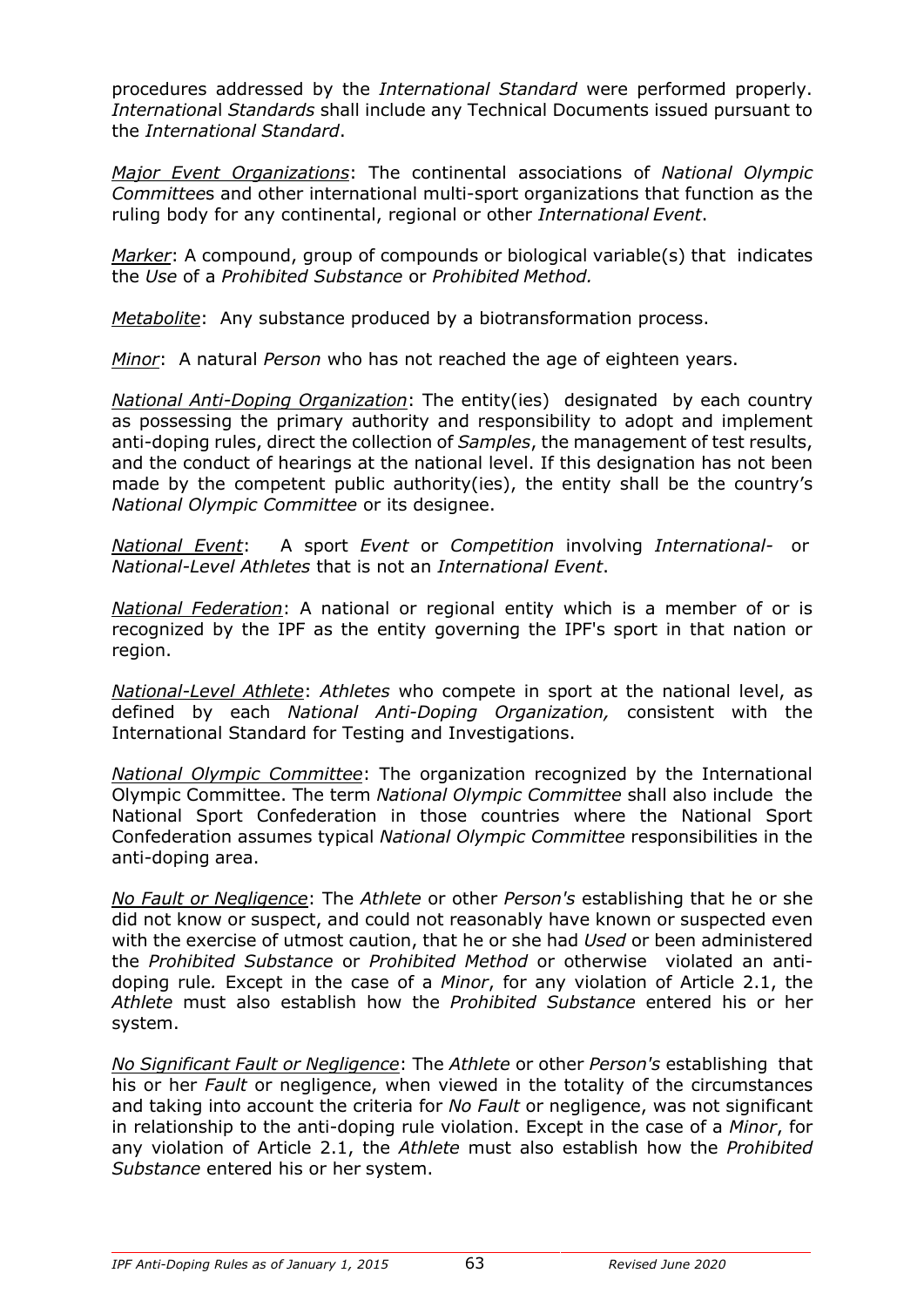procedures addressed by the *International Standard* were performed properly. *International Standards* shall include any Technical Documents issued pursuant to the *International Standard*.

*Major Event Organizations*: The continental associations of *National Olympic Committees* and other international multi-sport organizations that function as the ruling body for any continental, regional or other *International Event*.

*Marker*: A compound, group of compounds or biological variable(s) that indicates the *Use* of a *Prohibited Substance* or *Prohibited Method.*

*Metabolite*: Any substance produced by a biotransformation process.

*Minor*: A natural *Person* who has not reached the age of eighteen years.

*National Anti-Doping Organization*: The entity(ies) designated by each country as possessing the primary authority and responsibility to adopt and implement anti-doping rules, direct the collection of *Samples*, the management of test results, and the conduct of hearings at the national level. If this designation has not been made by the competent public authority(ies), the entity shall be the country's *National Olympic Committee* or its designee.

*National Event*: A sport *Event* or *Competition* involving *International-* or *National-Level Athletes* that is not an *International Event*.

*National Federation*: A national or regional entity which is a member of or is recognized by the IPF as the entity governing the IPF's sport in that nation or region.

*National-Level Athlete*: *Athletes* who compete in sport at the national level, as defined by each *National Anti-Doping Organization,* consistent with the International Standard for Testing and Investigations.

*National Olympic Committee*: The organization recognized by the International Olympic Committee. The term *National Olympic Committee* shall also include the National Sport Confederation in those countries where the National Sport Confederation assumes typical *National Olympic Committee* responsibilities in the anti-doping area.

*No Fault or Negligence*: The *Athlete* or other *Person's* establishing that he or she did not know or suspect, and could not reasonably have known or suspected even with the exercise of utmost caution, that he or she had *Used* or been administered the *Prohibited Substance* or *Prohibited Method* or otherwise violated an anti-doping rule*.* Except in the case of a *Minor*, for any violation of Article 2.1, the *Athlete* must also establish how the *Prohibited Substance* entered his or her system.

*No Significant Fault or Negligence*: The *Athlete* or other *Person's* establishing that his or her *Fault* or negligence, when viewed in the totality of the circumstances and taking into account the criteria for *No Fault* or negligence, was not significant in relationship to the anti-doping rule violation. Except in the case of a *Minor*, for any violation of Article 2.1, the *Athlete* must also establish how the *Prohibited Substance* entered his or her system.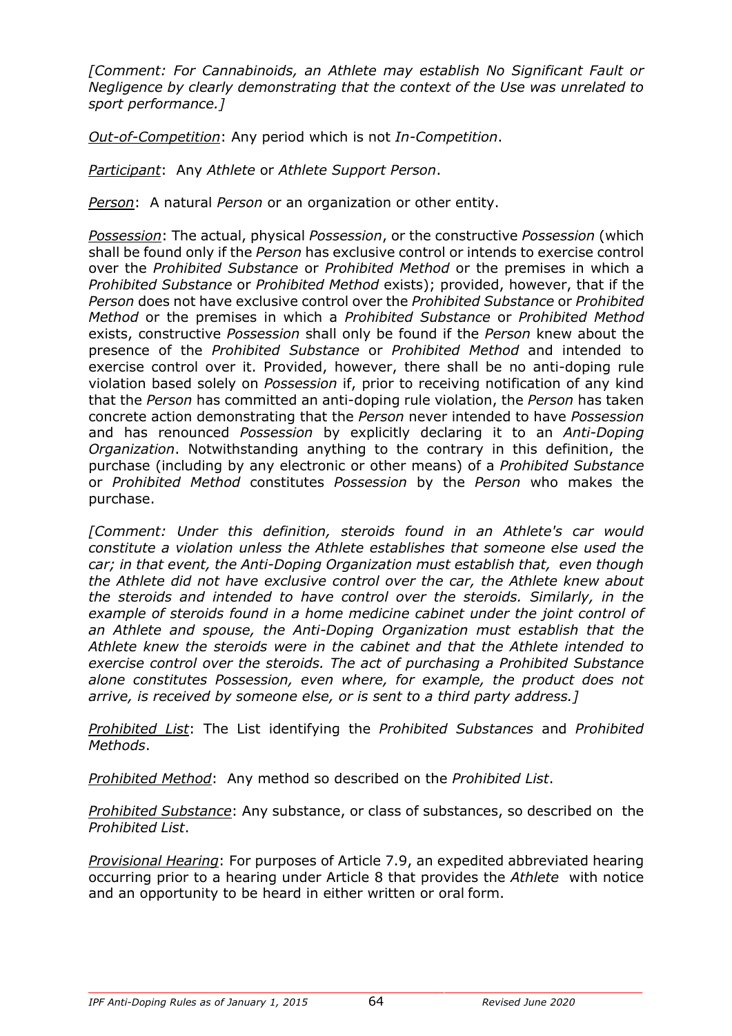*[Comment: For Cannabinoids, an Athlete may establish No Significant Fault or Negligence by clearly demonstrating that the context of the Use was unrelated to sport performance.]*

*Out-of-Competition*: Any period which is not *In-Competition*.

*Participant*: Any *Athlete* or *Athlete Support Person*.

*Person*: A natural *Person* or an organization or other entity.

*Possession*: The actual, physical *Possession*, or the constructive *Possession* (which shall be found only if the *Person* has exclusive control or intends to exercise control over the *Prohibited Substance* or *Prohibited Method* or the premises in which a *Prohibited Substance* or *Prohibited Method* exists); provided, however, that if the *Person* does not have exclusive control over the *Prohibited Substance* or *Prohibited Method* or the premises in which a *Prohibited Substance* or *Prohibited Method* exists, constructive *Possession* shall only be found if the *Person* knew about the presence of the *Prohibited Substance* or *Prohibited Method* and intended to exercise control over it. Provided, however, there shall be no anti-doping rule violation based solely on *Possession* if, prior to receiving notification of any kind that the *Person* has committed an anti-doping rule violation, the *Person* has taken concrete action demonstrating that the *Person* never intended to have *Possession* and has renounced *Possession* by explicitly declaring it to an *Anti-Doping Organization*. Notwithstanding anything to the contrary in this definition, the purchase (including by any electronic or other means) of a *Prohibited Substance* or *Prohibited Method* constitutes *Possession* by the *Person* who makes the purchase.

*[Comment: Under this definition, steroids found in an Athlete's car would constitute a violation unless the Athlete establishes that someone else used the car; in that event, the Anti-Doping Organization must establish that, even though the Athlete did not have exclusive control over the car, the Athlete knew about the steroids and intended to have control over the steroids. Similarly, in the example of steroids found in a home medicine cabinet under the joint control of an Athlete and spouse, the Anti-Doping Organization must establish that the Athlete knew the steroids were in the cabinet and that the Athlete intended to exercise control over the steroids. The act of purchasing a Prohibited Substance alone constitutes Possession, even where, for example, the product does not arrive, is received by someone else, or is sent to a third party address.]*

*Prohibited List*: The List identifying the *Prohibited Substances* and *Prohibited Methods*.

*Prohibited Method*: Any method so described on the *Prohibited List*.

*Prohibited Substance*: Any substance, or class of substances, so described on the *Prohibited List*.

*Provisional Hearing*: For purposes of Article 7.9, an expedited abbreviated hearing occurring prior to a hearing under Article 8 that provides the *Athlete* with notice and an opportunity to be heard in either written or oral form.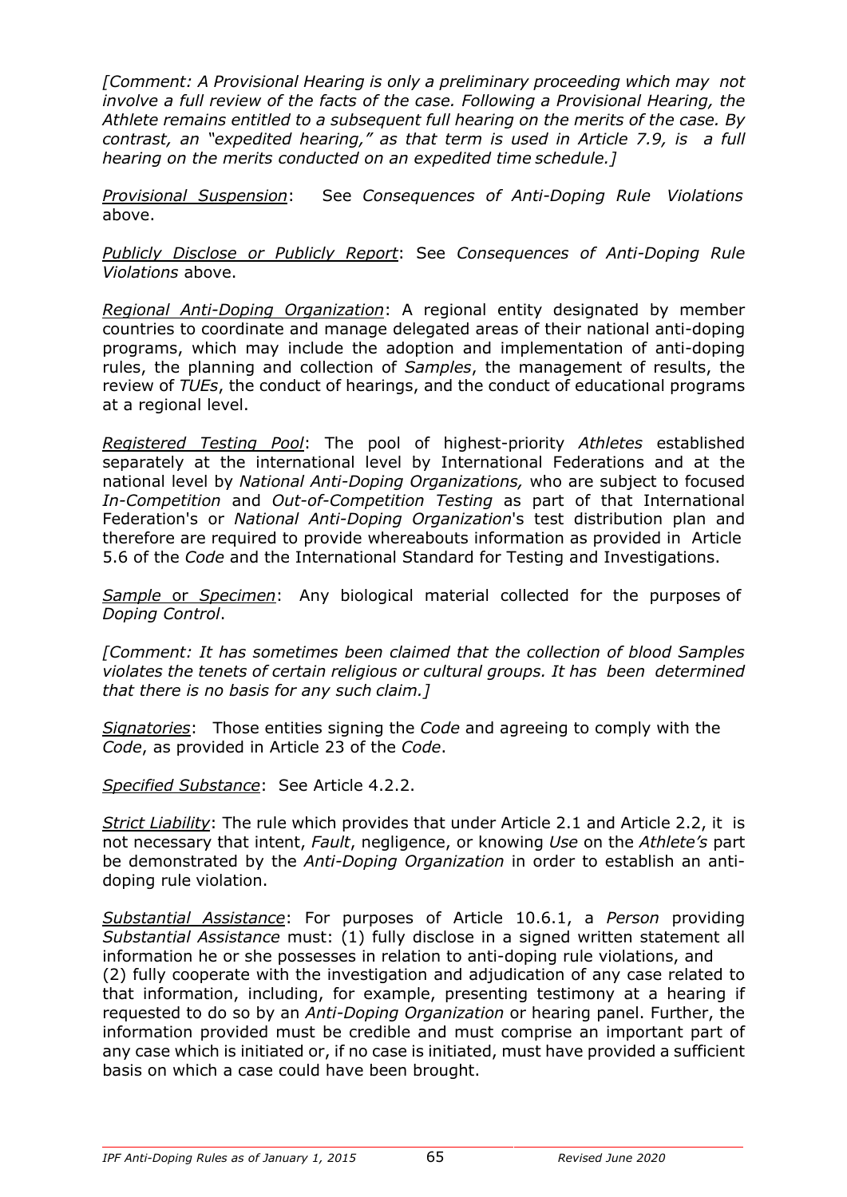*[Comment: A Provisional Hearing is only a preliminary proceeding which may not involve a full review of the facts of the case. Following a Provisional Hearing, the Athlete remains entitled to a subsequent full hearing on the merits of the case. By contrast, an "expedited hearing," as that term is used in Article 7.9, is a full hearing on the merits conducted on an expedited time schedule.]*

<u>*Provisional Suspension*</u>: See *Consequences of Anti-Doping Rule Violations* above.

<u>*Publicly Disclose or Publicly Report*</u>: See *Consequences of Anti-Doping Rule Violations* above.

<u>*Regional Anti-Doping Organization*</u>: A regional entity designated by member countries to coordinate and manage delegated areas of their national anti-doping programs, which may include the adoption and implementation of anti-doping rules, the planning and collection of *Samples*, the management of results, the review of *TUEs*, the conduct of hearings, and the conduct of educational programs at a regional level.

<u>*Registered Testing Pool*</u>: The pool of highest-priority *Athletes* established separately at the international level by International Federations and at the national level by *National Anti-Doping Organizations,* who are subject to focused *In-Competition* and *Out-of-Competition Testing* as part of that International Federation's or *National Anti-Doping Organization*'s test distribution plan and therefore are required to provide whereabouts information as provided in Article 5.6 of the *Code* and the International Standard for Testing and Investigations.

<u>*Sample* or *Specimen*</u>: Any biological material collected for the purposes of *Doping Control*.

*[Comment: It has sometimes been claimed that the collection of blood Samples violates the tenets of certain religious or cultural groups. It has been determined that there is no basis for any such claim.]*

<u>*Signatories*</u>: Those entities signing the *Code* and agreeing to comply with the *Code*, as provided in Article 23 of the *Code*.

<u>*Specified Substance*</u>: See Article 4.2.2.

<u>*Strict Liability*</u>: The rule which provides that under Article 2.1 and Article 2.2, it is not necessary that intent, *Fault*, negligence, or knowing *Use* on the *Athlete's* part be demonstrated by the *Anti-Doping Organization* in order to establish an anti-doping rule violation.

<u>*Substantial Assistance*</u>: For purposes of Article 10.6.1, a *Person* providing *Substantial Assistance* must: (1) fully disclose in a signed written statement all information he or she possesses in relation to anti-doping rule violations, and (2) fully cooperate with the investigation and adjudication of any case related to that information, including, for example, presenting testimony at a hearing if requested to do so by an *Anti-Doping Organization* or hearing panel. Further, the information provided must be credible and must comprise an important part of any case which is initiated or, if no case is initiated, must have provided a sufficient basis on which a case could have been brought.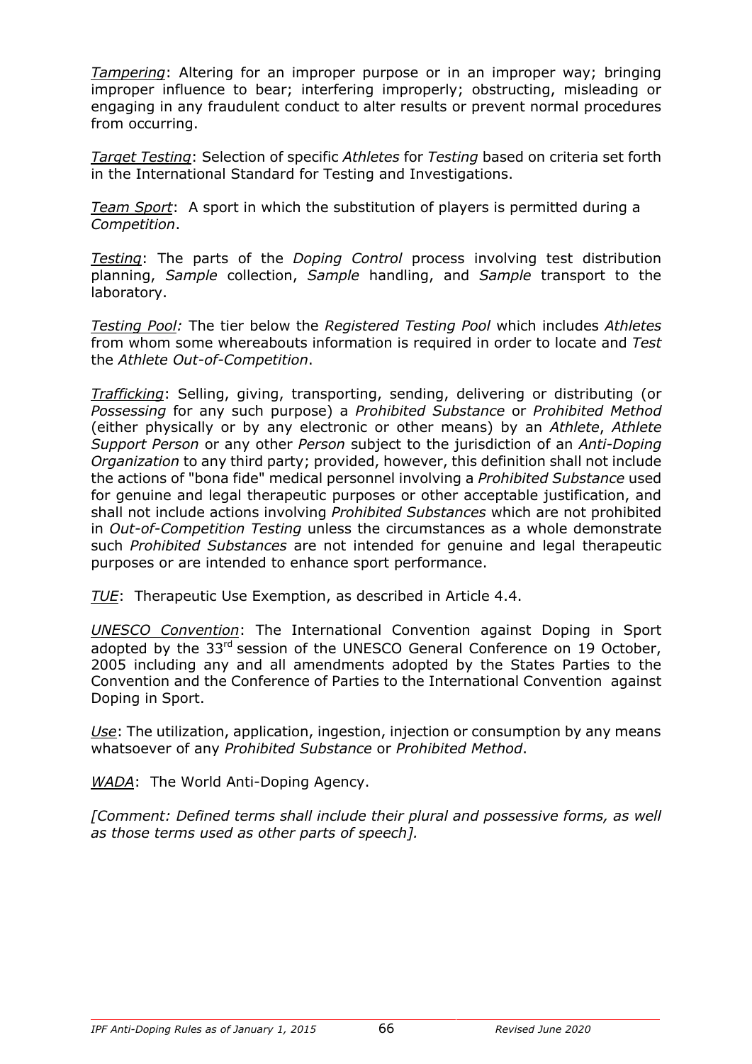*Tampering*: Altering for an improper purpose or in an improper way; bringing improper influence to bear; interfering improperly; obstructing, misleading or engaging in any fraudulent conduct to alter results or prevent normal procedures from occurring.

*Target Testing*: Selection of specific *Athletes* for *Testing* based on criteria set forth in the International Standard for Testing and Investigations.

*Team Sport*: A sport in which the substitution of players is permitted during a *Competition*.

*Testing*: The parts of the *Doping Control* process involving test distribution planning, *Sample* collection, *Sample* handling, and *Sample* transport to the laboratory.

*Testing Pool:* The tier below the *Registered Testing Pool* which includes *Athletes* from whom some whereabouts information is required in order to locate and *Test* the *Athlete Out-of-Competition*.

*Trafficking*: Selling, giving, transporting, sending, delivering or distributing (or *Possessing* for any such purpose) a *Prohibited Substance* or *Prohibited Method* (either physically or by any electronic or other means) by an *Athlete*, *Athlete Support Person* or any other *Person* subject to the jurisdiction of an *Anti-Doping Organization* to any third party; provided, however, this definition shall not include the actions of "bona fide" medical personnel involving a *Prohibited Substance* used for genuine and legal therapeutic purposes or other acceptable justification, and shall not include actions involving *Prohibited Substances* which are not prohibited in *Out-of-Competition Testing* unless the circumstances as a whole demonstrate such *Prohibited Substances* are not intended for genuine and legal therapeutic purposes or are intended to enhance sport performance.

*TUE*: Therapeutic Use Exemption, as described in Article 4.4.

*UNESCO Convention*: The International Convention against Doping in Sport adopted by the 33rd session of the UNESCO General Conference on 19 October, 2005 including any and all amendments adopted by the States Parties to the Convention and the Conference of Parties to the International Convention against Doping in Sport.

*Use*: The utilization, application, ingestion, injection or consumption by any means whatsoever of any *Prohibited Substance* or *Prohibited Method*.

*WADA*: The World Anti-Doping Agency.

*[Comment: Defined terms shall include their plural and possessive forms, as well as those terms used as other parts of speech].*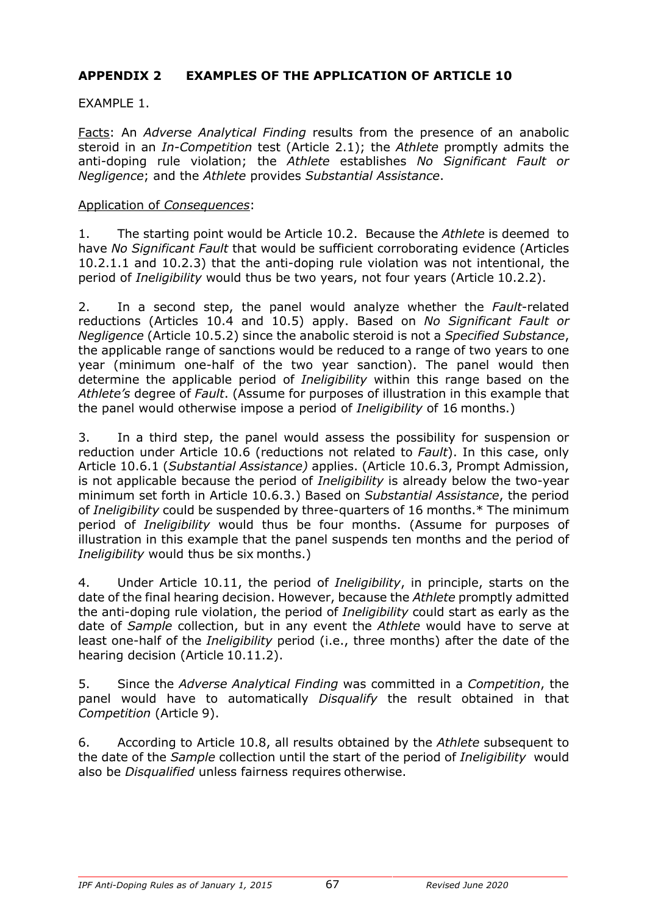## APPENDIX 2 EXAMPLES OF THE APPLICATION OF ARTICLE 10

EXAMPLE 1.

Facts: An *Adverse Analytical Finding* results from the presence of an anabolic steroid in an *In-Competition* test (Article 2.1); the *Athlete* promptly admits the anti-doping rule violation; the *Athlete* establishes *No Significant Fault or Negligence*; and the *Athlete* provides *Substantial Assistance*.

Application of *Consequences*:

1. The starting point would be Article 10.2. Because the *Athlete* is deemed to have *No Significant Fault* that would be sufficient corroborating evidence (Articles 10.2.1.1 and 10.2.3) that the anti-doping rule violation was not intentional, the period of *Ineligibility* would thus be two years, not four years (Article 10.2.2).

2. In a second step, the panel would analyze whether the *Fault*-related reductions (Articles 10.4 and 10.5) apply. Based on *No Significant Fault or Negligence* (Article 10.5.2) since the anabolic steroid is not a *Specified Substance*, the applicable range of sanctions would be reduced to a range of two years to one year (minimum one-half of the two year sanction). The panel would then determine the applicable period of *Ineligibility* within this range based on the *Athlete's* degree of *Fault*. (Assume for purposes of illustration in this example that the panel would otherwise impose a period of *Ineligibility* of 16 months.)

3. In a third step, the panel would assess the possibility for suspension or reduction under Article 10.6 (reductions not related to *Fault*). In this case, only Article 10.6.1 (*Substantial Assistance)* applies. (Article 10.6.3, Prompt Admission, is not applicable because the period of *Ineligibility* is already below the two-year minimum set forth in Article 10.6.3.) Based on *Substantial Assistance*, the period of *Ineligibility* could be suspended by three-quarters of 16 months.* The minimum period of *Ineligibility* would thus be four months. (Assume for purposes of illustration in this example that the panel suspends ten months and the period of *Ineligibility* would thus be six months.)

4. Under Article 10.11, the period of *Ineligibility*, in principle, starts on the date of the final hearing decision. However, because the *Athlete* promptly admitted the anti-doping rule violation, the period of *Ineligibility* could start as early as the date of *Sample* collection, but in any event the *Athlete* would have to serve at least one-half of the *Ineligibility* period (i.e., three months) after the date of the hearing decision (Article 10.11.2).

5. Since the *Adverse Analytical Finding* was committed in a *Competition*, the panel would have to automatically *Disqualify* the result obtained in that *Competition* (Article 9).

6. According to Article 10.8, all results obtained by the *Athlete* subsequent to the date of the *Sample* collection until the start of the period of *Ineligibility* would also be *Disqualified* unless fairness requires otherwise.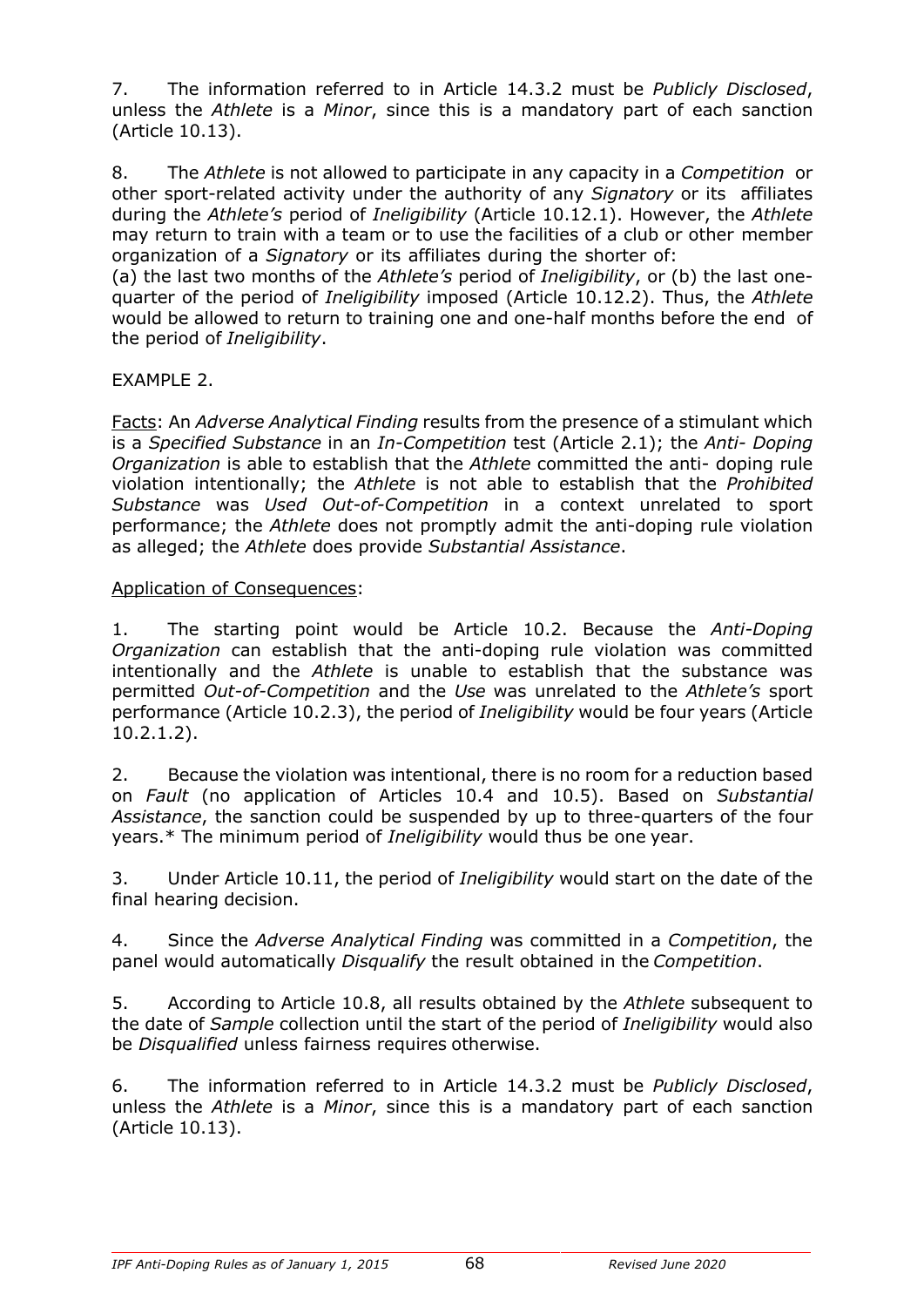7. The information referred to in Article 14.3.2 must be *Publicly Disclosed*, unless the *Athlete* is a *Minor*, since this is a mandatory part of each sanction (Article 10.13).

8. The *Athlete* is not allowed to participate in any capacity in a *Competition* or other sport-related activity under the authority of any *Signatory* or its affiliates during the *Athlete's* period of *Ineligibility* (Article 10.12.1). However, the *Athlete* may return to train with a team or to use the facilities of a club or other member organization of a *Signatory* or its affiliates during the shorter of:
(a) the last two months of the *Athlete's* period of *Ineligibility*, or (b) the last one-quarter of the period of *Ineligibility* imposed (Article 10.12.2). Thus, the *Athlete* would be allowed to return to training one and one-half months before the end of the period of *Ineligibility*.

EXAMPLE 2.

<u>Facts</u>: An *Adverse Analytical Finding* results from the presence of a stimulant which is a *Specified Substance* in an *In-Competition* test (Article 2.1); the *Anti- Doping Organization* is able to establish that the *Athlete* committed the anti- doping rule violation intentionally; the *Athlete* is not able to establish that the *Prohibited Substance* was *Used Out-of-Competition* in a context unrelated to sport performance; the *Athlete* does not promptly admit the anti-doping rule violation as alleged; the *Athlete* does provide *Substantial Assistance*.

<u>Application of Consequences</u>:

1. The starting point would be Article 10.2. Because the *Anti-Doping Organization* can establish that the anti-doping rule violation was committed intentionally and the *Athlete* is unable to establish that the substance was permitted *Out-of-Competition* and the *Use* was unrelated to the *Athlete's* sport performance (Article 10.2.3), the period of *Ineligibility* would be four years (Article 10.2.1.2).

2. Because the violation was intentional, there is no room for a reduction based on *Fault* (no application of Articles 10.4 and 10.5). Based on *Substantial Assistance*, the sanction could be suspended by up to three-quarters of the four years.* The minimum period of *Ineligibility* would thus be one year.

3. Under Article 10.11, the period of *Ineligibility* would start on the date of the final hearing decision.

4. Since the *Adverse Analytical Finding* was committed in a *Competition*, the panel would automatically *Disqualify* the result obtained in the *Competition*.

5. According to Article 10.8, all results obtained by the *Athlete* subsequent to the date of *Sample* collection until the start of the period of *Ineligibility* would also be *Disqualified* unless fairness requires otherwise.

6. The information referred to in Article 14.3.2 must be *Publicly Disclosed*, unless the *Athlete* is a *Minor*, since this is a mandatory part of each sanction (Article 10.13).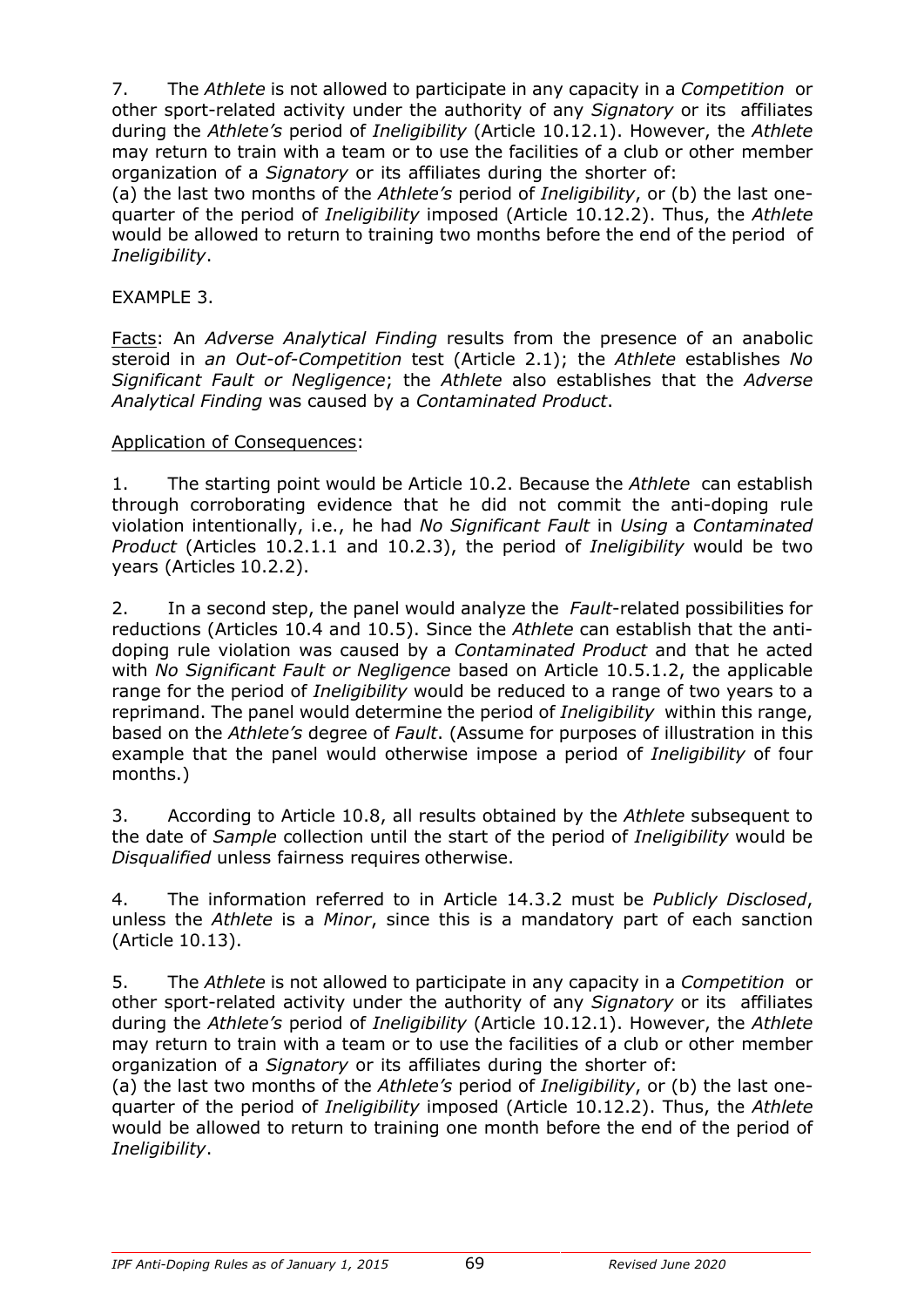7. The *Athlete* is not allowed to participate in any capacity in a *Competition* or other sport-related activity under the authority of any *Signatory* or its affiliates during the *Athlete's* period of *Ineligibility* (Article 10.12.1). However, the *Athlete* may return to train with a team or to use the facilities of a club or other member organization of a *Signatory* or its affiliates during the shorter of:
(a) the last two months of the *Athlete's* period of *Ineligibility*, or (b) the last one-quarter of the period of *Ineligibility* imposed (Article 10.12.2). Thus, the *Athlete* would be allowed to return to training two months before the end of the period of *Ineligibility*.

EXAMPLE 3.

Facts: An *Adverse Analytical Finding* results from the presence of an anabolic steroid in *an Out-of-Competition* test (Article 2.1); the *Athlete* establishes *No Significant Fault or Negligence*; the *Athlete* also establishes that the *Adverse Analytical Finding* was caused by a *Contaminated Product*.

Application of Consequences:

1. The starting point would be Article 10.2. Because the *Athlete* can establish through corroborating evidence that he did not commit the anti-doping rule violation intentionally, i.e., he had *No Significant Fault* in *Using* a *Contaminated Product* (Articles 10.2.1.1 and 10.2.3), the period of *Ineligibility* would be two years (Articles 10.2.2).

2. In a second step, the panel would analyze the *Fault*-related possibilities for reductions (Articles 10.4 and 10.5). Since the *Athlete* can establish that the anti-doping rule violation was caused by a *Contaminated Product* and that he acted with *No Significant Fault or Negligence* based on Article 10.5.1.2, the applicable range for the period of *Ineligibility* would be reduced to a range of two years to a reprimand. The panel would determine the period of *Ineligibility* within this range, based on the *Athlete's* degree of *Fault*. (Assume for purposes of illustration in this example that the panel would otherwise impose a period of *Ineligibility* of four months.)

3. According to Article 10.8, all results obtained by the *Athlete* subsequent to the date of *Sample* collection until the start of the period of *Ineligibility* would be *Disqualified* unless fairness requires otherwise.

4. The information referred to in Article 14.3.2 must be *Publicly Disclosed*, unless the *Athlete* is a *Minor*, since this is a mandatory part of each sanction (Article 10.13).

5. The *Athlete* is not allowed to participate in any capacity in a *Competition* or other sport-related activity under the authority of any *Signatory* or its affiliates during the *Athlete's* period of *Ineligibility* (Article 10.12.1). However, the *Athlete* may return to train with a team or to use the facilities of a club or other member organization of a *Signatory* or its affiliates during the shorter of:
(a) the last two months of the *Athlete's* period of *Ineligibility*, or (b) the last one-quarter of the period of *Ineligibility* imposed (Article 10.12.2). Thus, the *Athlete* would be allowed to return to training one month before the end of the period of *Ineligibility*.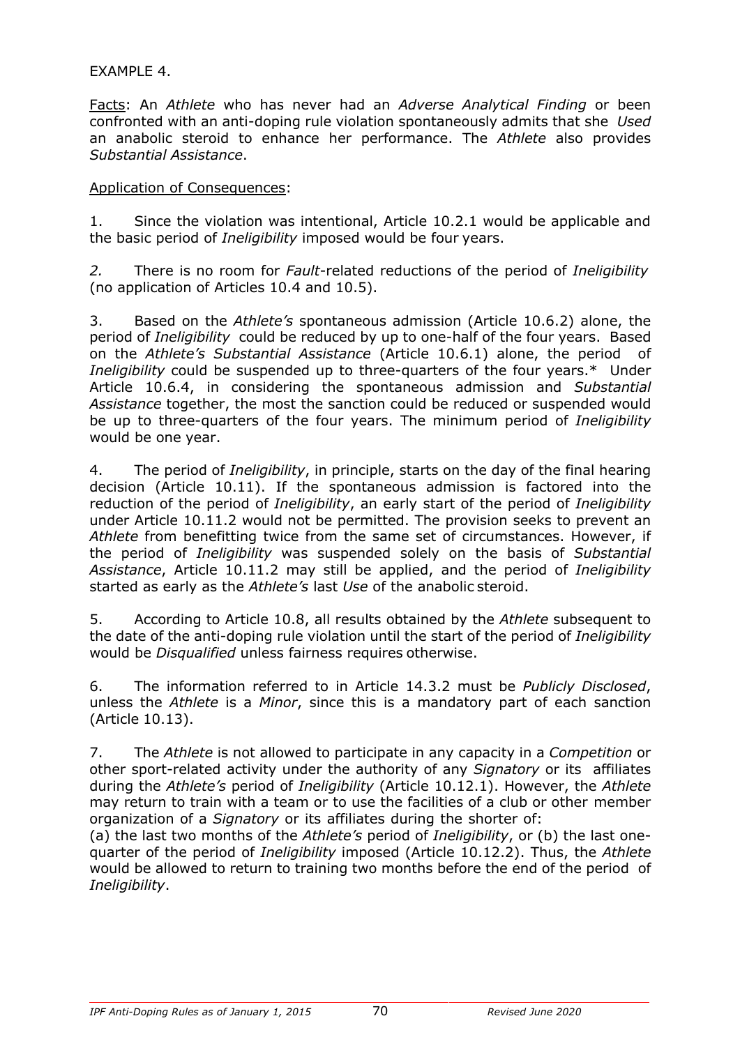EXAMPLE 4.

Facts: An *Athlete* who has never had an *Adverse Analytical Finding* or been confronted with an anti-doping rule violation spontaneously admits that she *Used* an anabolic steroid to enhance her performance. The *Athlete* also provides *Substantial Assistance*.

Application of Consequences:

1. Since the violation was intentional, Article 10.2.1 would be applicable and the basic period of *Ineligibility* imposed would be four years.

*2.* There is no room for *Fault*-related reductions of the period of *Ineligibility* (no application of Articles 10.4 and 10.5).

3. Based on the *Athlete's* spontaneous admission (Article 10.6.2) alone, the period of *Ineligibility* could be reduced by up to one-half of the four years. Based on the *Athlete's Substantial Assistance* (Article 10.6.1) alone, the period of *Ineligibility* could be suspended up to three-quarters of the four years.* Under Article 10.6.4, in considering the spontaneous admission and *Substantial Assistance* together, the most the sanction could be reduced or suspended would be up to three-quarters of the four years. The minimum period of *Ineligibility* would be one year.

4. The period of *Ineligibility*, in principle, starts on the day of the final hearing decision (Article 10.11). If the spontaneous admission is factored into the reduction of the period of *Ineligibility*, an early start of the period of *Ineligibility* under Article 10.11.2 would not be permitted. The provision seeks to prevent an *Athlete* from benefitting twice from the same set of circumstances. However, if the period of *Ineligibility* was suspended solely on the basis of *Substantial Assistance*, Article 10.11.2 may still be applied, and the period of *Ineligibility* started as early as the *Athlete's* last *Use* of the anabolic steroid.

5. According to Article 10.8, all results obtained by the *Athlete* subsequent to the date of the anti-doping rule violation until the start of the period of *Ineligibility* would be *Disqualified* unless fairness requires otherwise.

6. The information referred to in Article 14.3.2 must be *Publicly Disclosed*, unless the *Athlete* is a *Minor*, since this is a mandatory part of each sanction (Article 10.13).

7. The *Athlete* is not allowed to participate in any capacity in a *Competition* or other sport-related activity under the authority of any *Signatory* or its affiliates during the *Athlete's* period of *Ineligibility* (Article 10.12.1). However, the *Athlete* may return to train with a team or to use the facilities of a club or other member organization of a *Signatory* or its affiliates during the shorter of:
(a) the last two months of the *Athlete's* period of *Ineligibility*, or (b) the last one-quarter of the period of *Ineligibility* imposed (Article 10.12.2). Thus, the *Athlete* would be allowed to return to training two months before the end of the period of *Ineligibility*.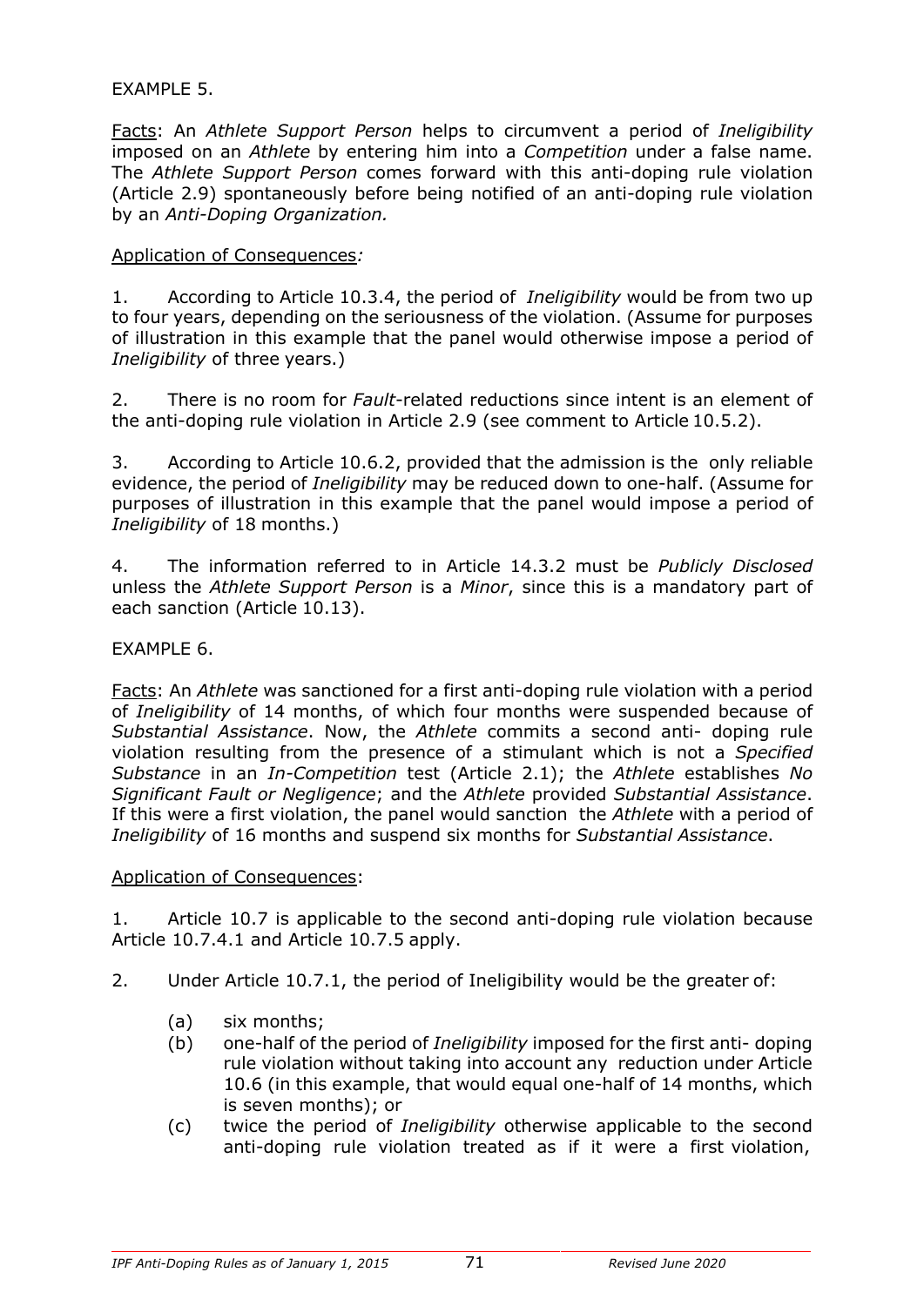EXAMPLE 5.

Facts: An *Athlete Support Person* helps to circumvent a period of *Ineligibility* imposed on an *Athlete* by entering him into a *Competition* under a false name. The *Athlete Support Person* comes forward with this anti-doping rule violation (Article 2.9) spontaneously before being notified of an anti-doping rule violation by an *Anti-Doping Organization.*

Application of Consequences*:*

1. According to Article 10.3.4, the period of *Ineligibility* would be from two up to four years, depending on the seriousness of the violation. (Assume for purposes of illustration in this example that the panel would otherwise impose a period of *Ineligibility* of three years.)

2. There is no room for *Fault*-related reductions since intent is an element of the anti-doping rule violation in Article 2.9 (see comment to Article 10.5.2).

3. According to Article 10.6.2, provided that the admission is the only reliable evidence, the period of *Ineligibility* may be reduced down to one-half. (Assume for purposes of illustration in this example that the panel would impose a period of *Ineligibility* of 18 months.)

4. The information referred to in Article 14.3.2 must be *Publicly Disclosed* unless the *Athlete Support Person* is a *Minor*, since this is a mandatory part of each sanction (Article 10.13).

EXAMPLE 6.

Facts: An *Athlete* was sanctioned for a first anti-doping rule violation with a period of *Ineligibility* of 14 months, of which four months were suspended because of *Substantial Assistance*. Now, the *Athlete* commits a second anti- doping rule violation resulting from the presence of a stimulant which is not a *Specified Substance* in an *In-Competition* test (Article 2.1); the *Athlete* establishes *No Significant Fault or Negligence*; and the *Athlete* provided *Substantial Assistance*. If this were a first violation, the panel would sanction the *Athlete* with a period of *Ineligibility* of 16 months and suspend six months for *Substantial Assistance*.

Application of Consequences:

1. Article 10.7 is applicable to the second anti-doping rule violation because Article 10.7.4.1 and Article 10.7.5 apply.

2. Under Article 10.7.1, the period of Ineligibility would be the greater of:

    (a) six months;
    (b) one-half of the period of *Ineligibility* imposed for the first anti- doping rule violation without taking into account any reduction under Article 10.6 (in this example, that would equal one-half of 14 months, which is seven months); or
    (c) twice the period of *Ineligibility* otherwise applicable to the second anti-doping rule violation treated as if it were a first violation,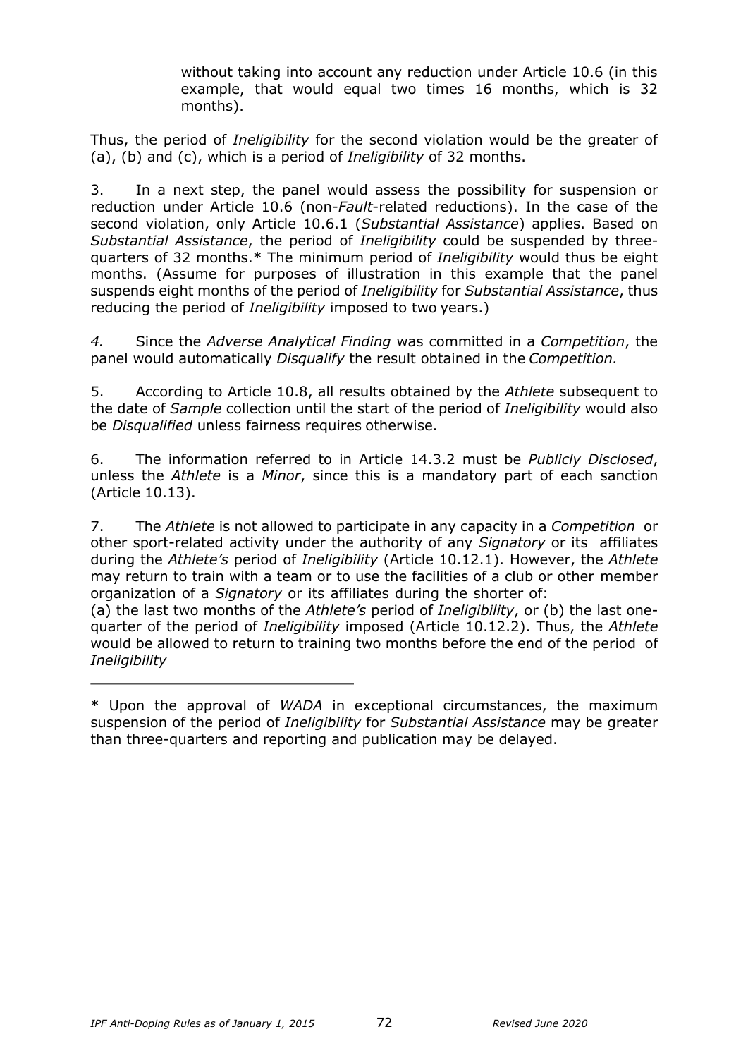without taking into account any reduction under Article 10.6 (in this example, that would equal two times 16 months, which is 32 months).

Thus, the period of *Ineligibility* for the second violation would be the greater of (a), (b) and (c), which is a period of *Ineligibility* of 32 months.

3. In a next step, the panel would assess the possibility for suspension or reduction under Article 10.6 (non-*Fault*-related reductions). In the case of the second violation, only Article 10.6.1 (*Substantial Assistance*) applies. Based on *Substantial Assistance*, the period of *Ineligibility* could be suspended by three-quarters of 32 months.* The minimum period of *Ineligibility* would thus be eight months. (Assume for purposes of illustration in this example that the panel suspends eight months of the period of *Ineligibility* for *Substantial Assistance*, thus reducing the period of *Ineligibility* imposed to two years.)

*4.* Since the *Adverse Analytical Finding* was committed in a *Competition*, the panel would automatically *Disqualify* the result obtained in the *Competition.*

5. According to Article 10.8, all results obtained by the *Athlete* subsequent to the date of *Sample* collection until the start of the period of *Ineligibility* would also be *Disqualified* unless fairness requires otherwise.

6. The information referred to in Article 14.3.2 must be *Publicly Disclosed*, unless the *Athlete* is a *Minor*, since this is a mandatory part of each sanction (Article 10.13).

7. The *Athlete* is not allowed to participate in any capacity in a *Competition* or other sport-related activity under the authority of any *Signatory* or its affiliates during the *Athlete's* period of *Ineligibility* (Article 10.12.1). However, the *Athlete* may return to train with a team or to use the facilities of a club or other member organization of a *Signatory* or its affiliates during the shorter of:
(a) the last two months of the *Athlete's* period of *Ineligibility*, or (b) the last one-quarter of the period of *Ineligibility* imposed (Article 10.12.2). Thus, the *Athlete* would be allowed to return to training two months before the end of the period of *Ineligibility*

---

* Upon the approval of *WADA* in exceptional circumstances, the maximum suspension of the period of *Ineligibility* for *Substantial Assistance* may be greater than three-quarters and reporting and publication may be delayed.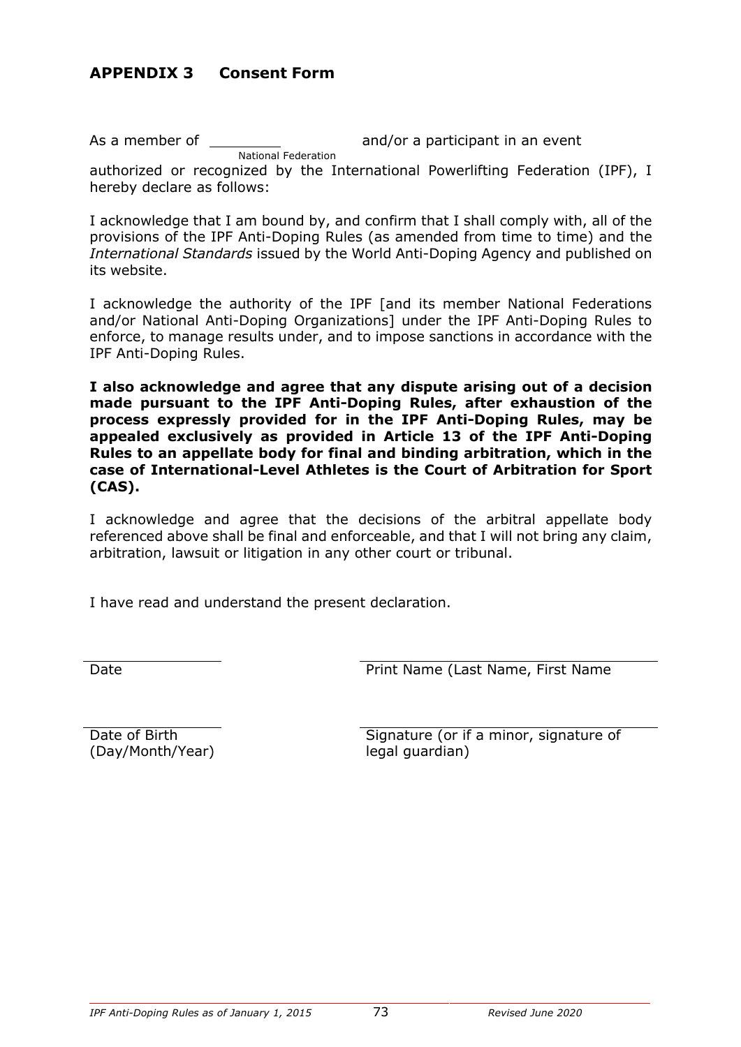## APPENDIX 3 Consent Form

As a member of ________ (National Federation) and/or a participant in an event authorized or recognized by the International Powerlifting Federation (IPF), I hereby declare as follows:

I acknowledge that I am bound by, and confirm that I shall comply with, all of the provisions of the IPF Anti-Doping Rules (as amended from time to time) and the *International Standards* issued by the World Anti-Doping Agency and published on its website.

I acknowledge the authority of the IPF [and its member National Federations and/or National Anti-Doping Organizations] under the IPF Anti-Doping Rules to enforce, to manage results under, and to impose sanctions in accordance with the IPF Anti-Doping Rules.

**I also acknowledge and agree that any dispute arising out of a decision made pursuant to the IPF Anti-Doping Rules, after exhaustion of the process expressly provided for in the IPF Anti-Doping Rules, may be appealed exclusively as provided in Article 13 of the IPF Anti-Doping Rules to an appellate body for final and binding arbitration, which in the case of International-Level Athletes is the Court of Arbitration for Sport (CAS).**

I acknowledge and agree that the decisions of the arbitral appellate body referenced above shall be final and enforceable, and that I will not bring any claim, arbitration, lawsuit or litigation in any other court or tribunal.

I have read and understand the present declaration.

________________ Date

________________ Print Name (Last Name, First Name

________________ Date of Birth (Day/Month/Year)

________________ Signature (or if a minor, signature of legal guardian)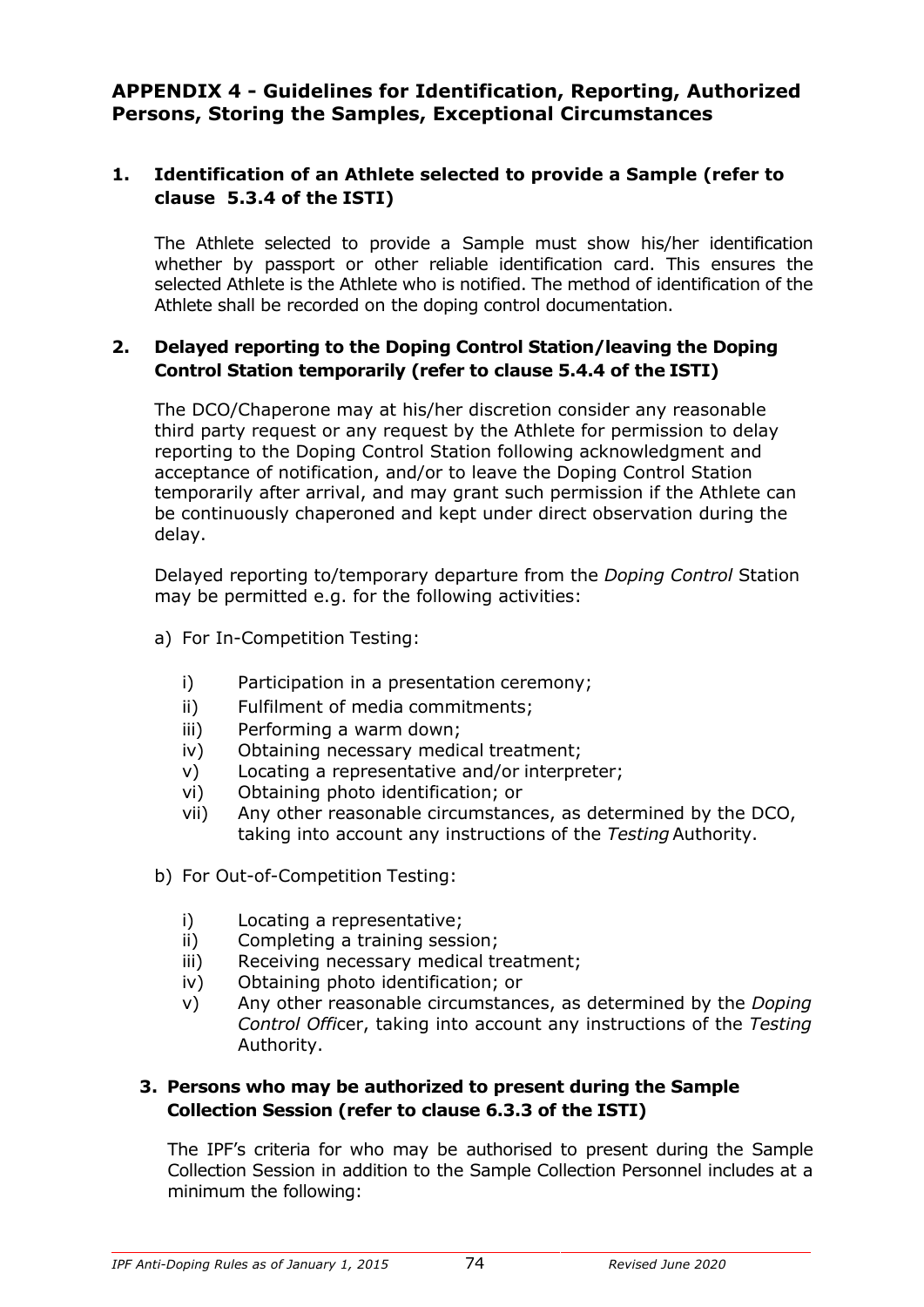## APPENDIX 4 - Guidelines for Identification, Reporting, Authorized Persons, Storing the Samples, Exceptional Circumstances

### 1. Identification of an Athlete selected to provide a Sample (refer to clause 5.3.4 of the ISTI)

The Athlete selected to provide a Sample must show his/her identification whether by passport or other reliable identification card. This ensures the selected Athlete is the Athlete who is notified. The method of identification of the Athlete shall be recorded on the doping control documentation.

### 2. Delayed reporting to the Doping Control Station/leaving the Doping Control Station temporarily (refer to clause 5.4.4 of the ISTI)

The DCO/Chaperone may at his/her discretion consider any reasonable third party request or any request by the Athlete for permission to delay reporting to the Doping Control Station following acknowledgment and acceptance of notification, and/or to leave the Doping Control Station temporarily after arrival, and may grant such permission if the Athlete can be continuously chaperoned and kept under direct observation during the delay.

Delayed reporting to/temporary departure from the *Doping Control* Station may be permitted e.g. for the following activities:

a) For In-Competition Testing:

- i) Participation in a presentation ceremony;
- ii) Fulfilment of media commitments;
- iii) Performing a warm down;
- iv) Obtaining necessary medical treatment;
- v) Locating a representative and/or interpreter;
- vi) Obtaining photo identification; or
- vii) Any other reasonable circumstances, as determined by the DCO, taking into account any instructions of the *Testing* Authority.

b) For Out-of-Competition Testing:

- i) Locating a representative;
- ii) Completing a training session;
- iii) Receiving necessary medical treatment;
- iv) Obtaining photo identification; or
- v) Any other reasonable circumstances, as determined by the *Doping Control Offi*cer, taking into account any instructions of the *Testing* Authority.

### 3. Persons who may be authorized to present during the Sample Collection Session (refer to clause 6.3.3 of the ISTI)

The IPF's criteria for who may be authorised to present during the Sample Collection Session in addition to the Sample Collection Personnel includes at a minimum the following: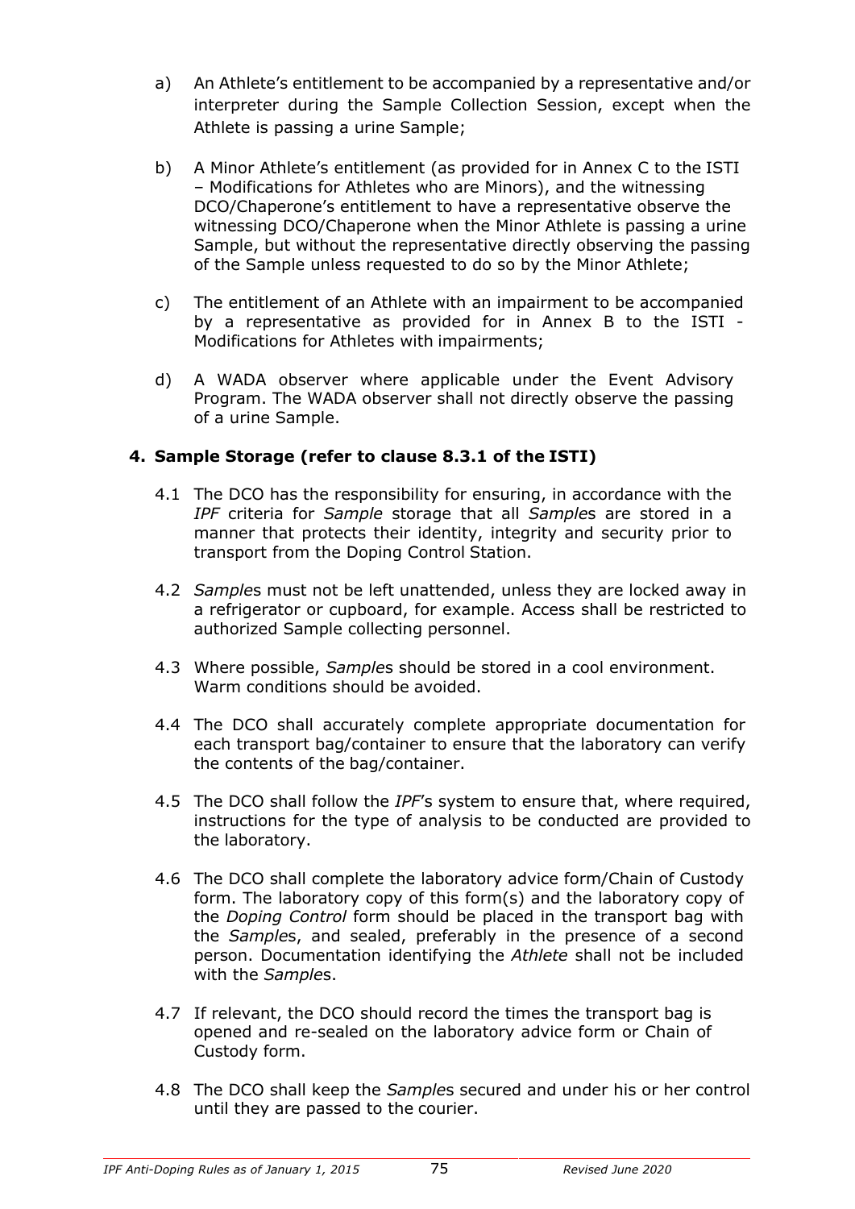a) An Athlete's entitlement to be accompanied by a representative and/or interpreter during the Sample Collection Session, except when the Athlete is passing a urine Sample;

b) A Minor Athlete's entitlement (as provided for in Annex C to the ISTI – Modifications for Athletes who are Minors), and the witnessing DCO/Chaperone's entitlement to have a representative observe the witnessing DCO/Chaperone when the Minor Athlete is passing a urine Sample, but without the representative directly observing the passing of the Sample unless requested to do so by the Minor Athlete;

c) The entitlement of an Athlete with an impairment to be accompanied by a representative as provided for in Annex B to the ISTI - Modifications for Athletes with impairments;

d) A WADA observer where applicable under the Event Advisory Program. The WADA observer shall not directly observe the passing of a urine Sample.

**4. Sample Storage (refer to clause 8.3.1 of the ISTI)**

4.1 The DCO has the responsibility for ensuring, in accordance with the *IPF* criteria for *Sample* storage that all *Sample*s are stored in a manner that protects their identity, integrity and security prior to transport from the Doping Control Station.

4.2 *Sample*s must not be left unattended, unless they are locked away in a refrigerator or cupboard, for example. Access shall be restricted to authorized Sample collecting personnel.

4.3 Where possible, *Sample*s should be stored in a cool environment. Warm conditions should be avoided.

4.4 The DCO shall accurately complete appropriate documentation for each transport bag/container to ensure that the laboratory can verify the contents of the bag/container.

4.5 The DCO shall follow the *IPF*'s system to ensure that, where required, instructions for the type of analysis to be conducted are provided to the laboratory.

4.6 The DCO shall complete the laboratory advice form/Chain of Custody form. The laboratory copy of this form(s) and the laboratory copy of the *Doping Control* form should be placed in the transport bag with the *Sample*s, and sealed, preferably in the presence of a second person. Documentation identifying the *Athlete* shall not be included with the *Sample*s.

4.7 If relevant, the DCO should record the times the transport bag is opened and re-sealed on the laboratory advice form or Chain of Custody form.

4.8 The DCO shall keep the *Sample*s secured and under his or her control until they are passed to the courier.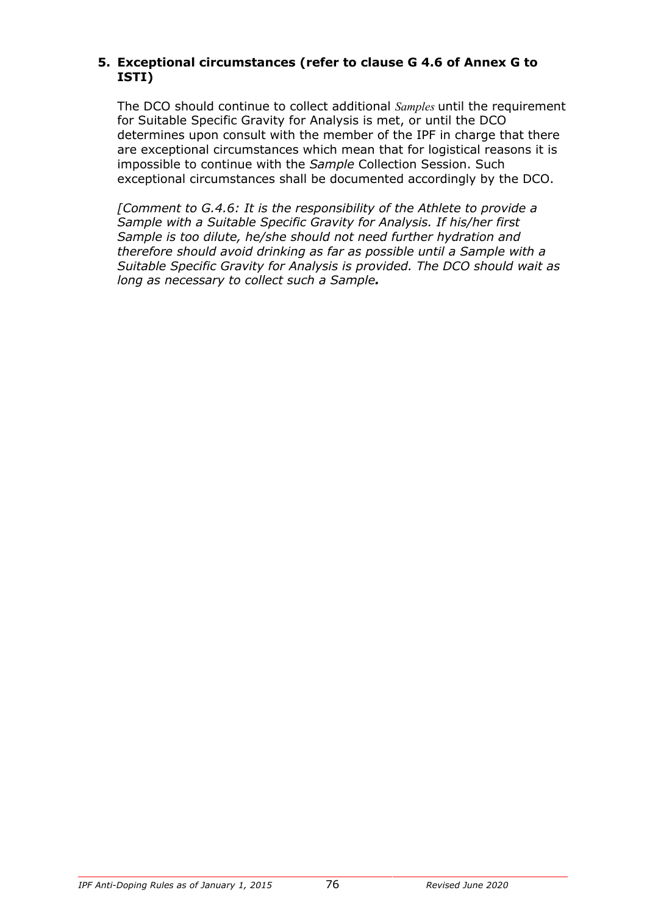### 5. Exceptional circumstances (refer to clause G 4.6 of Annex G to ISTI)

The DCO should continue to collect additional *Samples* until the requirement for Suitable Specific Gravity for Analysis is met, or until the DCO determines upon consult with the member of the IPF in charge that there are exceptional circumstances which mean that for logistical reasons it is impossible to continue with the *Sample* Collection Session. Such exceptional circumstances shall be documented accordingly by the DCO.

*[Comment to G.4.6: It is the responsibility of the Athlete to provide a Sample with a Suitable Specific Gravity for Analysis. If his/her first Sample is too dilute, he/she should not need further hydration and therefore should avoid drinking as far as possible until a Sample with a Suitable Specific Gravity for Analysis is provided. The DCO should wait as long as necessary to collect such a Sample.*